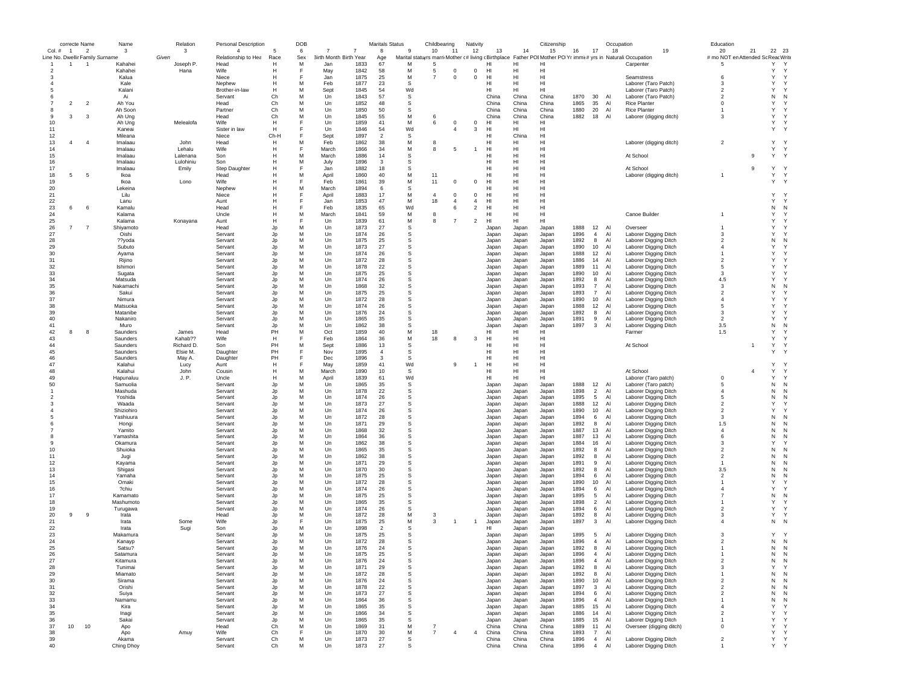| | correcte Name | | Name | Relation | Personal Description | | DOB | | | Maritals Status | | Childbearing | | | Nativity | | | Citizenship | | | Occupation | | Education | | |
|---|---|---|---|---|---|---|---|---|---|---|---|---|---|---|---|---|---|---|---|---|---|---|---|---|---|
| Col. # | 1 | 2 | 3 | 3 | 4 | 5 | 6 | 7 | 7 | 8 | 9 | 10 | 11 | 12 | 13 | 14 | 15 | 16 | 17 | 18 | 19 | 20 | 21 | 22 | 23 |
| Line No. | Dwellir | Family | Surname | Given | Relationship to Hea | Race | Sex | Birth Month | Birth Year | Age | Marital status | yrs marri | Mother c | # living c | Birthplace | Father POB | Mother PO | Yr immi | # yrs in | Naturali | Occupation | # mo NOT en | Attended Sc | Reac | Write |
| 1 | 1 | 1 | Kahahei | Joseph P. | Head | H | M | Jan | 1833 | 67 | M | 5 | | | HI | HI | HI | | | | Carpenter | 5 | | Y | Y |
| 2 | | | Kahahei | Hana | Wife | H | F | May | 1842 | 58 | M | 5 | 0 | 0 | HI | HI | HI | | | | | | | Y | Y |
| 3 | | | Kalua | | Niece | H | F | Jan | 1875 | 25 | M | 7 | 0 | 0 | HI | HI | HI | | | | Seamstress | 6 | | Y | Y |
| 4 | | | Kale | | Nephew | H | M | Feb | 1877 | 23 | S | | | | HI | HI | HI | | | | Laborer (Taro Patch) | 3 | | Y | Y |
| 5 | | | Kalani | | Brother-in-law | H | M | Sept | 1845 | 54 | Wd | | | | HI | HI | HI | | | | Laborer (Taro Patch) | 2 | | Y | Y |
| 6 | | | Ai | | Servant | Ch | M | Un | 1843 | 57 | S | | | | China | China | China | 1870 | 30 | Al | Laborer (Taro Patch) | 2 | | N | N |
| 7 | 2 | 2 | Ah You | | Head | Ch | M | Un | 1852 | 48 | S | | | | China | China | China | 1865 | 35 | Al | Rice Planter | 0 | | Y | Y |
| 8 | | | Ah Soon | | Partner | Ch | M | Un | 1850 | 50 | S | | | | China | China | China | 1880 | 20 | Al | Rice Planter | 1 | | Y | Y |
| 9 | 3 | 3 | Ah Ung | | Head | Ch | M | Un | 1845 | 55 | M | 6 | | | China | China | China | 1882 | 18 | Al | Laborer (digging ditch) | 3 | | Y | Y |
| 10 | | | Ah Ung | Melealofa | Wife | H | F | Un | 1859 | 41 | M | 6 | 0 | 0 | HI | HI | HI | | | | | | | Y | Y |
| 11 | | | Kaneai | | Sister in law | H | F | Un | 1846 | 54 | Wd | | 4 | 3 | HI | HI | HI | | | | | | | Y | Y |
| 12 | | | Mileana | | Niece | Ch-H | F | Sept | 1897 | 2 | S | | | | HI | China | HI | | | | | | | | |
| 13 | 4 | 4 | Imalaau | John | Head | H | M | Feb | 1862 | 38 | M | 8 | | | HI | HI | HI | | | | Laborer (digging ditch) | 2 | | Y | Y |
| 14 | | | Imalaau | Lehalu | Wife | H | F | March | 1866 | 34 | M | 8 | 5 | 1 | HI | HI | HI | | | | | | | Y | Y |
| 15 | | | Imalaau | Lalenana | Son | H | M | March | 1886 | 14 | S | | | | HI | HI | HI | | | | At School | | 9 | Y | Y |
| 16 | | | Imalaau | Lulohiniu | Son | H | M | July | 1896 | 3 | S | | | | HI | HI | HI | | | | | | | | |
| 17 | | | Imalaau | Emily | Step Daughter | H | F | Jan | 1882 | 18 | S | | | | HI | HI | HI | | | | At School | | 9 | Y | Y |
| 18 | 5 | 5 | Ikoa | | Head | H | M | April | 1860 | 40 | M | 11 | | | HI | HI | HI | | | | Laborer (digging ditch) | 1 | | Y | Y |
| 19 | | | Ikoa | Lono | Wife | H | F | Feb | 1861 | 39 | M | 11 | 0 | 0 | HI | HI | HI | | | | | | | Y | Y |
| 20 | | | Lekeina | | Nephew | H | M | March | 1894 | 6 | S | | | | HI | HI | HI | | | | | | | | |
| 21 | | | Lilu | | Niece | H | F | April | 1883 | 17 | M | 4 | 0 | 0 | HI | HI | HI | | | | | | | Y | Y |
| 22 | | | Lanu | | Aunt | H | F | Jan | 1853 | 47 | M | 18 | 4 | 4 | HI | HI | HI | | | | | | | Y | Y |
| 23 | 6 | 6 | Kamalu | | Head | H | F | Feb | 1835 | 65 | Wd | | 6 | 2 | HI | HI | HI | | | | | | | N | N |
| 24 | | | Kalama | | Uncle | H | M | March | 1841 | 59 | M | 8 | | | HI | HI | HI | | | | Canoe Builder | 1 | | Y | Y |
| 25 | | | Kalama | Konayana | Aunt | H | F | Un | 1839 | 61 | M | 8 | 7 | 2 | HI | HI | HI | | | | | | | Y | Y |
| 26 | 7 | 7 | Shiyamoto | | Head | Jp | M | Un | 1873 | 27 | S | | | | Japan | Japan | Japan | 1888 | 12 | Al | Overseer | 1 | | Y | Y |
| 27 | | | Oishi | | Servant | Jp | M | Un | 1874 | 26 | S | | | | Japan | Japan | Japan | 1896 | 4 | Al | Laborer Digging Ditch | 3 | | Y | Y |
| 28 | | | ??yoda | | Servant | Jp | M | Un | 1875 | 25 | S | | | | Japan | Japan | Japan | 1892 | 8 | Al | Laborer Digging Ditch | 2 | | N | N |
| 29 | | | Subuto | | Servant | Jp | M | Un | 1873 | 27 | S | | | | Japan | Japan | Japan | 1890 | 10 | Al | Laborer Digging Ditch | 4 | | Y | Y |
| 30 | | | Ayama | | Servant | Jp | M | Un | 1874 | 26 | S | | | | Japan | Japan | Japan | 1888 | 12 | Al | Laborer Digging Ditch | 1 | | Y | Y |
| 31 | | | Rijino | | Servant | Jp | M | Un | 1872 | 28 | S | | | | Japan | Japan | Japan | 1886 | 14 | Al | Laborer Digging Ditch | 2 | | Y | Y |
| 32 | | | Ishimori | | Servant | Jp | M | Un | 1878 | 22 | S | | | | Japan | Japan | Japan | 1889 | 11 | Al | Laborer Digging Ditch | 5 | | Y | Y |
| 33 | | | Sugata | | Servant | Jp | M | Un | 1875 | 25 | S | | | | Japan | Japan | Japan | 1890 | 10 | Al | Laborer Digging Ditch | 3 | | Y | Y |
| 34 | | | Matsuda | | Servant | Jp | M | Un | 1874 | 26 | S | | | | Japan | Japan | Japan | 1892 | 8 | Al | Laborer Digging Ditch | 4.5 | | Y | Y |
| 35 | | | Nakamachi | | Servant | Jp | M | Un | 1868 | 32 | S | | | | Japan | Japan | Japan | 1893 | 7 | Al | Laborer Digging Ditch | 3 | | N | N |
| 36 | | | Sakui | | Servant | Jp | M | Un | 1875 | 25 | S | | | | Japan | Japan | Japan | 1893 | 7 | Al | Laborer Digging Ditch | 2 | | Y | Y |
| 37 | | | Nimura | | Servant | Jp | M | Un | 1872 | 28 | S | | | | Japan | Japan | Japan | 1890 | 10 | Al | Laborer Digging Ditch | 4 | | Y | Y |
| 38 | | | Matsuoka | | Servant | Jp | M | Un | 1874 | 26 | S | | | | Japan | Japan | Japan | 1888 | 12 | Al | Laborer Digging Ditch | 5 | | Y | Y |
| 39 | | | Matanibe | | Servant | Jp | M | Un | 1876 | 24 | S | | | | Japan | Japan | Japan | 1892 | 8 | Al | Laborer Digging Ditch | 3 | | Y | Y |
| 40 | | | Nakaniro | | Servant | Jp | M | Un | 1865 | 35 | S | | | | Japan | Japan | Japan | 1891 | 9 | Al | Laborer Digging Ditch | 2 | | Y | Y |
| 41 | | | Muro | | Servant | Jp | M | Un | 1862 | 38 | S | | | | Japan | Japan | Japan | 1897 | 3 | Al | Laborer Digging Ditch | 3.5 | | N | N |
| 42 | 8 | 8 | Saunders | James | Head | PH | M | Oct | 1859 | 40 | M | 18 | | | HI | HI | HI | | | | Farmer | 1.5 | | Y | Y |
| 43 | | | Saunders | Kahab?? | Wife | H | F | Feb | 1864 | 36 | M | 18 | 8 | 3 | HI | HI | HI | | | | | | | Y | Y |
| 44 | | | Saunders | Richard D. | Son | PH | M | Sept | 1886 | 13 | S | | | | HI | HI | HI | | | | At School | | 1 | Y | Y |
| 45 | | | Saunders | Elsie M. | Daughter | PH | F | Nov | 1895 | 4 | S | | | | HI | HI | HI | | | | | | | Y | Y |
| 46 | | | Saunders | May A. | Daughter | PH | F | Dec | 1896 | 3 | S | | | | HI | HI | HI | | | | | | | | |
| 47 | | | Kalahui | Lucy | Aunt | H | F | May | 1859 | 41 | Wd | | 9 | 1 | HI | HI | HI | | | | | | | Y | Y |
| 48 | | | Kalahui | John | Cousin | H | M | March | 1890 | 10 | S | | | | HI | HI | HI | | | | At School | | 4 | Y | Y |
| 49 | | | Hapunaluu | J. P. | Uncle | H | M | April | 1839 | 61 | Wd | | | | HI | HI | HI | | | | Laborer (Taro patch) | 0 | | Y | Y |
| 50 | | | Samuolia | | Servant | Jp | M | Un | 1865 | 35 | S | | | | Japan | Japan | Japan | 1888 | 12 | Al | Laborer (Taro patch) | 5 | | N | N |
| 1 | | | Mashuda | | Servant | Jp | M | Un | 1878 | 22 | S | | | | Japan | Japan | Japan | 1898 | 2 | Al | Laborer Digging Ditch | 4 | | N | N |
| 2 | | | Yoshida | | Servant | Jp | M | Un | 1874 | 26 | S | | | | Japan | Japan | Japan | 1895 | 5 | Al | Laborer Digging Ditch | 5 | | N | N |
| 3 | | | Waada | | Servant | Jp | M | Un | 1873 | 27 | S | | | | Japan | Japan | Japan | 1888 | 12 | Al | Laborer Digging Ditch | 2 | | Y | Y |
| 4 | | | Shiziohiro | | Servant | Jp | M | Un | 1874 | 26 | S | | | | Japan | Japan | Japan | 1890 | 10 | Al | Laborer Digging Ditch | 2 | | Y | Y |
| 5 | | | Yashiuura | | Servant | Jp | M | Un | 1872 | 28 | S | | | | Japan | Japan | Japan | 1894 | 6 | Al | Laborer Digging Ditch | 3 | | N | N |
| 6 | | | Hongi | | Servant | Jp | M | Un | 1871 | 29 | S | | | | Japan | Japan | Japan | 1892 | 8 | Al | Laborer Digging Ditch | 1.5 | | N | N |
| 7 | | | Yamito | | Servant | Jp | M | Un | 1868 | 32 | S | | | | Japan | Japan | Japan | 1887 | 13 | Al | Laborer Digging Ditch | 4 | | N | N |
| 8 | | | Yamashita | | Servant | Jp | M | Un | 1864 | 36 | S | | | | Japan | Japan | Japan | 1887 | 13 | Al | Laborer Digging Ditch | 6 | | N | N |
| 9 | | | Okamura | | Servant | Jp | M | Un | 1862 | 38 | S | | | | Japan | Japan | Japan | 1884 | 16 | Al | Laborer Digging Ditch | 3 | | Y | Y |
| 10 | | | Shuioka | | Servant | Jp | M | Un | 1865 | 35 | S | | | | Japan | Japan | Japan | 1892 | 8 | Al | Laborer Digging Ditch | 2 | | N | N |
| 11 | | | Jugi | | Servant | Jp | M | Un | 1862 | 38 | S | | | | Japan | Japan | Japan | 1892 | 8 | Al | Laborer Digging Ditch | 2 | | N | N |
| 12 | | | Kayama | | Servant | Jp | M | Un | 1871 | 29 | S | | | | Japan | Japan | Japan | 1891 | 9 | Al | Laborer Digging Ditch | 1 | | N | N |
| 13 | | | Shigasi | | Servant | Jp | M | Un | 1870 | 30 | S | | | | Japan | Japan | Japan | 1892 | 8 | Al | Laborer Digging Ditch | 3.5 | | N | N |
| 14 | | | Yamaha | | Servant | Jp | M | Un | 1875 | 25 | S | | | | Japan | Japan | Japan | 1894 | 6 | Al | Laborer Digging Ditch | 2 | | N | N |
| 15 | | | Omaki | | Servant | Jp | M | Un | 1872 | 28 | S | | | | Japan | Japan | Japan | 1890 | 10 | Al | Laborer Digging Ditch | 1 | | Y | Y |
| 16 | | | ?chiu | | Servant | Jp | M | Un | 1874 | 26 | S | | | | Japan | Japan | Japan | 1894 | 6 | Al | Laborer Digging Ditch | 4 | | Y | Y |
| 17 | | | Kamamato | | Servant | Jp | M | Un | 1875 | 25 | S | | | | Japan | Japan | Japan | 1895 | 5 | Al | Laborer Digging Ditch | 7 | | N | N |
| 18 | | | Mashumoto | | Servant | Jp | M | Un | 1865 | 35 | S | | | | Japan | Japan | Japan | 1898 | 2 | Al | Laborer Digging Ditch | 1 | | Y | Y |
| 19 | | | Turugawa | | Servant | Jp | M | Un | 1874 | 26 | S | | | | Japan | Japan | Japan | 1894 | 6 | Al | Laborer Digging Ditch | 2 | | Y | Y |
| 20 | 9 | 9 | Irata | | Head | Jp | M | Un | 1872 | 28 | M | 3 | | | Japan | Japan | Japan | 1892 | 8 | Al | Laborer Digging Ditch | 3 | | Y | Y |
| 21 | | | Irata | Some | Wife | Jp | F | Un | 1875 | 25 | M | 3 | 1 | 1 | Japan | Japan | Japan | 1897 | 3 | Al | Laborer Digging Ditch | 4 | | N | N |
| 22 | | | Irata | Sugi | Son | Jp | M | Un | 1898 | 2 | S | | | | HI | Japan | Japan | | | | | | | | |
| 23 | | | Makamura | | Servant | Jp | M | Un | 1875 | 25 | S | | | | Japan | Japan | Japan | 1895 | 5 | Al | Laborer Digging Ditch | 3 | | Y | Y |
| 24 | | | Kanayp | | Servant | Jp | M | Un | 1872 | 28 | S | | | | Japan | Japan | Japan | 1896 | 4 | Al | Laborer Digging Ditch | 2 | | N | N |
| 25 | | | Satsu? | | Servant | Jp | M | Un | 1876 | 24 | S | | | | Japan | Japan | Japan | 1892 | 8 | Al | Laborer Digging Ditch | 1 | | N | N |
| 26 | | | Satamura | | Servant | Jp | M | Un | 1875 | 25 | S | | | | Japan | Japan | Japan | 1896 | 4 | Al | Laborer Digging Ditch | 1 | | N | N |
| 27 | | | Kitamura | | Servant | Jp | M | Un | 1876 | 24 | S | | | | Japan | Japan | Japan | 1896 | 4 | Al | Laborer Digging Ditch | 2 | | N | N |
| 28 | | | Tunimai | | Servant | Jp | M | Un | 1871 | 29 | S | | | | Japan | Japan | Japan | 1892 | 8 | Al | Laborer Digging Ditch | 3 | | Y | Y |
| 29 | | | Miamato | | Servant | Jp | M | Un | 1872 | 28 | S | | | | Japan | Japan | Japan | 1892 | 8 | Al | Laborer Digging Ditch | 1 | | N | N |
| 30 | | | Sirama | | Servant | Jp | M | Un | 1876 | 24 | S | | | | Japan | Japan | Japan | 1890 | 10 | Al | Laborer Digging Ditch | 2 | | N | N |
| 31 | | | Orishi | | Servant | Jp | M | Un | 1878 | 22 | S | | | | Japan | Japan | Japan | 1897 | 3 | Al | Laborer Digging Ditch | 2 | | N | N |
| 32 | | | Suiya | | Servant | Jp | M | Un | 1873 | 27 | S | | | | Japan | Japan | Japan | 1894 | 6 | Al | Laborer Digging Ditch | 2 | | N | N |
| 33 | | | Namamu | | Servant | Jp | M | Un | 1864 | 36 | S | | | | Japan | Japan | Japan | 1896 | 4 | Al | Laborer Digging Ditch | 1 | | N | N |
| 34 | | | Kira | | Servant | Jp | M | Un | 1865 | 35 | S | | | | Japan | Japan | Japan | 1885 | 15 | Al | Laborer Digging Ditch | 4 | | Y | Y |
| 35 | | | Inagi | | Servant | Jp | M | Un | 1866 | 34 | S | | | | Japan | Japan | Japan | 1886 | 14 | Al | Laborer Digging Ditch | 2 | | Y | Y |
| 36 | | | Sakai | | Servant | Jp | M | Un | 1865 | 35 | S | | | | Japan | Japan | Japan | 1885 | 15 | Al | Laborer Digging Ditch | 1 | | Y | Y |
| 37 | 10 | 10 | Apo | | Head | Ch | M | Un | 1869 | 31 | M | 7 | | | China | China | China | 1889 | 11 | Al | Overseer (digging ditch) | 0 | | Y | Y |
| 38 | | | Apo | Amuy | Wife | Ch | F | Un | 1870 | 30 | M | 7 | 4 | 4 | China | China | China | 1893 | 7 | Al | | | | Y | Y |
| 39 | | | Akama | | Servant | Ch | M | Un | 1873 | 27 | S | | | | China | China | China | 1896 | 4 | Al | Laborer Digging Ditch | 2 | | Y | Y |
| 40 | | | Ching Dhoy | | Servant | Ch | M | Un | 1873 | 27 | S | | | | China | China | China | 1896 | 4 | Al | Laborer Digging Ditch | 1 | | Y | Y |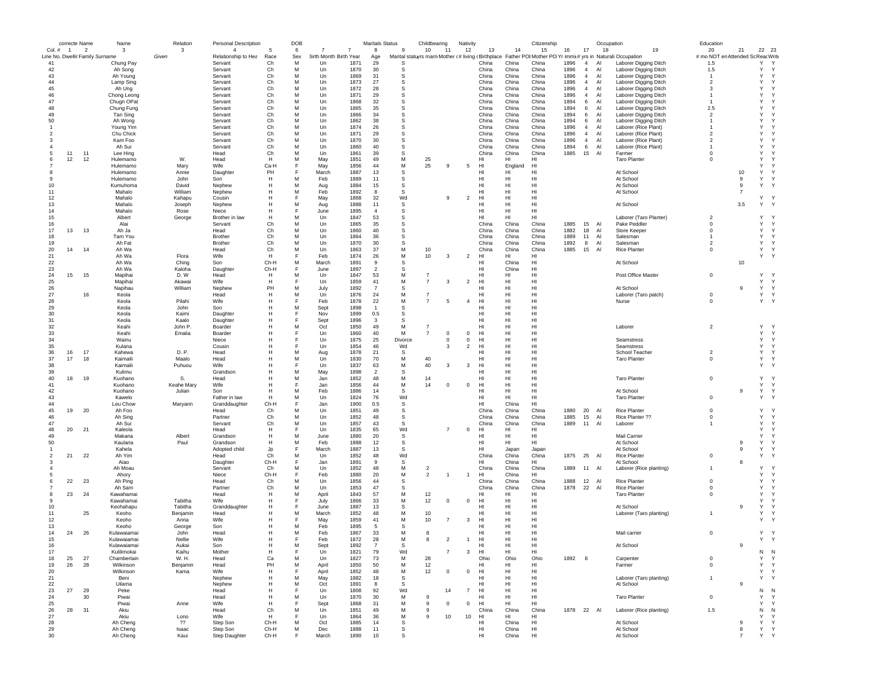| | correcte | Name | Name | Relation | Personal Description | | | DOB | | | Maritals Status | | Childbearing | | Nativity | | | Citizenship | | | Occupation | | Education | | | |
|---|---|---|---|---|---|---|---|---|---|---|---|---|---|---|---|---|---|---|---|---|---|---|---|---|---|
| Col. # | 1 | 2 | 3 | 3 | 4 | 5 | 6 | 7 | 7 | 8 | 9 | 10 | 11 | 12 | 13 | 14 | 15 | 16 | 17 | 18 | 19 | 20 | 21 | 22 | 23 |
| Line No. | Dwelling | Family | Surname | Given | Relationship to Head | Race | Sex | Birth Month | Birth Year | Age | Marital status | yrs married | Mother of # | # living children | Birthplace | Father POB | Mother POB | Yr immig | # yrs in US | Naturalization | Occupation | # mo NOT employed | Attended School | Read | Write |
| 41 | | | Chung Pay | | Servant | Ch | M | Un | 1871 | 29 | S | | | | China | China | China | 1896 | 4 | Al | Laborer Digging Ditch | 1.5 | | Y | Y |
| 42 | | | Ah Song | | Servant | Ch | M | Un | 1870 | 30 | S | | | | China | China | China | 1896 | 4 | Al | Laborer Digging Ditch | 1.5 | | Y | Y |
| 43 | | | Ah Young | | Servant | Ch | M | Un | 1869 | 31 | S | | | | China | China | China | 1896 | 4 | Al | Laborer Digging Ditch | 1 | | Y | Y |
| 44 | | | Lamp Sing | | Servant | Ch | M | Un | 1873 | 27 | S | | | | China | China | China | 1896 | 4 | Al | Laborer Digging Ditch | 2 | | Y | Y |
| 45 | | | Ah Ung | | Servant | Ch | M | Un | 1872 | 28 | S | | | | China | China | China | 1896 | 4 | Al | Laborer Digging Ditch | 3 | | Y | Y |
| 46 | | | Chong Leong | | Servant | Ch | M | Un | 1871 | 29 | S | | | | China | China | China | 1896 | 4 | Al | Laborer Digging Ditch | 1 | | Y | Y |
| 47 | | | Chugn OPat | | Servant | Ch | M | Un | 1868 | 32 | S | | | | China | China | China | 1894 | 6 | Al | Laborer Digging Ditch | 1 | | Y | Y |
| 48 | | | Chung Fung | | Servant | Ch | M | Un | 1865 | 35 | S | | | | China | China | China | 1894 | 6 | Al | Laborer Digging Ditch | 2.5 | | Y | Y |
| 49 | | | Tan Sing | | Servant | Ch | M | Un | 1866 | 34 | S | | | | China | China | China | 1894 | 6 | Al | Laborer Digging Ditch | 2 | | Y | Y |
| 50 | | | Ah Wong | | Servant | Ch | M | Un | 1862 | 38 | S | | | | China | China | China | 1894 | 6 | Al | Laborer Digging Ditch | 1 | | Y | Y |
| 1 | | | Young Yim | | Servant | Ch | M | Un | 1874 | 26 | S | | | | China | China | China | 1896 | 4 | Al | Laborer (Rice Plant) | 1 | | Y | Y |
| 2 | | | Chu Chick | | Servant | Ch | M | Un | 1871 | 29 | S | | | | China | China | China | 1896 | 4 | Al | Laborer (Rice Plant) | 2 | | Y | Y |
| 3 | | | Kam Foo | | Servant | Ch | M | Un | 1870 | 30 | S | | | | China | China | China | 1896 | 4 | Al | Laborer (Rice Plant) | 2 | | Y | Y |
| 4 | | | Ah Sui | | Servant | Ch | M | Un | 1860 | 40 | S | | | | China | China | China | 1894 | 6 | Al | Laborer (Rice Plant) | 1 | | Y | Y |
| 5 | 11 | 11 | Lee Hing | | Head | Ch | M | Un | 1861 | 39 | S | | | | China | China | China | 1885 | 15 | Al | Farmer | 0 | | Y | Y |
| 6 | 12 | 12 | Hulemamo | W. | Head | H | M | May | 1851 | 49 | M | 25 | | | HI | HI | HI | | | | Taro Planter | 0 | | Y | Y |
| 7 | | | Hulemamo | Mary | Wife | Ca-H | F | May | 1856 | 44 | M | 25 | 9 | 5 | HI | England | HI | | | | | | | Y | Y |
| 8 | | | Hulemamo | Annie | Daughter | PH | F | March | 1887 | 13 | S | | | | HI | HI | HI | | | | At School | | 10 | Y | Y |
| 9 | | | Hulemamo | John | Son | H | M | Feb | 1889 | 11 | S | | | | HI | HI | HI | | | | At School | | 9 | Y | Y |
| 10 | | | Kumuhoma | David | Nephew | H | M | Aug | 1884 | 15 | S | | | | HI | HI | HI | | | | At School | | 9 | Y | Y |
| 11 | | | Mahalo | William | Nephew | H | M | Feb | 1892 | 8 | S | | | | HI | HI | HI | | | | At School | | 7 | | |
| 12 | | | Mahalo | Kahapu | Cousin | H | F | May | 1868 | 32 | Wd | | 9 | 2 | HI | HI | HI | | | | | | | Y | Y |
| 13 | | | Mahalo | Joseph | Nephew | H | M | Aug | 1888 | 11 | S | | | | HI | HI | HI | | | | At School | | 3.5 | Y | Y |
| 14 | | | Mahalo | Rose | Niece | H | F | June | 1895 | 4 | S | | | | HI | HI | HI | | | | | | | | |
| 15 | | | Albert | George | Brother in law | H | M | Un | 1847 | 53 | S | | | | HI | HI | HI | | | | Laborer (Taro Planter) | 2 | | Y | Y |
| 16 | | | Alai | | Servant | Ch | M | Un | 1865 | 35 | S | | | | China | China | China | 1885 | 15 | Al | Pake Peddler | 0 | | Y | Y |
| 17 | 13 | 13 | Ah Ja | | Head | Ch | M | Un | 1860 | 40 | S | | | | China | China | China | 1882 | 18 | Al | Store Keeper | 0 | | Y | Y |
| 18 | | | Tam You | | Brother | Ch | M | Un | 1864 | 36 | S | | | | China | China | China | 1889 | 11 | Al | Salesman | 1 | | Y | Y |
| 19 | | | Ah Fat | | Brother | Ch | M | Un | 1870 | 30 | S | | | | China | China | China | 1892 | 8 | Al | Salesman | 2 | | Y | Y |
| 20 | 14 | 14 | Ah Wa | | Head | Ch | M | Un | 1863 | 37 | M | 10 | | | China | China | China | 1885 | 15 | Al | Rice Planter | 0 | | Y | Y |
| 21 | | | Ah Wa | Flora | Wife | H | F | Feb | 1874 | 26 | M | 10 | 3 | 2 | HI | HI | HI | | | | | | | Y | Y |
| 22 | | | Ah Wa | Ching | Son | Ch-H | M | March | 1891 | 9 | S | | | | HI | China | HI | | | | At School | | 10 | | |
| 23 | | | Ah Wa | Kaloha | Daughter | Ch-H | F | June | 1897 | 2 | S | | | | HI | China | HI | | | | | | | | |
| 24 | 15 | 15 | Mapihai | D. W | Head | H | M | Un | 1847 | 53 | M | 7 | | | HI | HI | HI | | | | Post Office Master | 0 | | Y | Y |
| 25 | | | Mapihai | Akawai | Wife | H | F | Un | 1859 | 41 | M | 7 | 3 | 2 | HI | HI | HI | | | | | | | Y | Y |
| 26 | | | Napihau | William | Nephew | PH | M | July | 1892 | 7 | S | | | | HI | HI | HI | | | | At School | | 9 | Y | Y |
| 27 | | 16 | Keola | | Head | H | M | Un | 1876 | 24 | M | 7 | | | HI | HI | HI | | | | Laborer (Taro patch) | 0 | | Y | Y |
| 28 | | | Keola | Pilahi | Wife | H | F | Feb | 1878 | 22 | M | 7 | 5 | 4 | HI | HI | HI | | | | Nurse | 0 | | Y | Y |
| 29 | | | Keola | John | Son | H | M | Sept | 1898 | 1 | S | | | | HI | HI | HI | | | | | | | | |
| 30 | | | Keola | Kaimi | Daughter | H | F | Nov | 1899 | 0.5 | S | | | | HI | HI | HI | | | | | | | | |
| 31 | | | Keola | Kaalo | Daughter | H | F | Sept | 1896 | 3 | S | | | | HI | HI | HI | | | | | | | | |
| 32 | | | Keahi | John P. | Boarder | H | M | Oct | 1850 | 49 | M | 7 | | | HI | HI | HI | | | | Laborer | 2 | | Y | Y |
| 33 | | | Keahi | Emalia | Boarder | H | F | Un | 1860 | 40 | M | 7 | 0 | 0 | HI | HI | HI | | | | | | | Y | Y |
| 34 | | | Wainu | | Niece | H | F | Un | 1875 | 25 | Divorce | | 0 | 0 | HI | HI | HI | | | | Seamstress | | | Y | Y |
| 35 | | | Kulana | | Cousin | H | F | Un | 1854 | 46 | Wd | | 3 | 2 | HI | HI | HI | | | | Seamstress | | | Y | Y |
| 36 | 16 | 17 | Kahewa | D. P. | Head | H | M | Aug | 1878 | 21 | S | | | | HI | HI | HI | | | | School Teacher | 2 | | Y | Y |
| 37 | 17 | 18 | Kaimaili | Maalo | Head | H | M | Un | 1830 | 70 | M | 40 | | | HI | HI | HI | | | | Taro Planter | 0 | | Y | Y |
| 38 | | | Kaimaili | Puhuou | Wife | H | F | Un | 1837 | 63 | M | 40 | 3 | 3 | HI | HI | HI | | | | | | | Y | Y |
| 39 | | | Kulimu | | Grandson | H | M | May | 1898 | 2 | S | | | | HI | HI | HI | | | | | | | | |
| 40 | 18 | 19 | Kuohano | S. | Head | H | M | Jan | 1852 | 48 | M | 14 | | | HI | HI | HI | | | | Taro Planter | 0 | | Y | Y |
| 41 | | | Kuohano | Keahe Mary | Wife | H | F | Jan | 1856 | 44 | M | 14 | 0 | 0 | HI | HI | HI | | | | | | | Y | Y |
| 42 | | | Kuohano | Julian | Son | H | M | Feb | 1886 | 14 | S | | | | HI | HI | HI | | | | At School | | 9 | Y | Y |
| 43 | | | Kawelo | | Father in law | H | M | Un | 1824 | 76 | Wd | | | | HI | HI | HI | | | | Taro Planter | 0 | | Y | Y |
| 44 | | | Leu Chow | Maryann | Granddaughter | Ch-H | F | Jan | 1900 | 0.5 | S | | | | HI | China | HI | | | | | | | | |
| 45 | 19 | 20 | Ah Foo | | Head | Ch | M | Un | 1851 | 49 | S | | | | China | China | China | 1880 | 20 | Al | Rice Planter | 0 | | Y | Y |
| 46 | | | Ah Sing | | Partner | Ch | M | Un | 1852 | 48 | S | | | | China | China | China | 1885 | 15 | Al | Rice Planter ?? | 0 | | Y | Y |
| 47 | | | Ah Sui | | Servant | Ch | M | Un | 1857 | 43 | S | | | | China | China | China | 1889 | 11 | Al | Laborer | 1 | | Y | Y |
| 48 | 20 | 21 | Kaleola | | Head | H | F | Un | 1835 | 65 | Wd | | 7 | 0 | HI | HI | HI | | | | | | | Y | Y |
| 49 | | | Makana | Albert | Grandson | H | M | June | 1880 | 20 | S | | | | HI | HI | HI | | | | Mail Carrier | | | Y | Y |
| 50 | | | Kaulana | Paul | Grandson | H | M | Feb | 1888 | 12 | S | | | | HI | HI | HI | | | | At School | | 9 | Y | Y |
| 1 | | | Kahela | | Adopted child | Jp | F | March | 1887 | 13 | S | | | | HI | Japan | Japan | | | | At School | | 9 | Y | Y |
| 2 | 21 | 22 | Ah Yim | | Head | Ch | M | Un | 1852 | 48 | Wd | | | | China | China | China | 1875 | 25 | Al | Rice Planter | 0 | | Y | Y |
| 3 | | | Aiao | | Daughter | Ch-H | F | Jan | 1891 | 9 | S | | | | HI | China | HI | | | | At School | | 8 | | |
| 4 | | | Ah Moau | | Servant | Ch | M | Un | 1852 | 48 | M | 2 | | | China | China | China | 1889 | 11 | Al | Laborer (Rice planting) | 1 | | Y | Y |
| 5 | | | Ahory | | Niece | Ch-H | F | Feb | 1880 | 20 | M | 2 | 1 | 1 | HI | China | HI | | | | | | | Y | Y |
| 6 | 22 | 23 | Ah Ping | | Head | Ch | M | Un | 1856 | 44 | S | | | | China | China | China | 1888 | 12 | Al | Rice Planter | 0 | | Y | Y |
| 7 | | | Ah Sam | | Partner | Ch | M | Un | 1853 | 47 | S | | | | China | China | China | 1878 | 22 | Al | Rice Planter | 0 | | Y | Y |
| 8 | 23 | 24 | Kawahamai | | Head | H | M | April | 1843 | 57 | M | 12 | | | HI | HI | HI | | | | Taro Planter | 0 | | Y | Y |
| 9 | | | Kawahamai | Tabitha | Wife | H | F | July | 1866 | 33 | M | 12 | 0 | 0 | HI | HI | HI | | | | | | | Y | Y |
| 10 | | | Keohahapu | Tabitha | Granddaughter | H | F | June | 1887 | 13 | S | | | | HI | HI | HI | | | | At School | | 9 | Y | Y |
| 11 | | 25 | Keoho | Benjamin | Head | H | M | March | 1852 | 48 | M | 10 | | | HI | HI | HI | | | | Laborer (Taro planting) | 1 | | Y | Y |
| 12 | | | Keoho | Anna | Wife | H | F | May | 1859 | 41 | M | 10 | 7 | 3 | HI | HI | HI | | | | | | | Y | Y |
| 13 | | | Keoho | George | Son | H | M | Feb | 1895 | 5 | S | | | | HI | HI | HI | | | | | | | | |
| 14 | 24 | 26 | Kulawaiamai | John | Head | H | M | Feb | 1867 | 33 | M | 8 | | | HI | HI | HI | | | | Mail carrier | 0 | | Y | Y |
| 15 | | | Kulawaiamai | Nellie | Wife | H | F | Feb | 1872 | 28 | M | 8 | 2 | 1 | HI | HI | HI | | | | | | | Y | Y |
| 16 | | | Kulawaiamai | Aukai | Son | H | M | Sept | 1892 | 7 | S | | | | HI | HI | HI | | | | At School | | 9 | | |
| 17 | | | Kulilimokai | Kaihu | Mother | H | F | Un | 1821 | 79 | Wd | | 7 | 3 | HI | HI | HI | | | | | | | N | N |
| 18 | 25 | 27 | Chamberlain | W. H. | Head | Ca | M | Un | 1827 | 73 | M | 28 | | | Ohio | Ohio | Ohio | 1892 | 8 | | Carpenter | 0 | | Y | Y |
| 19 | 26 | 28 | Wilkinson | Benjamin | Head | PH | M | April | 1850 | 50 | M | 12 | | | HI | HI | HI | | | | Farmer | 0 | | Y | Y |
| 20 | | | Wilkinson | Kama | Wife | H | F | April | 1852 | 48 | M | 12 | 0 | 0 | HI | HI | HI | | | | | | | Y | Y |
| 21 | | | Beni | | Nephew | H | M | May | 1882 | 18 | S | | | | HI | HI | HI | | | | Laborer (Taro planting) | 1 | | Y | Y |
| 22 | | | Uilama | | Nephew | H | M | Oct | 1891 | 8 | S | | | | HI | HI | HI | | | | At School | | 9 | | |
| 23 | 27 | 29 | Peke | | Head | H | F | Un | 1808 | 92 | Wd | | 14 | 7 | HI | HI | HI | | | | | | | N | N |
| 24 | | 30 | Piwai | | Head | H | M | Un | 1870 | 30 | M | 9 | | | HI | HI | HI | | | | Taro Planter | 0 | | Y | Y |
| 25 | | | Piwai | Anne | Wife | H | F | Sept | 1868 | 31 | M | 9 | 0 | 0 | HI | HI | HI | | | | | | | Y | Y |
| 26 | 28 | 31 | Akiu | | Head | Ch | M | Un | 1851 | 49 | M | 9 | | | China | China | China | 1878 | 22 | Al | Laborer (Rice planting) | 1.5 | | N | N |
| 27 | | | Akiu | Lono | Wife | H | F | Un | 1864 | 36 | M | 9 | 10 | 10 | HI | HI | HI | | | | | | | Y | Y |
| 28 | | | Ah Cheng | ?? | Step Son | Ch-H | M | Oct | 1885 | 14 | S | | | | HI | China | HI | | | | At School | | 9 | Y | Y |
| 29 | | | Ah Cheng | Isaac | Step Son | Ch-H | M | Dec | 1888 | 11 | S | | | | HI | China | HI | | | | At School | | 8 | Y | Y |
| 30 | | | Ah Cheng | Kaui | Step Daughter | Ch-H | F | March | 1890 | 10 | S | | | | HI | China | HI | | | | At School | | 7 | Y | Y |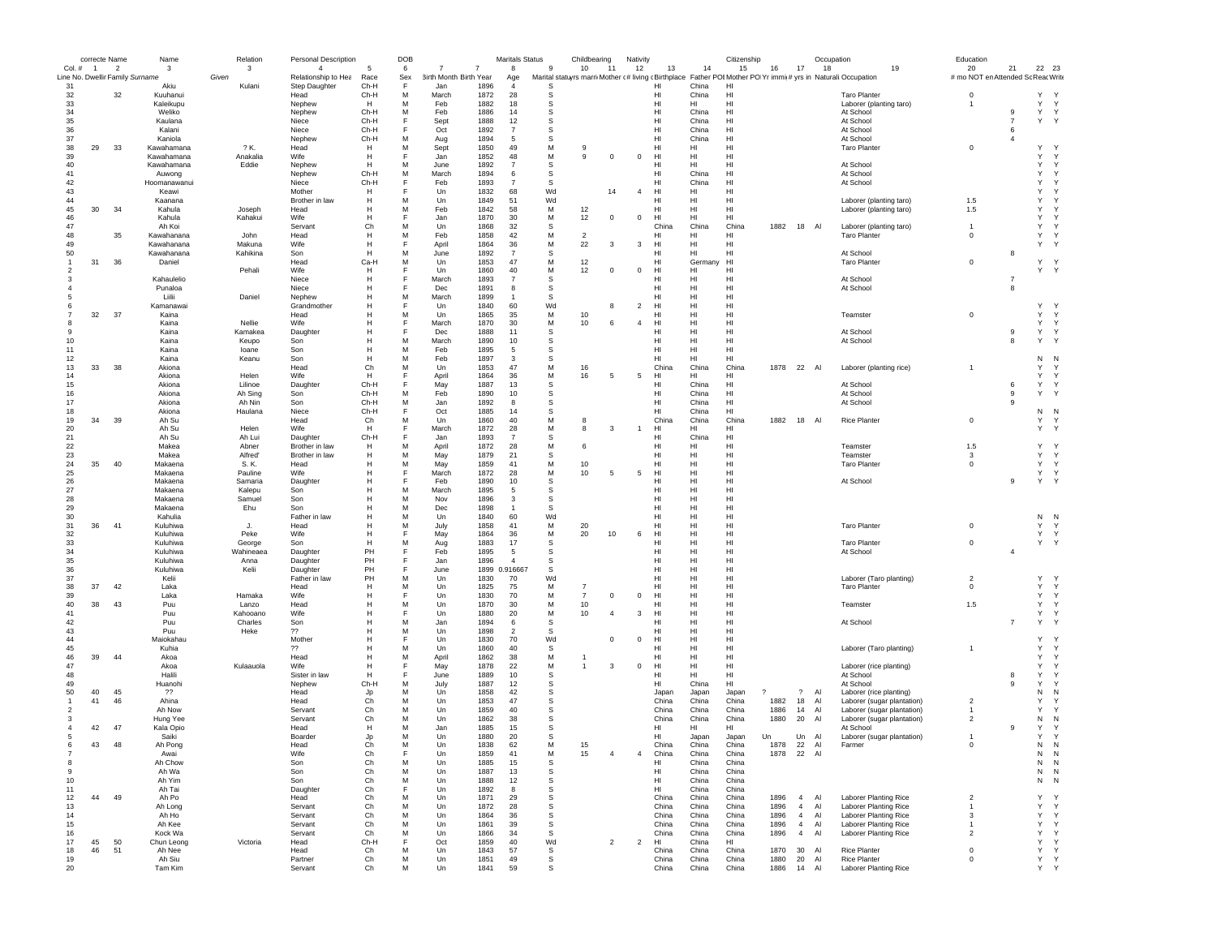| | correcte | Name | Name | Relation | Personal Description | | | DOB | | | Maritals Status | | Childbearing | | Nativity | | | Citizenship | | | Occupation | | Education | | |
|---|---|---|---|---|---|---|---|---|---|---|---|---|---|---|---|---|---|---|---|---|---|---|---|---|---|
| Col. # | 1 | 2 | 3 | 3 | 4 | 5 | 6 | 7 | 7 | 8 | 9 | 10 | 11 | 12 | 13 | 14 | 15 | 16 | 17 | 18 | 19 | 20 | 21 | 22 | 23 |
| Line No. | Dwellir | Family | Surname | Given | Relationship to Hea | Race | Sex | Birth Month | Birth Year | Age | Marital status | yrs marri | Mother c | # living c | Birthplace | Father POB | Mother PO | Yr immi | # yrs in | Naturali | Occupation | # mo NOT en | Attended Sc | Reac | Write |
| 31 | | | Akiu | Kulani | Step Daughter | Ch-H | F | Jan | 1896 | 4 | S | | | | HI | China | HI | | | | | | | | |
| 32 | | 32 | Kuuhanui | | Head | Ch-H | M | March | 1872 | 28 | S | | | | HI | China | HI | | | | Taro Planter | 0 | | Y | Y |
| 33 | | | Kaleikupu | | Nephew | H | M | Feb | 1882 | 18 | S | | | | HI | HI | HI | | | | Laborer (planting taro) | 1 | | Y | Y |
| 34 | | | Weliko | | Nephew | Ch-H | M | Feb | 1886 | 14 | S | | | | HI | China | HI | | | | At School | | 9 | Y | Y |
| 35 | | | Kaulana | | Niece | Ch-H | F | Sept | 1888 | 12 | S | | | | HI | China | HI | | | | At School | | 7 | Y | Y |
| 36 | | | Kalani | | Niece | Ch-H | F | Oct | 1892 | 7 | S | | | | HI | China | HI | | | | At School | | 6 | | |
| 37 | | | Kaniola | | Nephew | Ch-H | M | Aug | 1894 | 5 | S | | | | HI | China | HI | | | | At School | | 4 | | |
| 38 | 29 | 33 | Kawahamana | ? K. | Head | H | M | Sept | 1850 | 49 | M | 9 | | | HI | HI | HI | | | | Taro Planter | 0 | | Y | Y |
| 39 | | | Kawahamana | Anakalia | Wife | H | F | Jan | 1852 | 48 | M | 9 | 0 | 0 | HI | HI | HI | | | | | | | Y | Y |
| 40 | | | Kawahamana | Eddie | Nephew | H | M | June | 1892 | 7 | S | | | | HI | HI | HI | | | | At School | | | Y | Y |
| 41 | | | Auwong | | Nephew | Ch-H | M | March | 1894 | 6 | S | | | | HI | China | HI | | | | At School | | | Y | Y |
| 42 | | | Hoomanawanui | | Niece | Ch-H | F | Feb | 1893 | 7 | S | | | | HI | China | HI | | | | At School | | | Y | Y |
| 43 | | | Keawi | | Mother | H | F | Un | 1832 | 68 | Wd | | 14 | 4 | HI | HI | HI | | | | | | | Y | Y |
| 44 | | | Kaanana | | Brother in law | H | M | Un | 1849 | 51 | Wd | | | | HI | HI | HI | | | | Laborer (planting taro) | 1.5 | | Y | Y |
| 45 | 30 | 34 | Kahula | Joseph | Head | H | M | Feb | 1842 | 58 | M | 12 | | | HI | HI | HI | | | | Laborer (planting taro) | 1.5 | | Y | Y |
| 46 | | | Kahula | Kahakui | Wife | H | F | Jan | 1870 | 30 | M | 12 | 0 | 0 | HI | HI | HI | | | | | | | Y | Y |
| 47 | | | Ah Koi | | Servant | Ch | M | Un | 1868 | 32 | S | | | | China | China | China | 1882 | 18 | Al | Laborer (planting taro) | 1 | | Y | Y |
| 48 | | 35 | Kawahanana | John | Head | H | M | Feb | 1858 | 42 | M | 2 | | | HI | HI | HI | | | | Taro Planter | 0 | | Y | Y |
| 49 | | | Kawahanana | Makuna | Wife | H | F | April | 1864 | 36 | M | 22 | 3 | 3 | HI | HI | HI | | | | | | | Y | Y |
| 50 | | | Kawahanana | Kahikina | Son | H | M | June | 1892 | 7 | S | | | | HI | HI | HI | | | | At School | | 8 | | |
| 1 | 31 | 36 | Daniel | | Head | Ca-H | M | Un | 1853 | 47 | M | 12 | | | HI | Germany | HI | | | | Taro Planter | 0 | | Y | Y |
| 2 | | | | Pehali | Wife | H | F | Un | 1860 | 40 | M | 12 | 0 | 0 | HI | HI | HI | | | | | | | Y | Y |
| 3 | | | Kahaulelio | | Niece | H | F | March | 1893 | 7 | S | | | | HI | HI | HI | | | | At School | | 7 | | |
| 4 | | | Punaloa | | Niece | H | F | Dec | 1891 | 8 | S | | | | HI | HI | HI | | | | At School | | 8 | | |
| 5 | | | Liilii | Daniel | Nephew | H | M | March | 1899 | 1 | S | | | | HI | HI | HI | | | | | | | | |
| 6 | | | Kamanawai | | Grandmother | H | F | Un | 1840 | 60 | Wd | | 8 | 2 | HI | HI | HI | | | | | | | Y | Y |
| 7 | 32 | 37 | Kaina | | Head | H | M | Un | 1865 | 35 | M | 10 | | | HI | HI | HI | | | | Teamster | 0 | | Y | Y |
| 8 | | | Kaina | Nellie | Wife | H | F | March | 1870 | 30 | M | 10 | 6 | 4 | HI | HI | HI | | | | | | | Y | Y |
| 9 | | | Kaina | Kamakea | Daughter | H | F | Dec | 1888 | 11 | S | | | | HI | HI | HI | | | | At School | | 9 | Y | Y |
| 10 | | | Kaina | Keupo | Son | H | M | March | 1890 | 10 | S | | | | HI | HI | HI | | | | At School | | 8 | Y | Y |
| 11 | | | Kaina | Ioane | Son | H | M | Feb | 1895 | 5 | S | | | | HI | HI | HI | | | | | | | | |
| 12 | | | Kaina | Keanu | Son | H | M | Feb | 1897 | 3 | S | | | | HI | HI | HI | | | | | | | N | N |
| 13 | 33 | 38 | Akiona | | Head | Ch | M | Un | 1853 | 47 | M | 16 | | | China | China | China | 1878 | 22 | Al | Laborer (planting rice) | 1 | | Y | Y |
| 14 | | | Akiona | Helen | Wife | H | F | April | 1864 | 36 | M | 16 | 5 | 5 | HI | HI | HI | | | | | | | Y | Y |
| 15 | | | Akiona | Lilinoe | Daughter | Ch-H | F | May | 1887 | 13 | S | | | | HI | China | HI | | | | At School | | 6 | Y | Y |
| 16 | | | Akiona | Ah Sing | Son | Ch-H | M | Feb | 1890 | 10 | S | | | | HI | China | HI | | | | At School | | 9 | Y | Y |
| 17 | | | Akiona | Ah Nin | Son | Ch-H | M | Jan | 1892 | 8 | S | | | | HI | China | HI | | | | At School | | 9 | | |
| 18 | | | Akiona | Haulana | Niece | Ch-H | F | Oct | 1885 | 14 | S | | | | HI | China | HI | | | | | | | N | N |
| 19 | 34 | 39 | Ah Su | | Head | Ch | M | Un | 1860 | 40 | M | 8 | | | China | China | China | 1882 | 18 | Al | Rice Planter | 0 | | Y | Y |
| 20 | | | Ah Su | Helen | Wife | H | F | March | 1872 | 28 | M | 8 | 3 | 1 | HI | HI | HI | | | | | | | Y | Y |
| 21 | | | Ah Su | Ah Lui | Daughter | Ch-H | F | Jan | 1893 | 7 | S | | | | HI | China | HI | | | | | | | | |
| 22 | | | Makea | Abner | Brother in law | H | M | April | 1872 | 28 | M | 6 | | | HI | HI | HI | | | | Teamster | 1.5 | | Y | Y |
| 23 | | | Makea | Alfred' | Brother in law | H | M | May | 1879 | 21 | S | | | | HI | HI | HI | | | | Teamster | 3 | | Y | Y |
| 24 | 35 | 40 | Makaena | S. K. | Head | H | M | May | 1859 | 41 | M | 10 | | | HI | HI | HI | | | | Taro Planter | 0 | | Y | Y |
| 25 | | | Makaena | Pauline | Wife | H | F | March | 1872 | 28 | M | 10 | 5 | 5 | HI | HI | HI | | | | | | | Y | Y |
| 26 | | | Makaena | Samaria | Daughter | H | F | Feb | 1890 | 10 | S | | | | HI | HI | HI | | | | At School | | 9 | Y | Y |
| 27 | | | Makaena | Kalepu | Son | H | M | March | 1895 | 5 | S | | | | HI | HI | HI | | | | | | | | |
| 28 | | | Makaena | Samuel | Son | H | M | Nov | 1896 | 3 | S | | | | HI | HI | HI | | | | | | | | |
| 29 | | | Makaena | Ehu | Son | H | M | Dec | 1898 | 1 | S | | | | HI | HI | HI | | | | | | | | |
| 30 | | | Kahulia | | Father in law | H | M | Un | 1840 | 60 | Wd | | | | HI | HI | HI | | | | | | | N | N |
| 31 | 36 | 41 | Kuluhiwa | J. | Head | H | M | July | 1858 | 41 | M | 20 | | | HI | HI | HI | | | | Taro Planter | 0 | | Y | Y |
| 32 | | | Kuluhiwa | Peke | Wife | H | F | May | 1864 | 36 | M | 20 | 10 | 6 | HI | HI | HI | | | | | | | Y | Y |
| 33 | | | Kuluhiwa | George | Son | H | M | Aug | 1883 | 17 | S | | | | HI | HI | HI | | | | Taro Planter | 0 | | Y | Y |
| 34 | | | Kuluhiwa | Wahineaea | Daughter | PH | F | Feb | 1895 | 5 | S | | | | HI | HI | HI | | | | At School | | 4 | | |
| 35 | | | Kuluhiwa | Anna | Daughter | PH | F | Jan | 1896 | 4 | S | | | | HI | HI | HI | | | | | | | | |
| 36 | | | Kuluhiwa | Keli | Daughter | PH | F | June | 1899 | 0.916667 | S | | | | HI | HI | HI | | | | | | | | |
| 37 | | | Keli | | Father in law | PH | M | Un | 1830 | 70 | Wd | | | | HI | HI | HI | | | | Laborer (Taro planting) | 2 | | Y | Y |
| 38 | 37 | 42 | Laka | | Head | H | M | Un | 1825 | 75 | M | 7 | | | HI | HI | HI | | | | Taro Planter | 0 | | Y | Y |
| 39 | | | Laka | Hamaka | Wife | H | F | Un | 1830 | 70 | M | 7 | 0 | 0 | HI | HI | HI | | | | | | | Y | Y |
| 40 | 38 | 43 | Puu | Lanzo | Head | H | M | Un | 1870 | 30 | M | 10 | | | HI | HI | HI | | | | Teamster | 1.5 | | Y | Y |
| 41 | | | Puu | Kahooano | Wife | H | F | Un | 1880 | 20 | M | 10 | 4 | 3 | HI | HI | HI | | | | | | | Y | Y |
| 42 | | | Puu | Charles | Son | H | M | Jan | 1894 | 6 | S | | | | HI | HI | HI | | | | At School | | 7 | Y | Y |
| 43 | | | Puu | Heke | ?? | H | M | Un | 1898 | 2 | S | | | | HI | HI | HI | | | | | | | | |
| 44 | | | Maiokahau | | Mother | H | F | Un | 1830 | 70 | Wd | | 0 | 0 | HI | HI | HI | | | | | | | Y | Y |
| 45 | | | Kuhia | | ?? | H | M | Un | 1860 | 40 | S | | | | HI | HI | HI | | | | Laborer (Taro planting) | 1 | | Y | Y |
| 46 | 39 | 44 | Akoa | | Head | H | M | April | 1862 | 38 | M | 1 | | | HI | HI | HI | | | | | | | Y | Y |
| 47 | | | Akoa | Kulaauola | Wife | H | F | May | 1878 | 22 | M | 1 | 3 | 0 | HI | HI | HI | | | | Laborer (rice planting) | | | Y | Y |
| 48 | | | Halili | | Sister in law | H | F | June | 1889 | 10 | S | | | | HI | HI | HI | | | | At School | | 8 | Y | Y |
| 49 | | | Huanohi | | Nephew | Ch-H | M | July | 1887 | 12 | S | | | | HI | China | HI | | | | At School | | 9 | Y | Y |
| 50 | 40 | 45 | ?? | | Head | Jp | M | Un | 1858 | 42 | S | | | | Japan | Japan | Japan | ? | ? | Al | Laborer (rice planting) | | | N | N |
| 1 | 41 | 46 | Ahina | | Head | Ch | M | Un | 1853 | 47 | S | | | | China | China | China | 1882 | 18 | Al | Laborer (sugar plantation) | 2 | | Y | Y |
| 2 | | | Ah Now | | Servant | Ch | M | Un | 1859 | 40 | S | | | | China | China | China | 1886 | 14 | Al | Laborer (sugar plantation) | 1 | | Y | Y |
| 3 | | | Hung Yee | | Servant | Ch | M | Un | 1862 | 38 | S | | | | China | China | China | 1880 | 20 | Al | Laborer (sugar plantation) | 2 | | N | N |
| 4 | 42 | 47 | Kala Opio | | Head | H | M | Jan | 1885 | 15 | S | | | | HI | HI | HI | | | | At School | | 9 | Y | Y |
| 5 | | | Saiki | | Boarder | Jp | M | Un | 1880 | 20 | S | | | | Japan | Japan | Japan | Un | Un | Al | Laborer (sugar plantation) | 1 | | Y | Y |
| 6 | 43 | 48 | Ah Pong | | Head | Ch | M | Un | 1838 | 62 | M | 15 | | | China | China | China | 1878 | 22 | Al | Farmer | 0 | | N | N |
| 7 | | | Awai | | Wife | Ch | F | Un | 1859 | 41 | M | 15 | 4 | 4 | China | China | China | 1878 | 22 | Al | | | | N | N |
| 8 | | | Ah Chow | | Son | Ch | M | Un | 1885 | 15 | S | | | | HI | China | China | | | | | | | N | N |
| 9 | | | Ah Wa | | Son | Ch | M | Un | 1887 | 13 | S | | | | HI | China | China | | | | | | | N | N |
| 10 | | | Ah Yim | | Son | Ch | M | Un | 1888 | 12 | S | | | | HI | China | China | | | | | | | N | N |
| 11 | | | Ah Tai | | Daughter | Ch | F | Un | 1892 | 8 | S | | | | HI | China | China | | | | | | | | |
| 12 | 44 | 49 | Ah Po | | Head | Ch | M | Un | 1871 | 29 | S | | | | China | China | China | 1896 | 4 | Al | Laborer Planting Rice | 2 | | Y | Y |
| 13 | | | Ah Long | | Servant | Ch | M | Un | 1872 | 28 | S | | | | China | China | China | 1896 | 4 | Al | Laborer Planting Rice | 1 | | Y | Y |
| 14 | | | Ah Ho | | Servant | Ch | M | Un | 1864 | 36 | S | | | | China | China | China | 1896 | 4 | Al | Laborer Planting Rice | 3 | | Y | Y |
| 15 | | | Ah Kee | | Servant | Ch | M | Un | 1861 | 39 | S | | | | China | China | China | 1896 | 4 | Al | Laborer Planting Rice | 1 | | Y | Y |
| 16 | | | Kock Wa | | Servant | Ch | M | Un | 1866 | 34 | S | | | | China | China | China | 1896 | 4 | Al | Laborer Planting Rice | 2 | | Y | Y |
| 17 | 45 | 50 | Chun Leong | Victoria | Head | Ch-H | F | Oct | 1859 | 40 | Wd | | 2 | 2 | HI | China | HI | | | | | | | Y | Y |
| 18 | 46 | 51 | Ah Nee | | Head | Ch | M | Un | 1843 | 57 | S | | | | China | China | China | 1870 | 30 | Al | Rice Planter | 0 | | Y | Y |
| 19 | | | Ah Siu | | Partner | Ch | M | Un | 1851 | 49 | S | | | | China | China | China | 1880 | 20 | Al | Rice Planter | 0 | | Y | Y |
| 20 | | | Tam Kim | | Servant | Ch | M | Un | 1841 | 59 | S | | | | China | China | China | 1886 | 14 | Al | Laborer Planting Rice | | | Y | Y |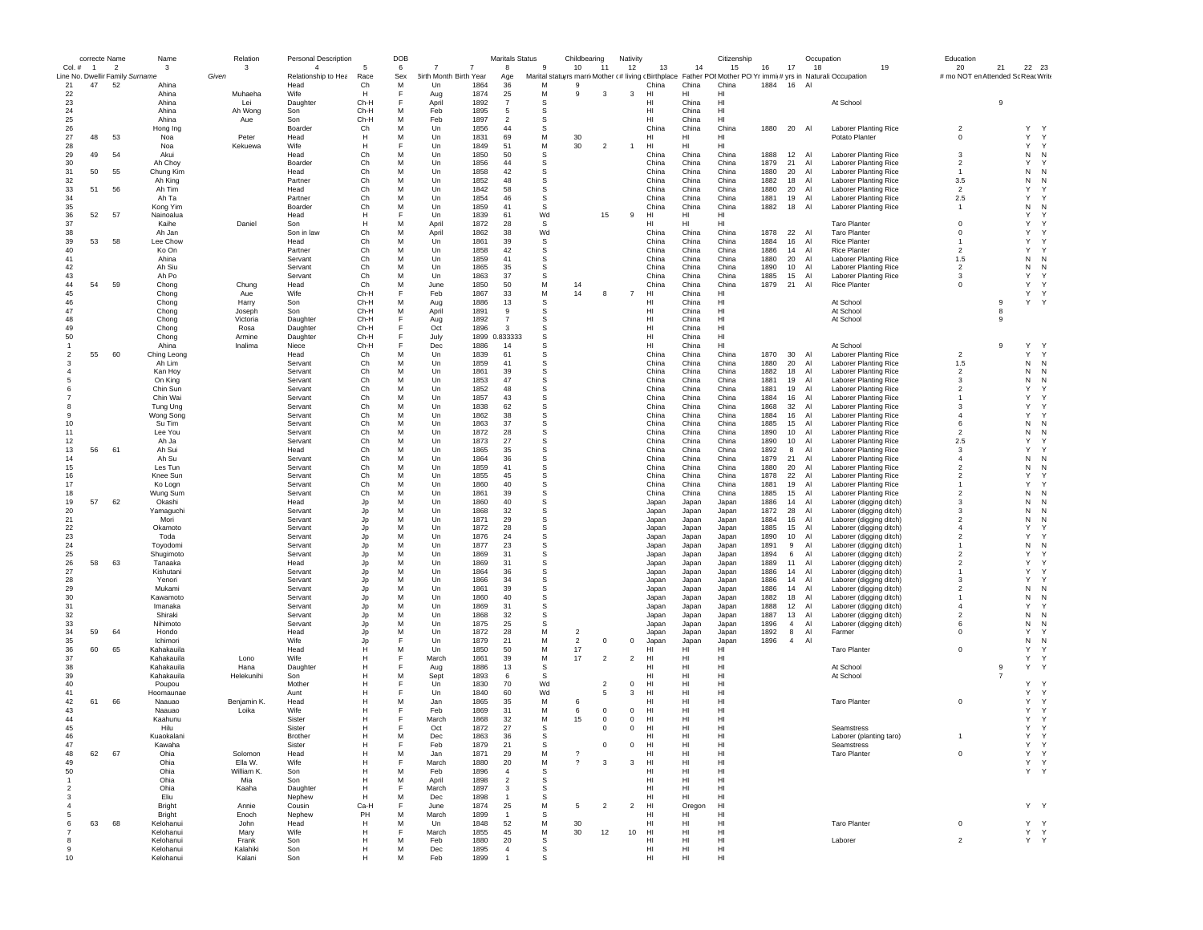| | correcte | Name | Name | Relation | Personal Description | | DOB | | | Maritals Status | | Childbearing | | Nativity | | | Citizenship | | | Occupation | | Education | | | |
|---|---|---|---|---|---|---|---|---|---|---|---|---|---|---|---|---|---|---|---|---|---|---|---|---|---|
| Col. # | 1 | 2 | 3 | 3 | 4 | 5 | 6 | 7 | 7 | 8 | 9 | 10 | 11 | 12 | 13 | 14 | 15 | 16 | 17 | 18 | 19 | 20 | 21 | 22 | 23 |
| Line No. | Dwellir | Family | Surname | Given | Relationship to Hea | Race | Sex | Birth Month | Birth Year | Age | Marital statu | yrs marri | Mother c | # living c | Birthplace | Father POI | Mother PO | Yr immi | # yrs in | Naturali | Occupation | # mo NOT en | Attended Sc | Reac | Write |
| 21 | 47 | 52 | Ahina | | Head | Ch | M | Un | 1864 | 36 | M | 9 | | | China | China | China | 1884 | 16 | Al | | | | | |
| 22 | | | Ahina | Muhaeha | Wife | H | F | Aug | 1874 | 25 | M | 9 | 3 | 3 | HI | HI | HI | | | | | | | | |
| 23 | | | Ahina | Lei | Daughter | Ch-H | F | April | 1892 | 7 | S | | | | HI | China | HI | | | | At School | | 9 | | |
| 24 | | | Ahina | Ah Wong | Son | Ch-H | M | Feb | 1895 | 5 | S | | | | HI | China | HI | | | | | | | | |
| 25 | | | Ahina | Aue | Son | Ch-H | M | Feb | 1897 | 2 | S | | | | HI | China | HI | | | | | | | | |
| 26 | | | Hong Ing | | Boarder | Ch | M | Un | 1856 | 44 | S | | | | China | China | China | 1880 | 20 | Al | Laborer Planting Rice | 2 | | Y | Y |
| 27 | 48 | 53 | Noa | Peter | Head | H | M | Un | 1831 | 69 | M | 30 | | | HI | HI | HI | | | | Potato Planter | 0 | | Y | Y |
| 28 | | | Noa | Kekuewa | Wife | H | F | Un | 1849 | 51 | M | 30 | 2 | 1 | HI | HI | HI | | | | | | | | |
| 29 | 49 | 54 | Akui | | Head | Ch | M | Un | 1850 | 50 | S | | | | China | China | China | 1888 | 12 | Al | Laborer Planting Rice | 3 | | N | N |
| 30 | | | Ah Choy | | Boarder | Ch | M | Un | 1856 | 44 | S | | | | China | China | China | 1879 | 21 | Al | Laborer Planting Rice | 2 | | Y | Y |
| 31 | 50 | 55 | Chung Kim | | Head | Ch | M | Un | 1858 | 42 | S | | | | China | China | China | 1880 | 20 | Al | Laborer Planting Rice | 1 | | N | N |
| 32 | | | Ah King | | Partner | Ch | M | Un | 1852 | 48 | S | | | | China | China | China | 1882 | 18 | Al | Laborer Planting Rice | 3.5 | | N | N |
| 33 | 51 | 56 | Ah Tim | | Head | Ch | M | Un | 1842 | 58 | S | | | | China | China | China | 1880 | 20 | Al | Laborer Planting Rice | 2 | | Y | Y |
| 34 | | | Ah Ta | | Partner | Ch | M | Un | 1854 | 46 | S | | | | China | China | China | 1881 | 19 | Al | Laborer Planting Rice | 2.5 | | Y | Y |
| 35 | | | Kong Yim | | Boarder | Ch | M | Un | 1859 | 41 | S | | | | China | China | China | 1882 | 18 | Al | Laborer Planting Rice | 1 | | N | N |
| 36 | 52 | 57 | Nainoalua | | Head | H | F | Un | 1839 | 61 | Wd | | 15 | 9 | HI | HI | HI | | | | | | | Y | Y |
| 37 | | | Kaihe | Daniel | Son | H | M | April | 1872 | 28 | S | | | | HI | HI | HI | | | | Taro Planter | 0 | | Y | Y |
| 38 | | | Ah Jan | | Son in law | Ch | M | April | 1862 | 38 | Wd | | | | China | China | China | 1878 | 22 | Al | Taro Planter | 0 | | Y | Y |
| 39 | 53 | 58 | Lee Chow | | Head | Ch | M | Un | 1861 | 39 | S | | | | China | China | China | 1884 | 16 | Al | Rice Planter | 1 | | Y | Y |
| 40 | | | Ko On | | Partner | Ch | M | Un | 1858 | 42 | S | | | | China | China | China | 1886 | 14 | Al | Rice Planter | 2 | | Y | Y |
| 41 | | | Ahina | | Servant | Ch | M | Un | 1859 | 41 | S | | | | China | China | China | 1880 | 20 | Al | Laborer Planting Rice | 1.5 | | N | N |
| 42 | | | Ah Siu | | Servant | Ch | M | Un | 1865 | 35 | S | | | | China | China | China | 1890 | 10 | Al | Laborer Planting Rice | 2 | | N | N |
| 43 | | | Ah Po | | Servant | Ch | M | Un | 1863 | 37 | S | | | | China | China | China | 1885 | 15 | Al | Laborer Planting Rice | 3 | | Y | Y |
| 44 | 54 | 59 | Chong | Chung | Head | Ch | M | June | 1850 | 50 | M | 14 | | | China | China | China | 1879 | 21 | Al | Rice Planter | 0 | | Y | Y |
| 45 | | | Chong | Aue | Wife | Ch-H | F | Feb | 1867 | 33 | M | 14 | 8 | 7 | HI | China | HI | | | | | | | Y | Y |
| 46 | | | Chong | Harry | Son | Ch-H | M | Aug | 1886 | 13 | S | | | | HI | China | HI | | | | At School | | 9 | Y | Y |
| 47 | | | Chong | Joseph | Son | Ch-H | M | April | 1891 | 9 | S | | | | HI | China | HI | | | | At School | | 8 | | |
| 48 | | | Chong | Victoria | Daughter | Ch-H | F | Aug | 1892 | 7 | S | | | | HI | China | HI | | | | At School | | 9 | | |
| 49 | | | Chong | Rosa | Daughter | Ch-H | F | Oct | 1896 | 3 | S | | | | HI | China | HI | | | | | | | | |
| 50 | | | Chong | Armine | Daughter | Ch-H | F | July | 1899 | 0.833333 | S | | | | HI | China | HI | | | | | | | | |
| 1 | | | Ahina | Inalima | Niece | Ch-H | F | Dec | 1886 | 14 | S | | | | HI | China | HI | | | | At School | | 9 | Y | Y |
| 2 | 55 | 60 | Ching Leong | | Head | Ch | M | Un | 1839 | 61 | S | | | | China | China | China | 1870 | 30 | Al | Laborer Planting Rice | 2 | | Y | Y |
| 3 | | | Ah Lim | | Servant | Ch | M | Un | 1859 | 41 | S | | | | China | China | China | 1880 | 20 | Al | Laborer Planting Rice | 1.5 | | N | N |
| 4 | | | Kan Hoy | | Servant | Ch | M | Un | 1861 | 39 | S | | | | China | China | China | 1882 | 18 | Al | Laborer Planting Rice | 2 | | N | N |
| 5 | | | On King | | Servant | Ch | M | Un | 1853 | 47 | S | | | | China | China | China | 1881 | 19 | Al | Laborer Planting Rice | 3 | | N | N |
| 6 | | | Chin Sun | | Servant | Ch | M | Un | 1852 | 48 | S | | | | China | China | China | 1881 | 19 | Al | Laborer Planting Rice | 2 | | Y | Y |
| 7 | | | Chin Wai | | Servant | Ch | M | Un | 1857 | 43 | S | | | | China | China | China | 1884 | 16 | Al | Laborer Planting Rice | 1 | | Y | Y |
| 8 | | | Tung Ung | | Servant | Ch | M | Un | 1838 | 62 | S | | | | China | China | China | 1868 | 32 | Al | Laborer Planting Rice | 3 | | Y | Y |
| 9 | | | Wong Song | | Servant | Ch | M | Un | 1862 | 38 | S | | | | China | China | China | 1884 | 16 | Al | Laborer Planting Rice | 4 | | Y | Y |
| 10 | | | Su Tim | | Servant | Ch | M | Un | 1863 | 37 | S | | | | China | China | China | 1885 | 15 | Al | Laborer Planting Rice | 6 | | N | N |
| 11 | | | Lee You | | Servant | Ch | M | Un | 1872 | 28 | S | | | | China | China | China | 1890 | 10 | Al | Laborer Planting Rice | 2 | | N | N |
| 12 | | | Ah Ja | | Servant | Ch | M | Un | 1873 | 27 | S | | | | China | China | China | 1890 | 10 | Al | Laborer Planting Rice | 2.5 | | Y | Y |
| 13 | 56 | 61 | Ah Sui | | Head | Ch | M | Un | 1865 | 35 | S | | | | China | China | China | 1892 | 8 | Al | Laborer Planting Rice | 3 | | Y | Y |
| 14 | | | Ah Su | | Servant | Ch | M | Un | 1864 | 36 | S | | | | China | China | China | 1879 | 21 | Al | Laborer Planting Rice | 4 | | N | N |
| 15 | | | Les Tun | | Servant | Ch | M | Un | 1859 | 41 | S | | | | China | China | China | 1880 | 20 | Al | Laborer Planting Rice | 2 | | N | N |
| 16 | | | Knee Sun | | Servant | Ch | M | Un | 1855 | 45 | S | | | | China | China | China | 1878 | 22 | Al | Laborer Planting Rice | 2 | | Y | Y |
| 17 | | | Ko Logn | | Servant | Ch | M | Un | 1860 | 40 | S | | | | China | China | China | 1881 | 19 | Al | Laborer Planting Rice | 1 | | Y | Y |
| 18 | | | Wung Sum | | Servant | Ch | M | Un | 1861 | 39 | S | | | | China | China | China | 1885 | 15 | Al | Laborer Planting Rice | 2 | | N | N |
| 19 | 57 | 62 | Okashi | | Head | Jp | M | Un | 1860 | 40 | S | | | | Japan | Japan | Japan | 1886 | 14 | Al | Laborer (digging ditch) | 3 | | N | N |
| 20 | | | Yamaguchi | | Servant | Jp | M | Un | 1868 | 32 | S | | | | Japan | Japan | Japan | 1872 | 28 | Al | Laborer (digging ditch) | 3 | | N | N |
| 21 | | | Mori | | Servant | Jp | M | Un | 1871 | 29 | S | | | | Japan | Japan | Japan | 1884 | 16 | Al | Laborer (digging ditch) | 2 | | N | N |
| 22 | | | Okamoto | | Servant | Jp | M | Un | 1872 | 28 | S | | | | Japan | Japan | Japan | 1885 | 15 | Al | Laborer (digging ditch) | 4 | | Y | Y |
| 23 | | | Toda | | Servant | Jp | M | Un | 1876 | 24 | S | | | | Japan | Japan | Japan | 1890 | 10 | Al | Laborer (digging ditch) | 2 | | Y | Y |
| 24 | | | Toyodomi | | Servant | Jp | M | Un | 1877 | 23 | S | | | | Japan | Japan | Japan | 1891 | 9 | Al | Laborer (digging ditch) | 1 | | N | N |
| 25 | | | Shugimoto | | Servant | Jp | M | Un | 1869 | 31 | S | | | | Japan | Japan | Japan | 1894 | 6 | Al | Laborer (digging ditch) | 2 | | Y | Y |
| 26 | 58 | 63 | Tanaaka | | Head | Jp | M | Un | 1869 | 31 | S | | | | Japan | Japan | Japan | 1889 | 11 | Al | Laborer (digging ditch) | 2 | | Y | Y |
| 27 | | | Kishutani | | Servant | Jp | M | Un | 1864 | 36 | S | | | | Japan | Japan | Japan | 1886 | 14 | Al | Laborer (digging ditch) | 1 | | Y | Y |
| 28 | | | Yenori | | Servant | Jp | M | Un | 1866 | 34 | S | | | | Japan | Japan | Japan | 1886 | 14 | Al | Laborer (digging ditch) | 3 | | Y | Y |
| 29 | | | Mukami | | Servant | Jp | M | Un | 1861 | 39 | S | | | | Japan | Japan | Japan | 1886 | 14 | Al | Laborer (digging ditch) | 2 | | N | N |
| 30 | | | Kawamoto | | Servant | Jp | M | Un | 1860 | 40 | S | | | | Japan | Japan | Japan | 1882 | 18 | Al | Laborer (digging ditch) | 1 | | N | N |
| 31 | | | Imanaka | | Servant | Jp | M | Un | 1869 | 31 | S | | | | Japan | Japan | Japan | 1888 | 12 | Al | Laborer (digging ditch) | 4 | | Y | Y |
| 32 | | | Shiraki | | Servant | Jp | M | Un | 1868 | 32 | S | | | | Japan | Japan | Japan | 1887 | 13 | Al | Laborer (digging ditch) | 2 | | N | N |
| 33 | | | Nihimoto | | Servant | Jp | M | Un | 1875 | 25 | S | | | | Japan | Japan | Japan | 1896 | 4 | Al | Laborer (digging ditch) | 6 | | N | N |
| 34 | 59 | 64 | Hondo | | Head | Jp | M | Un | 1872 | 28 | M | 2 | | | Japan | Japan | Japan | 1892 | 8 | Al | Farmer | 0 | | Y | Y |
| 35 | | | Ichimori | | Wife | Jp | F | Un | 1879 | 21 | M | 2 | 0 | 0 | Japan | Japan | Japan | 1896 | 4 | Al | | | | N | N |
| 36 | 60 | 65 | Kahakauila | | Head | H | M | Un | 1850 | 50 | M | 17 | | | HI | HI | HI | | | | Taro Planter | 0 | | Y | Y |
| 37 | | | Kahakauila | Lono | Wife | H | F | March | 1861 | 39 | M | 17 | 2 | 2 | HI | HI | HI | | | | | | | Y | Y |
| 38 | | | Kahakauila | Hana | Daughter | H | F | Aug | 1886 | 13 | S | | | | HI | HI | HI | | | | At School | | 9 | Y | Y |
| 39 | | | Kahakauila | Helekunihi | Son | H | M | Sept | 1893 | 6 | S | | | | HI | HI | HI | | | | At School | | 7 | | |
| 40 | | | Poupou | | Mother | H | F | Un | 1830 | 70 | Wd | | 2 | 0 | HI | HI | HI | | | | | | | Y | Y |
| 41 | | | Hoomaunae | | Aunt | H | F | Un | 1840 | 60 | Wd | | 5 | 3 | HI | HI | HI | | | | | | | Y | Y |
| 42 | 61 | 66 | Naauao | Benjamin K. | Head | H | M | Jan | 1865 | 35 | M | 6 | | | HI | HI | HI | | | | Taro Planter | 0 | | Y | Y |
| 43 | | | Naauao | Loika | Wife | H | F | Feb | 1869 | 31 | M | 6 | 0 | 0 | HI | HI | HI | | | | | | | Y | Y |
| 44 | | | Kaahunu | | Sister | H | F | March | 1868 | 32 | M | 15 | 0 | 0 | HI | HI | HI | | | | | | | Y | Y |
| 45 | | | Hilu | | Sister | H | F | Oct | 1872 | 27 | S | | 0 | 0 | HI | HI | HI | | | | Seamstress | | | Y | Y |
| 46 | | | Kuaokalani | | Brother | H | M | Dec | 1863 | 36 | S | | | | HI | HI | HI | | | | Laborer (planting taro) | 1 | | Y | Y |
| 47 | | | Kawaha | | Sister | H | F | Feb | 1879 | 21 | S | | 0 | 0 | HI | HI | HI | | | | Seamstress | | | Y | Y |
| 48 | 62 | 67 | Ohia | Solomon | Head | H | M | Jan | 1871 | 29 | M | ? | | | HI | HI | HI | | | | Taro Planter | 0 | | Y | Y |
| 49 | | | Ohia | Ella W. | Wife | H | F | March | 1880 | 20 | M | ? | 3 | 3 | HI | HI | HI | | | | | | | Y | Y |
| 50 | | | Ohia | William K. | Son | H | M | Feb | 1896 | 4 | S | | | | HI | HI | HI | | | | | | | Y | Y |
| 1 | | | Ohia | Mia | Son | H | M | April | 1898 | 2 | S | | | | HI | HI | HI | | | | | | | | |
| 2 | | | Ohia | Kaaha | Daughter | H | F | March | 1897 | 3 | S | | | | HI | HI | HI | | | | | | | | |
| 3 | | | Eliu | | Nephew | H | M | Dec | 1898 | 1 | S | | | | HI | HI | HI | | | | | | | | |
| 4 | | | Bright | Annie | Cousin | Ca-H | F | June | 1874 | 25 | M | 5 | 2 | 2 | HI | Oregon | HI | | | | | | | Y | Y |
| 5 | | | Bright | Enoch | Nephew | PH | M | March | 1899 | 1 | S | | | | HI | HI | HI | | | | | | | | |
| 6 | 63 | 68 | Kelohanui | John | Head | H | M | Un | 1848 | 52 | M | 30 | | | HI | HI | HI | | | | Taro Planter | 0 | | Y | Y |
| 7 | | | Kelohanui | Mary | Wife | H | F | March | 1855 | 45 | M | 30 | 12 | 10 | HI | HI | HI | | | | | | | Y | Y |
| 8 | | | Kelohanui | Frank | Son | H | M | Feb | 1880 | 20 | S | | | | HI | HI | HI | | | | Laborer | 2 | | Y | Y |
| 9 | | | Kelohanui | Kalahiki | Son | H | M | Dec | 1895 | 4 | S | | | | HI | HI | HI | | | | | | | | |
| 10 | | | Kelohanui | Kalani | Son | H | M | Feb | 1899 | 1 | S | | | | HI | HI | HI | | | | | | | | |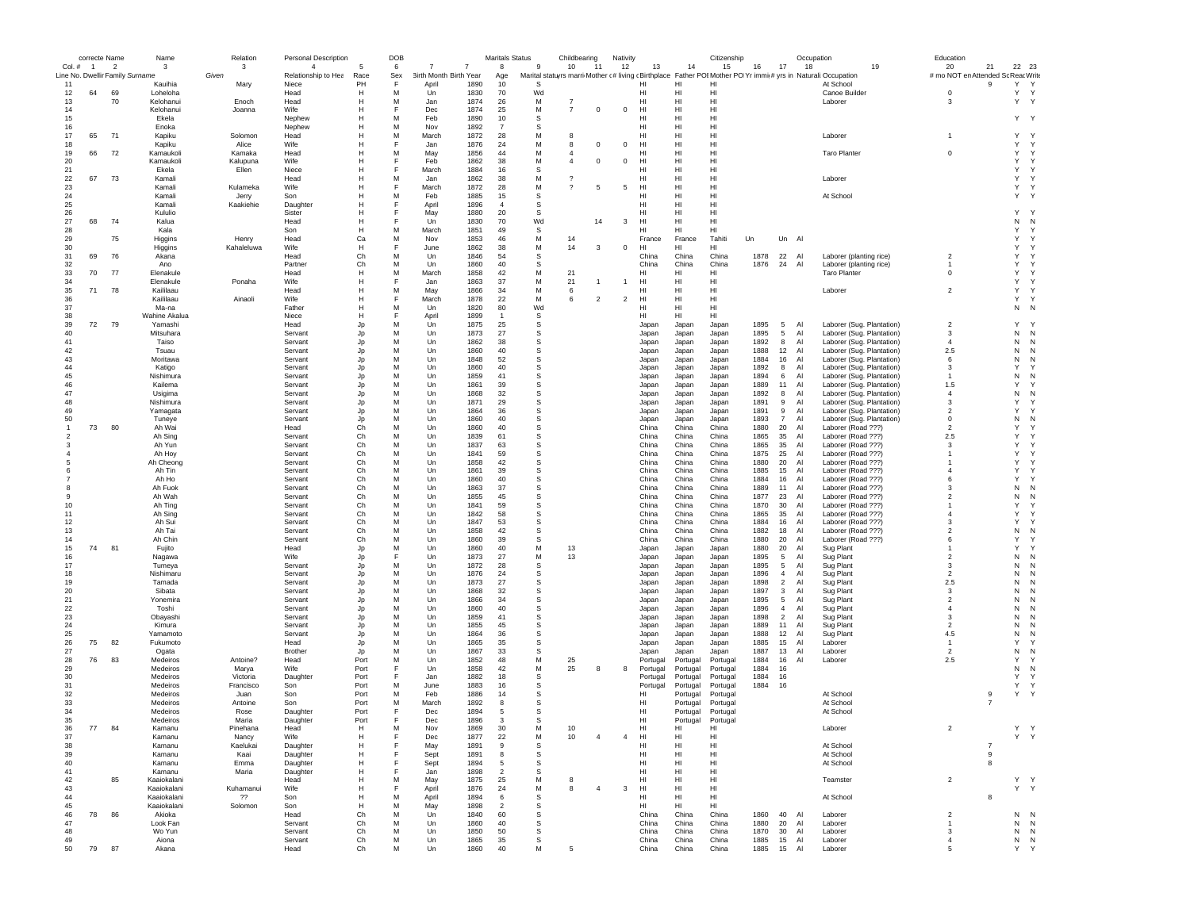| | correcte | Name | Name | | Relation | Personal Description | | DOB | | | Maritals Status | | Childbearing | | Nativity | | | Citizenship | | | Occupation | | Education | | |
|---|---|---|---|---|---|---|---|---|---|---|---|---|---|---|---|---|---|---|---|---|---|---|---|---|---|
| Col. # | 1 | 2 | 3 | | 3 | 4 | 5 | 6 | 7 | 7 | 8 | 9 | 10 | 11 | 12 | 13 | 14 | 15 | 16 | 17 | 18 | 19 | 20 | 21 | 22 / 23 |
| Line No. | Dwellin | Family | Surname | Given | Relationship to Hea | Race | Sex | Birth Month | Birth Year | Age | Marital statu | yrs marri | Mother o | # living | Birthplace | Father PO | Mother PO | Yr immi | # yrs in | Naturali | Occupation | # mo NOT en | Attended Sc | Read | Write |
| 11 | | | Kauihia | Mary | Niece | PH | F | April | 1890 | 10 | S | | | | HI | HI | HI | | | | At School | | 9 | Y | Y |
| 12 | 64 | 69 | Loheloha | | Head | H | M | Un | 1830 | 70 | Wd | | | | HI | HI | HI | | | | Canoe Builder | 0 | | Y | Y |
| 13 | | 70 | Kelohanui | Enoch | Head | H | M | Jan | 1874 | 26 | M | 7 | | | HI | HI | HI | | | | Laborer | 3 | | Y | Y |
| 14 | | | Kelohanui | Joanna | Wife | H | F | Dec | 1874 | 25 | M | 7 | 0 | 0 | HI | HI | HI | | | | | | | | |
| 15 | | | Ekela | | Nephew | H | M | Feb | 1890 | 10 | S | | | | HI | HI | HI | | | | | | | Y | Y |
| 16 | | | Enoka | | Nephew | H | M | Nov | 1892 | 7 | S | | | | HI | HI | HI | | | | | | | | |
| 17 | 65 | 71 | Kapiku | Solomon | Head | H | M | March | 1872 | 28 | M | 8 | | | HI | HI | HI | | | | Laborer | 1 | | Y | Y |
| 18 | | | Kapiku | Alice | Wife | H | F | Jan | 1876 | 24 | M | 8 | 0 | 0 | HI | HI | HI | | | | | | | Y | Y |
| 19 | 66 | 72 | Kamaukoli | Kamaka | Head | H | M | May | 1856 | 44 | M | 4 | | | HI | HI | HI | | | | Taro Planter | 0 | | Y | Y |
| 20 | | | Kamaukoli | Kalupuna | Wife | H | F | Feb | 1862 | 38 | M | 4 | 0 | 0 | HI | HI | HI | | | | | | | Y | Y |
| 21 | | | Ekela | Ellen | Niece | H | F | March | 1884 | 16 | S | | | | HI | HI | HI | | | | | | | Y | Y |
| 22 | 67 | 73 | Kamali | | Head | H | M | Jan | 1862 | 38 | M | ? | | | HI | HI | HI | | | | Laborer | | | Y | Y |
| 23 | | | Kamali | Kulameka | Wife | H | F | March | 1872 | 28 | M | ? | 5 | 5 | HI | HI | HI | | | | | | | Y | Y |
| 24 | | | Kamali | Jerry | Son | H | M | Feb | 1885 | 15 | S | | | | HI | HI | HI | | | | At School | | | Y | Y |
| 25 | | | Kamali | Kaakiehie | Daughter | H | F | April | 1896 | 4 | S | | | | HI | HI | HI | | | | | | | | |
| 26 | | | Kululio | | Sister | H | F | May | 1880 | 20 | S | | | | HI | HI | HI | | | | | | | Y | Y |
| 27 | 68 | 74 | Kalua | | Head | H | F | Un | 1830 | 70 | Wd | | 14 | 3 | HI | HI | HI | | | | | | | N | N |
| 28 | | | Kala | | Son | H | M | March | 1851 | 49 | S | | | | HI | HI | HI | | | | | | | Y | Y |
| 29 | | 75 | Higgins | Henry | Head | Ca | M | Nov | 1853 | 46 | M | 14 | | | France | France | Tahiti | Un | Un | Al | | | | Y | Y |
| 30 | | | Higgins | Kahaleluwa | Wife | H | F | June | 1862 | 38 | M | 14 | 3 | 0 | HI | HI | HI | | | | | | | Y | Y |
| 31 | 69 | 76 | Akana | | Head | Ch | M | Un | 1846 | 54 | S | | | | China | China | China | 1878 | 22 | Al | Laborer (planting rice) | 2 | | Y | Y |
| 32 | | | Ano | | Partner | Ch | M | Un | 1860 | 40 | S | | | | China | China | China | 1876 | 24 | Al | Laborer (planting rice) | 1 | | Y | Y |
| 33 | 70 | 77 | Elenakule | | Head | H | M | March | 1858 | 42 | M | 21 | | | HI | HI | HI | | | | Taro Planter | 0 | | Y | Y |
| 34 | | | Elenakule | Ponaha | Wife | H | F | Jan | 1863 | 37 | M | 21 | 1 | 1 | HI | HI | HI | | | | | | | Y | Y |
| 35 | 71 | 78 | Kaililaau | | Head | H | M | May | 1866 | 34 | M | 6 | | | HI | HI | HI | | | | Laborer | 2 | | Y | Y |
| 36 | | | Kaililaau | Ainaoli | Wife | H | F | March | 1878 | 22 | M | 6 | 2 | 2 | HI | HI | HI | | | | | | | Y | Y |
| 37 | | | Ma-na | | Father | H | M | Un | 1820 | 80 | Wd | | | | HI | HI | HI | | | | | | | N | N |
| 38 | | | Wahine Akalua | | Niece | H | F | April | 1899 | 1 | S | | | | HI | HI | HI | | | | | | | | |
| 39 | 72 | 79 | Yamashi | | Head | Jp | M | Un | 1875 | 25 | S | | | | Japan | Japan | Japan | 1895 | 5 | Al | Laborer (Sug. Plantation) | 2 | | Y | Y |
| 40 | | | Mitsuhara | | Servant | Jp | M | Un | 1873 | 27 | S | | | | Japan | Japan | Japan | 1895 | 5 | Al | Laborer (Sug. Plantation) | 3 | | N | N |
| 41 | | | Taiso | | Servant | Jp | M | Un | 1862 | 38 | S | | | | Japan | Japan | Japan | 1892 | 8 | Al | Laborer (Sug. Plantation) | 4 | | N | N |
| 42 | | | Tsuau | | Servant | Jp | M | Un | 1860 | 40 | S | | | | Japan | Japan | Japan | 1888 | 12 | Al | Laborer (Sug. Plantation) | 2.5 | | N | N |
| 43 | | | Moritawa | | Servant | Jp | M | Un | 1848 | 52 | S | | | | Japan | Japan | Japan | 1884 | 16 | Al | Laborer (Sug. Plantation) | 6 | | N | N |
| 44 | | | Katigo | | Servant | Jp | M | Un | 1860 | 40 | S | | | | Japan | Japan | Japan | 1892 | 8 | Al | Laborer (Sug. Plantation) | 3 | | Y | Y |
| 45 | | | Nishimura | | Servant | Jp | M | Un | 1859 | 41 | S | | | | Japan | Japan | Japan | 1894 | 6 | Al | Laborer (Sug. Plantation) | 1 | | N | N |
| 46 | | | Kailema | | Servant | Jp | M | Un | 1861 | 39 | S | | | | Japan | Japan | Japan | 1889 | 11 | Al | Laborer (Sug. Plantation) | 1.5 | | Y | Y |
| 47 | | | Usigima | | Servant | Jp | M | Un | 1868 | 32 | S | | | | Japan | Japan | Japan | 1892 | 8 | Al | Laborer (Sug. Plantation) | 4 | | N | N |
| 48 | | | Nishimura | | Servant | Jp | M | Un | 1871 | 29 | S | | | | Japan | Japan | Japan | 1891 | 9 | Al | Laborer (Sug. Plantation) | 3 | | Y | Y |
| 49 | | | Yamagata | | Servant | Jp | M | Un | 1864 | 36 | S | | | | Japan | Japan | Japan | 1891 | 9 | Al | Laborer (Sug. Plantation) | 2 | | Y | Y |
| 50 | | | Tuneye | | Servant | Jp | M | Un | 1860 | 40 | S | | | | Japan | Japan | Japan | 1893 | 7 | Al | Laborer (Sug. Plantation) | 0 | | N | N |
| 1 | 73 | 80 | Ah Wai | | Head | Ch | M | Un | 1860 | 40 | S | | | | China | China | China | 1880 | 20 | Al | Laborer (Road ???) | 2 | | Y | Y |
| 2 | | | Ah Sing | | Servant | Ch | M | Un | 1839 | 61 | S | | | | China | China | China | 1865 | 35 | Al | Laborer (Road ???) | 2.5 | | Y | Y |
| 3 | | | Ah Yun | | Servant | Ch | M | Un | 1837 | 63 | S | | | | China | China | China | 1865 | 35 | Al | Laborer (Road ???) | 3 | | Y | Y |
| 4 | | | Ah Hoy | | Servant | Ch | M | Un | 1841 | 59 | S | | | | China | China | China | 1875 | 25 | Al | Laborer (Road ???) | 1 | | Y | Y |
| 5 | | | Ah Cheong | | Servant | Ch | M | Un | 1858 | 42 | S | | | | China | China | China | 1880 | 20 | Al | Laborer (Road ???) | 1 | | Y | Y |
| 6 | | | Ah Tin | | Servant | Ch | M | Un | 1861 | 39 | S | | | | China | China | China | 1885 | 15 | Al | Laborer (Road ???) | 4 | | Y | Y |
| 7 | | | Ah Ho | | Servant | Ch | M | Un | 1860 | 40 | S | | | | China | China | China | 1884 | 16 | Al | Laborer (Road ???) | 6 | | Y | Y |
| 8 | | | Ah Fuok | | Servant | Ch | M | Un | 1863 | 37 | S | | | | China | China | China | 1889 | 11 | Al | Laborer (Road ???) | 3 | | N | N |
| 9 | | | Ah Wah | | Servant | Ch | M | Un | 1855 | 45 | S | | | | China | China | China | 1877 | 23 | Al | Laborer (Road ???) | 2 | | N | N |
| 10 | | | Ah Ting | | Servant | Ch | M | Un | 1841 | 59 | S | | | | China | China | China | 1870 | 30 | Al | Laborer (Road ???) | 1 | | Y | Y |
| 11 | | | Ah Sing | | Servant | Ch | M | Un | 1842 | 58 | S | | | | China | China | China | 1865 | 35 | Al | Laborer (Road ???) | 4 | | Y | Y |
| 12 | | | Ah Sui | | Servant | Ch | M | Un | 1847 | 53 | S | | | | China | China | China | 1884 | 16 | Al | Laborer (Road ???) | 3 | | Y | Y |
| 13 | | | Ah Tai | | Servant | Ch | M | Un | 1858 | 42 | S | | | | China | China | China | 1882 | 18 | Al | Laborer (Road ???) | 2 | | N | N |
| 14 | | | Ah Chin | | Servant | Ch | M | Un | 1860 | 39 | S | | | | China | China | China | 1880 | 20 | Al | Laborer (Road ???) | 6 | | Y | Y |
| 15 | 74 | 81 | Fujito | | Head | Jp | M | Un | 1860 | 40 | M | 13 | | | Japan | Japan | Japan | 1880 | 20 | Al | Sug Plant | 1 | | Y | Y |
| 16 | | | Nagawa | | Wife | Jp | F | Un | 1873 | 27 | M | 13 | | | Japan | Japan | Japan | 1895 | 5 | Al | Sug Plant | 2 | | N | N |
| 17 | | | Tumeya | | Servant | Jp | M | Un | 1872 | 28 | S | | | | Japan | Japan | Japan | 1895 | 5 | Al | Sug Plant | 3 | | N | N |
| 18 | | | Nishimaru | | Servant | Jp | M | Un | 1876 | 24 | S | | | | Japan | Japan | Japan | 1896 | 4 | Al | Sug Plant | 2 | | N | N |
| 19 | | | Tamada | | Servant | Jp | M | Un | 1873 | 27 | S | | | | Japan | Japan | Japan | 1898 | 2 | Al | Sug Plant | 2.5 | | N | N |
| 20 | | | Sibata | | Servant | Jp | M | Un | 1868 | 32 | S | | | | Japan | Japan | Japan | 1897 | 3 | Al | Sug Plant | 3 | | N | N |
| 21 | | | Yonemira | | Servant | Jp | M | Un | 1866 | 34 | S | | | | Japan | Japan | Japan | 1895 | 5 | Al | Sug Plant | 2 | | N | N |
| 22 | | | Toshi | | Servant | Jp | M | Un | 1860 | 40 | S | | | | Japan | Japan | Japan | 1896 | 4 | Al | Sug Plant | 4 | | N | N |
| 23 | | | Obayashi | | Servant | Jp | M | Un | 1859 | 41 | S | | | | Japan | Japan | Japan | 1898 | 2 | Al | Sug Plant | 3 | | N | N |
| 24 | | | Kimura | | Servant | Jp | M | Un | 1855 | 45 | S | | | | Japan | Japan | Japan | 1889 | 11 | Al | Sug Plant | 2 | | N | N |
| 25 | | | Yamamoto | | Servant | Jp | M | Un | 1864 | 36 | S | | | | Japan | Japan | Japan | 1888 | 12 | Al | Sug Plant | 4.5 | | N | N |
| 26 | 75 | 82 | Fukumoto | | Head | Jp | M | Un | 1865 | 35 | S | | | | Japan | Japan | Japan | 1885 | 15 | Al | Laborer | 1 | | Y | Y |
| 27 | | | Ogata | | Brother | Jp | M | Un | 1867 | 33 | S | | | | Japan | Japan | Japan | 1887 | 13 | Al | Laborer | 2 | | N | N |
| 28 | 76 | 83 | Medeiros | Antoine? | Head | Port | M | Un | 1852 | 48 | M | 25 | | | Portugal | Portugal | Portugal | 1884 | 16 | Al | Laborer | 2.5 | | Y | Y |
| 29 | | | Medeiros | Marya | Wife | Port | F | Un | 1858 | 42 | M | 25 | 8 | 8 | Portugal | Portugal | Portugal | 1884 | 16 | | | | | N | N |
| 30 | | | Medeiros | Victoria | Daughter | Port | F | Jan | 1882 | 18 | S | | | | Portugal | Portugal | Portugal | 1884 | 16 | | | | | Y | Y |
| 31 | | | Medeiros | Francisco | Son | Port | M | June | 1883 | 16 | S | | | | Portugal | Portugal | Portugal | 1884 | 16 | | | | | Y | Y |
| 32 | | | Medeiros | Juan | Son | Port | M | Feb | 1886 | 14 | S | | | | HI | Portugal | Portugal | | | | At School | | 9 | Y | Y |
| 33 | | | Medeiros | Antoine | Son | Port | M | March | 1892 | 8 | S | | | | HI | Portugal | Portugal | | | | At School | | 7 | | |
| 34 | | | Medeiros | Rose | Daughter | Port | F | Dec | 1894 | 5 | S | | | | HI | Portugal | Portugal | | | | At School | | | | |
| 35 | | | Medeiros | Maria | Daughter | Port | F | Dec | 1896 | 3 | S | | | | HI | Portugal | Portugal | | | | | | | | |
| 36 | 77 | 84 | Kamanu | Pinehana | Head | H | M | Nov | 1869 | 30 | M | 10 | | | HI | HI | HI | | | | Laborer | 2 | | Y | Y |
| 37 | | | Kamanu | Nancy | Wife | H | F | Dec | 1877 | 22 | M | 10 | 4 | 4 | HI | HI | HI | | | | | | | Y | Y |
| 38 | | | Kamanu | Kaelukai | Daughter | H | F | May | 1891 | 9 | S | | | | HI | HI | HI | | | | At School | | 7 | | |
| 39 | | | Kamanu | Kaai | Daughter | H | F | Sept | 1891 | 8 | S | | | | HI | HI | HI | | | | At School | | 9 | | |
| 40 | | | Kamanu | Emma | Daughter | H | F | Sept | 1894 | 5 | S | | | | HI | HI | HI | | | | At School | | 8 | | |
| 41 | | | Kamanu | Maria | Daughter | H | F | Jan | 1898 | 2 | S | | | | HI | HI | HI | | | | | | | | |
| 42 | | 85 | Kaaiokalani | | Head | H | M | May | 1875 | 25 | M | 8 | | | HI | HI | HI | | | | Teamster | 2 | | Y | Y |
| 43 | | | Kaaiokalani | Kuhamanui | Wife | H | F | April | 1876 | 24 | M | 8 | 4 | 3 | HI | HI | HI | | | | | | | Y | Y |
| 44 | | | Kaaiokalani | ?? | Son | H | M | April | 1894 | 6 | S | | | | HI | HI | HI | | | | At School | | 8 | | |
| 45 | | | Kaaiokalani | Solomon | Son | H | M | May | 1898 | 2 | S | | | | HI | HI | HI | | | | | | | | |
| 46 | 78 | 86 | Akioka | | Head | Ch | M | Un | 1840 | 60 | S | | | | China | China | China | 1860 | 40 | Al | Laborer | 2 | | N | N |
| 47 | | | Look Fan | | Servant | Ch | M | Un | 1860 | 40 | S | | | | China | China | China | 1880 | 20 | Al | Laborer | 1 | | N | N |
| 48 | | | Wo Yun | | Servant | Ch | M | Un | 1850 | 50 | S | | | | China | China | China | 1870 | 30 | Al | Laborer | 3 | | N | N |
| 49 | | | Aiona | | Servant | Ch | M | Un | 1865 | 35 | S | | | | China | China | China | 1885 | 15 | Al | Laborer | 4 | | N | N |
| 50 | 79 | 87 | Akana | | Head | Ch | M | Un | 1860 | 40 | M | 5 | | | China | China | China | 1885 | 15 | Al | Laborer | 5 | | Y | Y |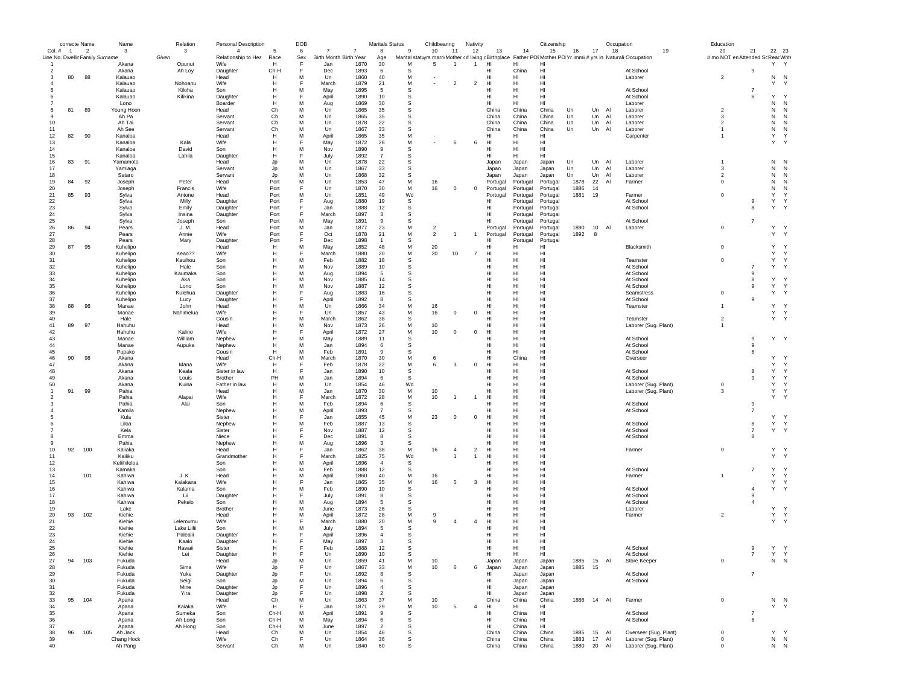| correcte Name | | | Name | Relation | Personal Description | | DOB | | | Maritals Status | | Childbearing | | Nativity | | | Citizenship | | | Occupation | | Education | | | |
|---|---|---|---|---|---|---|---|---|---|---|---|---|---|---|---|---|---|---|---|---|---|---|---|---|---|
| Col. # | 1 | 2 | 3 | 3 | 4 | 5 | 6 | 7 | 7 | 8 | 9 | 10 | 11 | 12 | 13 | 14 | 15 | 16 | 17 | 18 | 19 | 20 | 21 | 22 | 23 |
| Line No. | Dwellir | Family | Surname | Given | Relationship to Hea | Race | Sex | Birth Month | Birth Year | Age | Marital statu | yrs marri | Mother c # | living c | Birthplace | Father POI | Mother PO | Yr immi | # yrs in | Naturali | Occupation | # mo NOT en | Attended Sc | Reac | Write |
| 1 | | | Akana | Opunui | Wife | H | F | Jan | 1870 | 30 | M | 5 | 1 | 1 | HI | HI | HI | | | | | | | Y | Y |
| 2 | | | Akana | Ah Loy | Daughter | Ch-H | F | Dec | 1893 | 6 | S | | | | HI | China | HI | | | | At School | | 9 | | |
| 3 | 80 | 88 | Kalauao | | Head | H | M | Un | 1860 | 40 | M | - | | | HI | HI | HI | | | | Laborer | 2 | | N | N |
| 4 | | | Kalauao | Nohoanu | Wife | H | F | March | 1879 | 21 | M | - | 2 | 2 | HI | HI | HI | | | | | | | Y | Y |
| 5 | | | Kalauao | Kiloha | Son | H | M | May | 1895 | 5 | S | | | | HI | HI | HI | | | | At School | | 7 | | |
| 6 | | | Kalauao | Kilikina | Daughter | H | F | April | 1890 | 10 | S | | | | HI | HI | HI | | | | At School | | 6 | Y | Y |
| 7 | | | Lono | | Boarder | H | M | Aug | 1869 | 30 | S | | | | HI | HI | HI | | | | Laborer | | | N | N |
| 8 | 81 | 89 | Young Hoon | | Head | Ch | M | Un | 1865 | 35 | S | | | | China | China | China | Un | Un | Al | Laborer | 2 | | N | N |
| 9 | | | Ah Pa | | Servant | Ch | M | Un | 1865 | 35 | S | | | | China | China | China | Un | Un | Al | Laborer | 3 | | N | N |
| 10 | | | Ah Tai | | Servant | Ch | M | Un | 1878 | 22 | S | | | | China | China | China | Un | Un | Al | Laborer | 2 | | N | N |
| 11 | | | Ah See | | Servant | Ch | M | Un | 1867 | 33 | S | | | | China | China | China | Un | Un | Al | Laborer | 1 | | N | N |
| 12 | 82 | 90 | Kanaloa | | Head | H | M | April | 1865 | 35 | M | - | | | HI | HI | HI | | | | Carpenter | 1 | | Y | Y |
| 13 | | | Kanaloa | Kala | Wife | H | F | May | 1872 | 28 | M | - | 6 | 6 | HI | HI | HI | | | | | | | Y | Y |
| 14 | | | Kanaloa | David | Son | H | M | Nov | 1890 | 9 | S | | | | HI | HI | HI | | | | | | | | |
| 15 | | | Kanaloa | Lahila | Daughter | H | F | July | 1892 | 7 | S | | | | HI | HI | HI | | | | | | | | |
| 16 | 83 | 91 | Yamamoto | | Head | Jp | M | Un | 1878 | 22 | S | | | | Japan | Japan | Japan | Un | Un | Al | Laborer | 1 | | N | N |
| 17 | | | Yamaiga | | Servant | Jp | M | Un | 1867 | 33 | S | | | | Japan | Japan | Japan | Un | Un | Al | Laborer | 3 | | N | N |
| 18 | | | Sataro | | Servant | Jp | M | Un | 1868 | 32 | S | | | | Japan | Japan | Japan | Un | Un | Al | Laborer | 2 | | N | N |
| 19 | 84 | 92 | Joseph | Peter | Head | Port | M | Un | 1853 | 47 | M | 16 | | | Portugal | Portugal | Portugal | 1878 | 22 | Al | Farmer | 0 | | N | N |
| 20 | | | Joseph | Francis | Wife | Port | F | Un | 1870 | 30 | M | 16 | 0 | 0 | Portugal | Portugal | Portugal | 1886 | 14 | | | | | N | N |
| 21 | 85 | 93 | Sylva | Antone | Head | Port | M | Un | 1851 | 49 | Wd | | | | Portugal | Portugal | Portugal | 1881 | 19 | | Farmer | 0 | | Y | Y |
| 22 | | | Sylva | Milly | Daughter | Port | F | Aug | 1880 | 19 | S | | | | HI | Portugal | Portugal | | | | At School | | 9 | Y | Y |
| 23 | | | Sylva | Emily | Daughter | Port | F | Jan | 1888 | 12 | S | | | | HI | Portugal | Portugal | | | | At School | | 8 | Y | Y |
| 24 | | | Sylva | Insina | Daughter | Port | F | March | 1897 | 3 | S | | | | HI | Portugal | Portugal | | | | | | | | |
| 25 | | | Sylva | Joseph | Son | Port | M | May | 1891 | 9 | S | | | | HI | Portugal | Portugal | | | | At School | | 7 | | |
| 26 | 86 | 94 | Pears | J. M. | Head | Port | M | Jan | 1877 | 23 | M | 2 | | | Portugal | Portugal | Portugal | 1890 | 10 | Al | Laborer | 0 | | Y | Y |
| 27 | | | Pears | Annie | Wife | Port | F | Oct | 1878 | 21 | M | 2 | 1 | 1 | Portugal | Portugal | Portugal | 1892 | 8 | | | | | Y | Y |
| 28 | | | Pears | Mary | Daughter | Port | F | Dec | 1898 | 1 | S | | | | HI | Portugal | Portugal | | | | | | | | |
| 29 | 87 | 95 | Kuhelipo | | Head | H | M | May | 1852 | 48 | M | 20 | | | HI | HI | HI | | | | Blacksmith | 0 | | Y | Y |
| 30 | | | Kuhelipo | Keao?? | Wife | H | F | March | 1880 | 20 | M | 20 | 10 | 7 | HI | HI | HI | | | | | | | Y | Y |
| 31 | | | Kuhelipo | Kauihou | Son | H | M | Feb | 1882 | 18 | S | | | | HI | HI | HI | | | | Teamster | 0 | | Y | Y |
| 32 | | | Kuhelipo | Hale | Son | H | M | Nov | 1889 | 10 | S | | | | HI | HI | HI | | | | At School | | 7 | Y | Y |
| 33 | | | Kuhelipo | Kaumaka | Son | H | M | Aug | 1894 | 5 | S | | | | HI | HI | HI | | | | At School | | 9 | | |
| 34 | | | Kuhelipo | Aka | Son | H | M | Nov | 1885 | 14 | S | | | | HI | HI | HI | | | | At School | | 8 | Y | Y |
| 35 | | | Kuhelipo | Lono | Son | H | M | Nov | 1887 | 12 | S | | | | HI | HI | HI | | | | At School | | 9 | Y | Y |
| 36 | | | Kuhelipo | Kulehua | Daughter | H | F | Aug | 1883 | 16 | S | | | | HI | HI | HI | | | | Seamstress | 0 | | Y | Y |
| 37 | | | Kuhelipo | Lucy | Daughter | H | F | April | 1892 | 8 | S | | | | HI | HI | HI | | | | At School | | 9 | | |
| 38 | 88 | 96 | Manae | John | Head | H | M | Jan | 1866 | 34 | M | 16 | | | HI | HI | HI | | | | Teamster | 1 | | Y | Y |
| 39 | | | Manae | Nahimelua | Wife | H | F | Un | 1857 | 43 | M | 16 | 0 | 0 | HI | HI | HI | | | | | | | Y | Y |
| 40 | | | Hale | | Cousin | H | M | March | 1862 | 38 | S | | | | HI | HI | HI | | | | Teamster | 2 | | Y | Y |
| 41 | 89 | 97 | Hahuhu | | Head | H | M | Nov | 1873 | 26 | M | 10 | | | HI | HI | HI | | | | Laborer (Sug. Plant) | 1 | | | |
| 42 | | | Hahuhu | Kalino | Wife | H | F | April | 1872 | 27 | M | 10 | 0 | 0 | HI | HI | HI | | | | | | | | |
| 43 | | | Manae | William | Nephew | H | M | May | 1889 | 11 | S | | | | HI | HI | HI | | | | At School | | 9 | Y | Y |
| 44 | | | Manae | Aupuka | Nephew | H | M | Jan | 1894 | 6 | S | | | | HI | HI | HI | | | | At School | | 9 | | |
| 45 | | | Pupako | | Cousin | H | M | Feb | 1891 | 9 | S | | | | HI | HI | HI | | | | At School | | 6 | | |
| 46 | 90 | 98 | Akana | | Head | Ch-H | M | March | 1870 | 30 | M | 6 | | | HI | China | HI | | | | Overseer | | | Y | Y |
| 47 | | | Akana | Mana | Wife | H | F | Feb | 1878 | 22 | M | 6 | 3 | 0 | HI | HI | HI | | | | | | | Y | Y |
| 48 | | | Akana | Keala | Sister in law | H | F | Jan | 1890 | 10 | S | | | | HI | HI | HI | | | | At School | | 8 | Y | Y |
| 49 | | | Akana | Louis | Brother | PH | M | Jan | 1894 | 6 | S | | | | HI | HI | HI | | | | At School | | 9 | Y | Y |
| 50 | | | Akana | Kuina | Father in law | H | M | Un | 1854 | 46 | Wd | | | | HI | HI | HI | | | | Laborer (Sug. Plant) | 0 | | Y | Y |
| 1 | 91 | 99 | Pahia | | Head | H | M | Jan | 1870 | 30 | M | 10 | | | HI | HI | HI | | | | Laborer (Sug. Plant) | 3 | | Y | Y |
| 2 | | | Pahia | Alapai | Wife | H | F | March | 1872 | 28 | M | 10 | 1 | 1 | HI | HI | HI | | | | | | | Y | Y |
| 3 | | | Pahia | Alai | Son | H | M | Feb | 1894 | 6 | S | | | | HI | HI | HI | | | | At School | | 9 | | |
| 4 | | | Kamila | | Nephew | H | M | April | 1893 | 7 | S | | | | HI | HI | HI | | | | At School | | 7 | | |
| 5 | | | Kula | | Sister | H | F | Jan | 1855 | 45 | M | 23 | 0 | 0 | HI | HI | HI | | | | | | | Y | Y |
| 6 | | | Liloa | | Nephew | H | M | Feb | 1887 | 13 | S | | | | HI | HI | HI | | | | At School | | 8 | Y | Y |
| 7 | | | Kela | | Sister | H | F | Nov | 1887 | 12 | S | | | | HI | HI | HI | | | | At School | | 7 | Y | Y |
| 8 | | | Emma | | Niece | H | F | Dec | 1891 | 8 | S | | | | HI | HI | HI | | | | At School | | 8 | | |
| 9 | | | Pahia | | Nephew | H | M | Aug | 1896 | 3 | S | | | | HI | HI | HI | | | | | | | | |
| 10 | 92 | 100 | Kaliaka | | Head | H | F | Jan | 1862 | 38 | M | 16 | 4 | 2 | HI | HI | HI | | | | Farmer | 0 | | Y | Y |
| 11 | | | Kailiku | | Grandmother | H | F | March | 1825 | 75 | Wd | | 1 | 1 | HI | HI | HI | | | | | | | Y | Y |
| 12 | | | Keliihileloa | | Son | H | M | Aug | 1896 | 4 | S | | | | HI | HI | HI | | | | | | | | |
| 13 | | | Kamaka | | Son | H | M | Feb | 1888 | 12 | S | | | | HI | HI | HI | | | | At School | | 7 | Y | Y |
| 14 | | 101 | Kahiwa | J. K. | Head | H | M | April | 1860 | 40 | M | 16 | | | HI | HI | HI | | | | Farmer | 1 | | Y | Y |
| 15 | | | Kahiwa | Kalakana | Wife | H | F | Jan | 1865 | 35 | M | 16 | 5 | 3 | HI | HI | HI | | | | | | | Y | Y |
| 16 | | | Kahiwa | Kalama | Son | H | M | Feb | 1890 | 10 | S | | | | HI | HI | HI | | | | At School | | 4 | Y | Y |
| 17 | | | Kahiwa | Lii | Daughter | H | F | July | 1891 | 8 | S | | | | HI | HI | HI | | | | At School | | 9 | | |
| 18 | | | Kahiwa | Pekelo | Son | H | M | Aug | 1894 | 5 | S | | | | HI | HI | HI | | | | At School | | 4 | | |
| 19 | | | Lake | | Brother | H | M | June | 1873 | 26 | S | | | | HI | HI | HI | | | | Laborer | | | Y | Y |
| 20 | 93 | 102 | Kiehie | | Head | H | M | April | 1872 | 28 | M | 9 | | | HI | HI | HI | | | | Farmer | 2 | | Y | Y |
| 21 | | | Kiehie | Lelemumu | Wife | H | F | March | 1880 | 20 | M | 9 | 4 | 4 | HI | HI | HI | | | | | | | Y | Y |
| 22 | | | Kiehie | Lake Liilii | Son | H | M | July | 1894 | 5 | S | | | | HI | HI | HI | | | | | | | | |
| 23 | | | Kiehie | Palealii | Daughter | H | F | April | 1896 | 4 | S | | | | HI | HI | HI | | | | | | | | |
| 24 | | | Kiehie | Kaalo | Daughter | H | F | May | 1897 | 3 | S | | | | HI | HI | HI | | | | | | | | |
| 25 | | | Kiehie | Hawaii | Sister | H | F | Feb | 1888 | 12 | S | | | | HI | HI | HI | | | | At School | | 9 | Y | Y |
| 26 | | | Kiehie | Lei | Daughter | H | F | Un | 1890 | 10 | S | | | | HI | HI | HI | | | | At School | | 7 | Y | Y |
| 27 | 94 | 103 | Fukuda | | Head | Jp | M | Un | 1859 | 41 | M | 10 | | | Japan | Japan | Japan | 1885 | 15 | Al | Store Keeper | 0 | | N | N |
| 28 | | | Fukuda | Sima | Wife | Jp | F | Un | 1867 | 33 | M | 10 | 6 | 6 | Japan | Japan | Japan | 1885 | 15 | | | | | | |
| 29 | | | Fukuda | Yuke | Daughter | Jp | F | Un | 1892 | 8 | S | | | | HI | Japan | Japan | | | | At School | | 7 | | |
| 30 | | | Fukuda | Seigi | Son | Jp | M | Un | 1894 | 6 | S | | | | HI | Japan | Japan | | | | At School | | | | |
| 31 | | | Fukuda | Mine | Daughter | Jp | F | Un | 1896 | 4 | S | | | | HI | Japan | Japan | | | | | | | | |
| 32 | | | Fukuda | Yira | Daughter | Jp | F | Un | 1898 | 2 | S | | | | HI | Japan | Japan | | | | | | | | |
| 33 | 95 | 104 | Apana | | Head | Ch | M | Un | 1863 | 37 | M | 10 | | | China | China | China | 1886 | 14 | Al | Farmer | 0 | | N | N |
| 34 | | | Apana | Kaiaka | Wife | H | F | Jan | 1871 | 29 | M | 10 | 5 | 4 | HI | HI | HI | | | | | | | Y | Y |
| 35 | | | Apana | Sumeka | Son | Ch-H | M | April | 1891 | 9 | S | | | | HI | China | HI | | | | At School | | 7 | | |
| 36 | | | Apana | Ah Long | Son | Ch-H | M | May | 1894 | 6 | S | | | | HI | China | HI | | | | At School | | 6 | | |
| 37 | | | Apana | Ah Hong | Son | Ch-H | M | June | 1897 | 2 | S | | | | HI | China | HI | | | | | | | | |
| 38 | 96 | 105 | Ah Jack | | Head | Ch | M | Un | 1854 | 46 | S | | | | China | China | China | 1885 | 15 | Al | Overseer (Sug. Plant) | 0 | | Y | Y |
| 39 | | | Chang Hock | | Wife | Ch | F | Un | 1864 | 36 | S | | | | China | China | China | 1883 | 17 | Al | Laborer (Sug. Plant) | 0 | | N | N |
| 40 | | | Ah Pang | | Servant | Ch | M | Un | 1840 | 60 | S | | | | China | China | China | 1880 | 20 | Al | Laborer (Sug. Plant) | 0 | | N | N |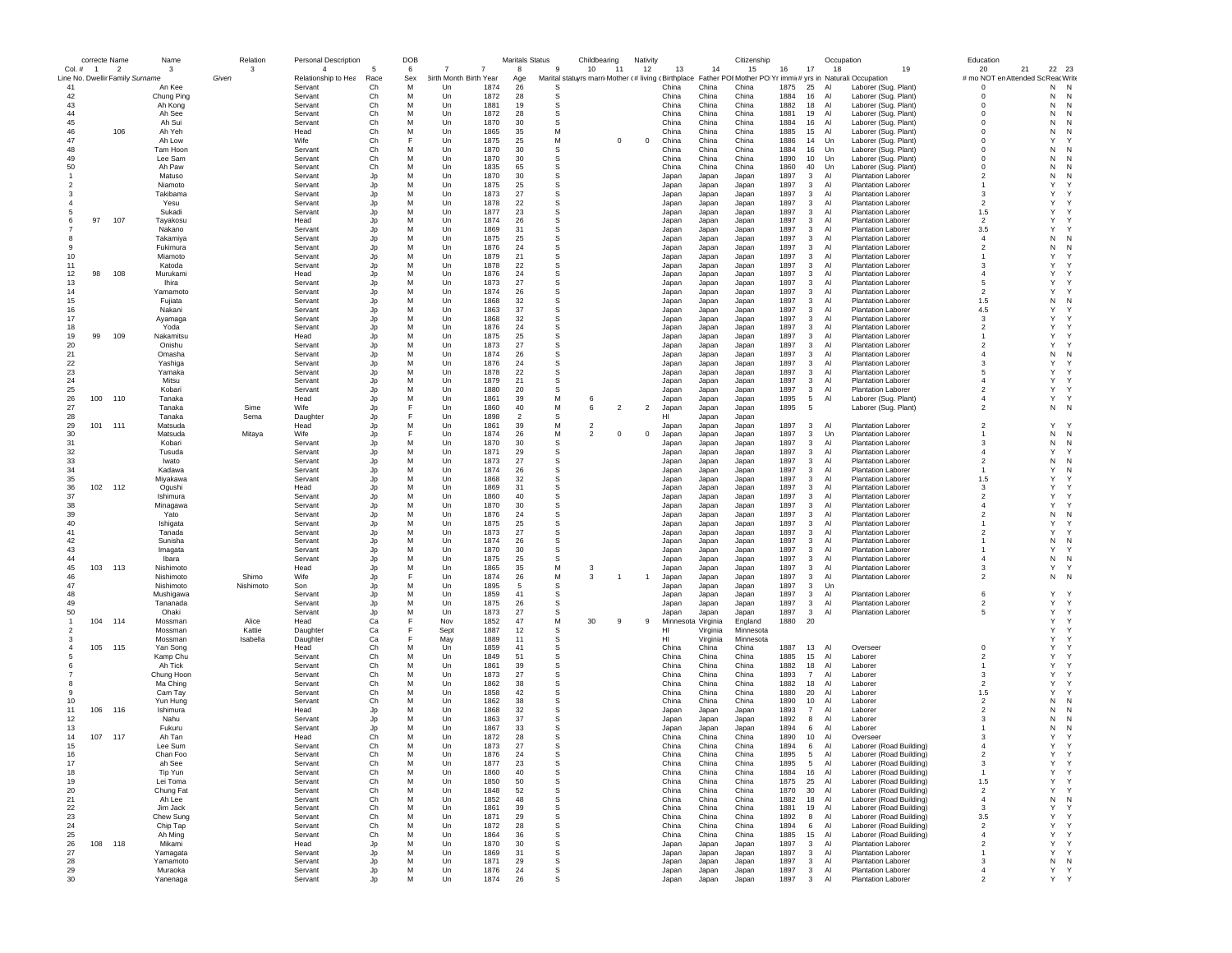| correcte Name | | Name | Relation | Personal Description | | | DOB | | | Maritals Status | | Childbearing | | Nativity | | | Citizenship | | | Occupation | | Education | | | |
|---|---|---|---|---|---|---|---|---|---|---|---|---|---|---|---|---|---|---|---|---|---|---|---|---|---|
| Col. # | 1 | 2 | 3 | 3 | 4 | 5 | 6 | 7 | 7 | 8 | 9 | 10 | 11 | 12 | 13 | 14 | 15 | 16 | 17 | 18 | 19 | 20 | 21 | 22 | 23 |
| Line No. | Dwellin | Family | Surname | Given | Relationship to Hea | Race | Sex | Birth Month | Birth Year | Age | Marital status | yrs marri | Mother of # | # living | Birthplace | Father POB | Mother POB | Yr immi | # yrs in | Naturali | Occupation | # mo NOT en | Attended Sc | Read | Write |
| 41 | | | An Kee | | Servant | Ch | M | Un | 1874 | 26 | S | | | | China | China | China | 1875 | 25 | Al | Laborer (Sug. Plant) | 0 | | N | N |
| 42 | | | Chung Ping | | Servant | Ch | M | Un | 1872 | 28 | S | | | | China | China | China | 1884 | 16 | Al | Laborer (Sug. Plant) | 0 | | N | N |
| 43 | | | Ah Kong | | Servant | Ch | M | Un | 1881 | 19 | S | | | | China | China | China | 1882 | 18 | Al | Laborer (Sug. Plant) | 0 | | N | N |
| 44 | | | Ah See | | Servant | Ch | M | Un | 1872 | 28 | S | | | | China | China | China | 1881 | 19 | Al | Laborer (Sug. Plant) | 0 | | N | N |
| 45 | | | Ah Sui | | Servant | Ch | M | Un | 1870 | 30 | S | | | | China | China | China | 1884 | 16 | Al | Laborer (Sug. Plant) | 0 | | N | N |
| 46 | | 106 | Ah Yeh | | Head | Ch | M | Un | 1865 | 35 | M | | | | China | China | China | 1885 | 15 | Al | Laborer (Sug. Plant) | 0 | | N | N |
| 47 | | | Ah Low | | Wife | Ch | F | Un | 1875 | 25 | M | | 0 | 0 | China | China | China | 1886 | 14 | Un | Laborer (Sug. Plant) | 0 | | Y | Y |
| 48 | | | Tam Hoon | | Servant | Ch | M | Un | 1870 | 30 | S | | | | China | China | China | 1884 | 16 | Un | Laborer (Sug. Plant) | 0 | | N | N |
| 49 | | | Lee Sam | | Servant | Ch | M | Un | 1870 | 30 | S | | | | China | China | China | 1890 | 10 | Un | Laborer (Sug. Plant) | 0 | | N | N |
| 50 | | | Ah Paw | | Servant | Ch | M | Un | 1835 | 65 | S | | | | China | China | China | 1860 | 40 | Un | Laborer (Sug. Plant) | 0 | | N | N |
| 1 | | | Matuso | | Servant | Jp | M | Un | 1870 | 30 | S | | | | Japan | Japan | Japan | 1897 | 3 | Al | Plantation Laborer | 2 | | N | N |
| 2 | | | Niamoto | | Servant | Jp | M | Un | 1875 | 25 | S | | | | Japan | Japan | Japan | 1897 | 3 | Al | Plantation Laborer | 1 | | Y | Y |
| 3 | | | Takibama | | Servant | Jp | M | Un | 1873 | 27 | S | | | | Japan | Japan | Japan | 1897 | 3 | Al | Plantation Laborer | 3 | | Y | Y |
| 4 | | | Yesu | | Servant | Jp | M | Un | 1878 | 22 | S | | | | Japan | Japan | Japan | 1897 | 3 | Al | Plantation Laborer | 2 | | Y | Y |
| 5 | | | Sukadi | | Servant | Jp | M | Un | 1877 | 23 | S | | | | Japan | Japan | Japan | 1897 | 3 | Al | Plantation Laborer | 1.5 | | Y | Y |
| 6 | 97 | 107 | Tayakosu | | Head | Jp | M | Un | 1874 | 26 | S | | | | Japan | Japan | Japan | 1897 | 3 | Al | Plantation Laborer | 2 | | Y | Y |
| 7 | | | Nakano | | Servant | Jp | M | Un | 1869 | 31 | S | | | | Japan | Japan | Japan | 1897 | 3 | Al | Plantation Laborer | 3.5 | | Y | Y |
| 8 | | | Takamiya | | Servant | Jp | M | Un | 1875 | 25 | S | | | | Japan | Japan | Japan | 1897 | 3 | Al | Plantation Laborer | 4 | | N | N |
| 9 | | | Fukimura | | Servant | Jp | M | Un | 1876 | 24 | S | | | | Japan | Japan | Japan | 1897 | 3 | Al | Plantation Laborer | 2 | | N | N |
| 10 | | | Miamoto | | Servant | Jp | M | Un | 1879 | 21 | S | | | | Japan | Japan | Japan | 1897 | 3 | Al | Plantation Laborer | 1 | | Y | Y |
| 11 | | | Katoda | | Servant | Jp | M | Un | 1878 | 22 | S | | | | Japan | Japan | Japan | 1897 | 3 | Al | Plantation Laborer | 3 | | Y | Y |
| 12 | 98 | 108 | Murukami | | Head | Jp | M | Un | 1876 | 24 | S | | | | Japan | Japan | Japan | 1897 | 3 | Al | Plantation Laborer | 4 | | Y | Y |
| 13 | | | Ihira | | Servant | Jp | M | Un | 1873 | 27 | S | | | | Japan | Japan | Japan | 1897 | 3 | Al | Plantation Laborer | 5 | | Y | Y |
| 14 | | | Yamamoto | | Servant | Jp | M | Un | 1874 | 26 | S | | | | Japan | Japan | Japan | 1897 | 3 | Al | Plantation Laborer | 2 | | Y | Y |
| 15 | | | Fujiata | | Servant | Jp | M | Un | 1868 | 32 | S | | | | Japan | Japan | Japan | 1897 | 3 | Al | Plantation Laborer | 1.5 | | N | N |
| 16 | | | Nakani | | Servant | Jp | M | Un | 1863 | 37 | S | | | | Japan | Japan | Japan | 1897 | 3 | Al | Plantation Laborer | 4.5 | | Y | Y |
| 17 | | | Ayamaga | | Servant | Jp | M | Un | 1868 | 32 | S | | | | Japan | Japan | Japan | 1897 | 3 | Al | Plantation Laborer | 3 | | Y | Y |
| 18 | | | Yoda | | Servant | Jp | M | Un | 1876 | 24 | S | | | | Japan | Japan | Japan | 1897 | 3 | Al | Plantation Laborer | 2 | | Y | Y |
| 19 | 99 | 109 | Nakamitsu | | Head | Jp | M | Un | 1875 | 25 | S | | | | Japan | Japan | Japan | 1897 | 3 | Al | Plantation Laborer | 1 | | Y | Y |
| 20 | | | Onishu | | Servant | Jp | M | Un | 1873 | 27 | S | | | | Japan | Japan | Japan | 1897 | 3 | Al | Plantation Laborer | 2 | | Y | Y |
| 21 | | | Omasha | | Servant | Jp | M | Un | 1874 | 26 | S | | | | Japan | Japan | Japan | 1897 | 3 | Al | Plantation Laborer | 4 | | N | N |
| 22 | | | Yashiga | | Servant | Jp | M | Un | 1876 | 24 | S | | | | Japan | Japan | Japan | 1897 | 3 | Al | Plantation Laborer | 3 | | Y | Y |
| 23 | | | Yamaka | | Servant | Jp | M | Un | 1878 | 22 | S | | | | Japan | Japan | Japan | 1897 | 3 | Al | Plantation Laborer | 5 | | Y | Y |
| 24 | | | Mitsu | | Servant | Jp | M | Un | 1879 | 21 | S | | | | Japan | Japan | Japan | 1897 | 3 | Al | Plantation Laborer | 4 | | Y | Y |
| 25 | | | Kobari | | Servant | Jp | M | Un | 1880 | 20 | S | | | | Japan | Japan | Japan | 1897 | 3 | Al | Plantation Laborer | 2 | | Y | Y |
| 26 | 100 | 110 | Tanaka | | Head | Jp | M | Un | 1861 | 39 | M | 6 | | | Japan | Japan | Japan | 1895 | 5 | Al | Laborer (Sug. Plant) | 4 | | Y | Y |
| 27 | | | Tanaka | Sime | Wife | Jp | F | Un | 1860 | 40 | M | 6 | 2 | 2 | Japan | Japan | Japan | 1895 | 5 | | Laborer (Sug. Plant) | 2 | | N | N |
| 28 | | | Tanaka | Sema | Daughter | Jp | F | Un | 1898 | 2 | S | | | | HI | Japan | Japan | | | | | | | | |
| 29 | 101 | 111 | Matsuda | | Head | Jp | M | Un | 1861 | 39 | M | 2 | | | Japan | Japan | Japan | 1897 | 3 | Al | Plantation Laborer | 2 | | Y | Y |
| 30 | | | Matsuda | Mitaya | Wife | Jp | F | Un | 1874 | 26 | M | 2 | 0 | 0 | Japan | Japan | Japan | 1897 | 3 | Un | Plantation Laborer | 1 | | N | N |
| 31 | | | Kobari | | Servant | Jp | M | Un | 1870 | 30 | S | | | | Japan | Japan | Japan | 1897 | 3 | Al | Plantation Laborer | 3 | | N | N |
| 32 | | | Tusuda | | Servant | Jp | M | Un | 1871 | 29 | S | | | | Japan | Japan | Japan | 1897 | 3 | Al | Plantation Laborer | 4 | | Y | Y |
| 33 | | | Iwato | | Servant | Jp | M | Un | 1873 | 27 | S | | | | Japan | Japan | Japan | 1897 | 3 | Al | Plantation Laborer | 2 | | N | N |
| 34 | | | Kadawa | | Servant | Jp | M | Un | 1874 | 26 | S | | | | Japan | Japan | Japan | 1897 | 3 | Al | Plantation Laborer | 1 | | Y | N |
| 35 | | | Miyakawa | | Servant | Jp | M | Un | 1868 | 32 | S | | | | Japan | Japan | Japan | 1897 | 3 | Al | Plantation Laborer | 1.5 | | Y | Y |
| 36 | 102 | 112 | Ogushi | | Head | Jp | M | Un | 1869 | 31 | S | | | | Japan | Japan | Japan | 1897 | 3 | Al | Plantation Laborer | 3 | | Y | Y |
| 37 | | | Ishimura | | Servant | Jp | M | Un | 1860 | 40 | S | | | | Japan | Japan | Japan | 1897 | 3 | Al | Plantation Laborer | 2 | | Y | Y |
| 38 | | | Minagawa | | Servant | Jp | M | Un | 1870 | 30 | S | | | | Japan | Japan | Japan | 1897 | 3 | Al | Plantation Laborer | 4 | | Y | Y |
| 39 | | | Yato | | Servant | Jp | M | Un | 1876 | 24 | S | | | | Japan | Japan | Japan | 1897 | 3 | Al | Plantation Laborer | 2 | | N | N |
| 40 | | | Ishigata | | Servant | Jp | M | Un | 1875 | 25 | S | | | | Japan | Japan | Japan | 1897 | 3 | Al | Plantation Laborer | 1 | | Y | Y |
| 41 | | | Tanada | | Servant | Jp | M | Un | 1873 | 27 | S | | | | Japan | Japan | Japan | 1897 | 3 | Al | Plantation Laborer | 2 | | Y | Y |
| 42 | | | Sunisha | | Servant | Jp | M | Un | 1874 | 26 | S | | | | Japan | Japan | Japan | 1897 | 3 | Al | Plantation Laborer | 1 | | N | N |
| 43 | | | Imagata | | Servant | Jp | M | Un | 1870 | 30 | S | | | | Japan | Japan | Japan | 1897 | 3 | Al | Plantation Laborer | 1 | | Y | Y |
| 44 | | | Ibara | | Servant | Jp | M | Un | 1875 | 25 | S | | | | Japan | Japan | Japan | 1897 | 3 | Al | Plantation Laborer | 4 | | N | N |
| 45 | 103 | 113 | Nishimoto | | Head | Jp | M | Un | 1865 | 35 | M | 3 | | | Japan | Japan | Japan | 1897 | 3 | Al | Plantation Laborer | 3 | | Y | Y |
| 46 | | | Nishimoto | Shimo | Wife | Jp | F | Un | 1874 | 26 | M | 3 | 1 | 1 | Japan | Japan | Japan | 1897 | 3 | Al | Plantation Laborer | 2 | | N | N |
| 47 | | | Nishimoto | Nishimoto | Son | Jp | M | Un | 1895 | 5 | S | | | | Japan | Japan | Japan | 1897 | 3 | Un | | | | | |
| 48 | | | Mushigawa | | Servant | Jp | M | Un | 1859 | 41 | S | | | | Japan | Japan | Japan | 1897 | 3 | Al | Plantation Laborer | 6 | | Y | Y |
| 49 | | | Tananada | | Servant | Jp | M | Un | 1875 | 26 | S | | | | Japan | Japan | Japan | 1897 | 3 | Al | Plantation Laborer | 2 | | Y | Y |
| 50 | | | Ohaki | | Servant | Jp | M | Un | 1873 | 27 | S | | | | Japan | Japan | Japan | 1897 | 3 | Al | Plantation Laborer | 5 | | Y | Y |
| 1 | 104 | 114 | Mossman | Alice | Head | Ca | F | Nov | 1852 | 47 | M | 30 | 9 | 9 | Minnesota | Virginia | England | 1880 | 20 | | | | | Y | Y |
| 2 | | | Mossman | Kattie | Daughter | Ca | F | Sept | 1887 | 12 | S | | | | HI | Virginia | Minnesota | | | | | | | Y | Y |
| 3 | | | Mossman | Isabella | Daughter | Ca | F | May | 1889 | 11 | S | | | | HI | Virginia | Minnesota | | | | | | | Y | Y |
| 4 | 105 | 115 | Yan Song | | Head | Ch | M | Un | 1859 | 41 | S | | | | China | China | China | 1887 | 13 | Al | Overseer | 0 | | Y | Y |
| 5 | | | Kamp Chu | | Servant | Ch | M | Un | 1849 | 51 | S | | | | China | China | China | 1885 | 15 | Al | Laborer | 2 | | Y | Y |
| 6 | | | Ah Tick | | Servant | Ch | M | Un | 1861 | 39 | S | | | | China | China | China | 1882 | 18 | Al | Laborer | 1 | | Y | Y |
| 7 | | | Chung Hoon | | Servant | Ch | M | Un | 1873 | 27 | S | | | | China | China | China | 1893 | 7 | Al | Laborer | 3 | | Y | Y |
| 8 | | | Ma Ching | | Servant | Ch | M | Un | 1862 | 38 | S | | | | China | China | China | 1882 | 18 | Al | Laborer | 2 | | Y | Y |
| 9 | | | Cam Tay | | Servant | Ch | M | Un | 1858 | 42 | S | | | | China | China | China | 1880 | 20 | Al | Laborer | 1.5 | | Y | Y |
| 10 | | | Yun Hung | | Servant | Ch | M | Un | 1862 | 38 | S | | | | China | China | China | 1890 | 10 | Al | Laborer | 2 | | N | N |
| 11 | 106 | 116 | Ishimura | | Head | Jp | M | Un | 1868 | 32 | S | | | | Japan | Japan | Japan | 1893 | 7 | Al | Laborer | 2 | | N | N |
| 12 | | | Nahu | | Servant | Jp | M | Un | 1863 | 37 | S | | | | Japan | Japan | Japan | 1892 | 8 | Al | Laborer | 3 | | N | N |
| 13 | | | Fukuru | | Servant | Jp | M | Un | 1867 | 33 | S | | | | Japan | Japan | Japan | 1894 | 6 | Al | Laborer | 1 | | N | N |
| 14 | 107 | 117 | Ah Tan | | Head | Ch | M | Un | 1872 | 28 | S | | | | China | China | China | 1890 | 10 | Al | Overseer | 3 | | Y | Y |
| 15 | | | Lee Sum | | Servant | Ch | M | Un | 1873 | 27 | S | | | | China | China | China | 1894 | 6 | Al | Laborer (Road Building) | 4 | | Y | Y |
| 16 | | | Chan Foo | | Servant | Ch | M | Un | 1876 | 24 | S | | | | China | China | China | 1895 | 5 | Al | Laborer (Road Building) | 2 | | Y | Y |
| 17 | | | ah See | | Servant | Ch | M | Un | 1877 | 23 | S | | | | China | China | China | 1895 | 5 | Al | Laborer (Road Building) | 3 | | Y | Y |
| 18 | | | Tip Yun | | Servant | Ch | M | Un | 1860 | 40 | S | | | | China | China | China | 1884 | 16 | Al | Laborer (Road Building) | 1 | | Y | Y |
| 19 | | | Lei Toma | | Servant | Ch | M | Un | 1850 | 50 | S | | | | China | China | China | 1875 | 25 | Al | Laborer (Road Building) | 1.5 | | Y | Y |
| 20 | | | Chung Fat | | Servant | Ch | M | Un | 1848 | 52 | S | | | | China | China | China | 1870 | 30 | Al | Laborer (Road Building) | 2 | | Y | Y |
| 21 | | | Ah Lee | | Servant | Ch | M | Un | 1852 | 48 | S | | | | China | China | China | 1882 | 18 | Al | Laborer (Road Building) | 4 | | N | N |
| 22 | | | Jim Jack | | Servant | Ch | M | Un | 1861 | 39 | S | | | | China | China | China | 1881 | 19 | Al | Laborer (Road Building) | 3 | | Y | Y |
| 23 | | | Chew Sung | | Servant | Ch | M | Un | 1871 | 29 | S | | | | China | China | China | 1892 | 8 | Al | Laborer (Road Building) | 3.5 | | Y | Y |
| 24 | | | Chip Tap | | Servant | Ch | M | Un | 1872 | 28 | S | | | | China | China | China | 1894 | 6 | Al | Laborer (Road Building) | 2 | | Y | Y |
| 25 | | | Ah Ming | | Servant | Ch | M | Un | 1864 | 36 | S | | | | China | China | China | 1885 | 15 | Al | Laborer (Road Building) | 4 | | Y | Y |
| 26 | 108 | 118 | Mikami | | Head | Jp | M | Un | 1870 | 30 | S | | | | Japan | Japan | Japan | 1897 | 3 | Al | Plantation Laborer | 2 | | Y | Y |
| 27 | | | Yamagata | | Servant | Jp | M | Un | 1869 | 31 | S | | | | Japan | Japan | Japan | 1897 | 3 | Al | Plantation Laborer | 1 | | Y | Y |
| 28 | | | Yamamoto | | Servant | Jp | M | Un | 1871 | 29 | S | | | | Japan | Japan | Japan | 1897 | 3 | Al | Plantation Laborer | 3 | | N | N |
| 29 | | | Muraoka | | Servant | Jp | M | Un | 1876 | 24 | S | | | | Japan | Japan | Japan | 1897 | 3 | Al | Plantation Laborer | 4 | | Y | Y |
| 30 | | | Yanenaga | | Servant | Jp | M | Un | 1874 | 26 | S | | | | Japan | Japan | Japan | 1897 | 3 | Al | Plantation Laborer | 2 | | Y | Y |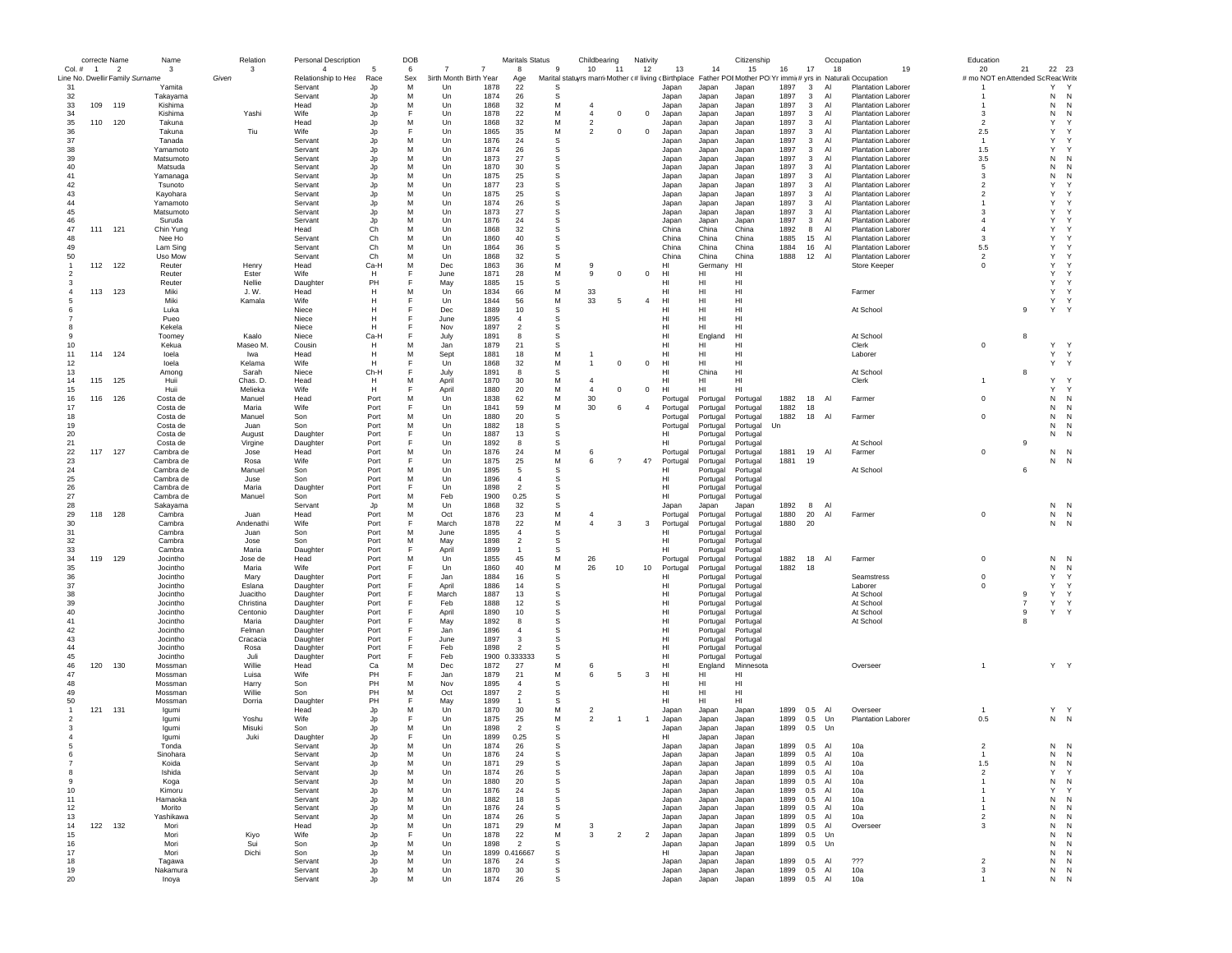| correcte Name | | | Name | | Relation | Personal Description | | DOB | | | Maritals Status | | Childbearing | | Nativity | | | Citizenship | | | Occupation | | Education | | |
|---|---|---|---|---|---|---|---|---|---|---|---|---|---|---|---|---|---|---|---|---|---|---|---|---|---|
| Col. # | 1 | 2 | 3 | 3 | 4 | 5 | 6 | 7 | 7 | 8 | 9 | 10 | 11 | 12 | 13 | 14 | 15 | 16 | 17 | 18 | 19 | 20 | 21 | 22 | 23 |
| Line No. | Dwelling | Family | Surname | Given | Relationship to Head | Race | Sex | Birth Month | Birth Year | Age | Marital status | yrs married | Mother of # | # living | Birthplace | Father POB | Mother POB | Yr immig | # yrs in US | Naturalization | Occupation | # mo NOT employed | Attended School | Read | Write |
| 31 | | | Yamita | | Servant | Jp | M | Un | 1878 | 22 | S | | | | Japan | Japan | Japan | 1897 | 3 | Al | Plantation Laborer | 1 | | Y | Y |
| 32 | | | Takayama | | Servant | Jp | M | Un | 1874 | 26 | S | | | | Japan | Japan | Japan | 1897 | 3 | Al | Plantation Laborer | 1 | | N | N |
| 33 | 109 | 119 | Kishima | | Head | Jp | M | Un | 1868 | 32 | M | 4 | | | Japan | Japan | Japan | 1897 | 3 | Al | Plantation Laborer | 1 | | N | N |
| 34 | | | Kishima | Yashi | Wife | Jp | F | Un | 1878 | 22 | M | 4 | 0 | 0 | Japan | Japan | Japan | 1897 | 3 | Al | Plantation Laborer | 3 | | N | N |
| 35 | 110 | 120 | Takuna | | Head | Jp | M | Un | 1868 | 32 | M | 2 | | | Japan | Japan | Japan | 1897 | 3 | Al | Plantation Laborer | 2 | | Y | Y |
| 36 | | | Takuna | Tiu | Wife | Jp | F | Un | 1865 | 35 | M | 2 | 0 | 0 | Japan | Japan | Japan | 1897 | 3 | Al | Plantation Laborer | 2.5 | | Y | Y |
| 37 | | | Tanada | | Servant | Jp | M | Un | 1876 | 24 | S | | | | Japan | Japan | Japan | 1897 | 3 | Al | Plantation Laborer | 1 | | Y | Y |
| 38 | | | Yamamoto | | Servant | Jp | M | Un | 1874 | 26 | S | | | | Japan | Japan | Japan | 1897 | 3 | Al | Plantation Laborer | 1.5 | | Y | Y |
| 39 | | | Matsumoto | | Servant | Jp | M | Un | 1873 | 27 | S | | | | Japan | Japan | Japan | 1897 | 3 | Al | Plantation Laborer | 3.5 | | N | N |
| 40 | | | Matsuda | | Servant | Jp | M | Un | 1870 | 30 | S | | | | Japan | Japan | Japan | 1897 | 3 | Al | Plantation Laborer | 5 | | N | N |
| 41 | | | Yamanaga | | Servant | Jp | M | Un | 1875 | 25 | S | | | | Japan | Japan | Japan | 1897 | 3 | Al | Plantation Laborer | 3 | | N | N |
| 42 | | | Tsunoto | | Servant | Jp | M | Un | 1877 | 23 | S | | | | Japan | Japan | Japan | 1897 | 3 | Al | Plantation Laborer | 2 | | Y | Y |
| 43 | | | Kayohara | | Servant | Jp | M | Un | 1875 | 25 | S | | | | Japan | Japan | Japan | 1897 | 3 | Al | Plantation Laborer | 2 | | Y | Y |
| 44 | | | Yamamoto | | Servant | Jp | M | Un | 1874 | 26 | S | | | | Japan | Japan | Japan | 1897 | 3 | Al | Plantation Laborer | 1 | | Y | Y |
| 45 | | | Matsumoto | | Servant | Jp | M | Un | 1873 | 27 | S | | | | Japan | Japan | Japan | 1897 | 3 | Al | Plantation Laborer | 3 | | Y | Y |
| 46 | | | Suruda | | Servant | Jp | M | Un | 1876 | 24 | S | | | | Japan | Japan | Japan | 1897 | 3 | Al | Plantation Laborer | 4 | | Y | Y |
| 47 | 111 | 121 | Chin Yung | | Head | Ch | M | Un | 1868 | 32 | S | | | | China | China | China | 1892 | 8 | Al | Plantation Laborer | 4 | | Y | Y |
| 48 | | | Nee Ho | | Servant | Ch | M | Un | 1860 | 40 | S | | | | China | China | China | 1885 | 15 | Al | Plantation Laborer | 3 | | Y | Y |
| 49 | | | Lam Sing | | Servant | Ch | M | Un | 1864 | 36 | S | | | | China | China | China | 1884 | 16 | Al | Plantation Laborer | 5.5 | | Y | Y |
| 50 | | | Uso Mow | | Servant | Ch | M | Un | 1868 | 32 | S | | | | China | China | China | 1888 | 12 | Al | Plantation Laborer | 2 | | Y | Y |
| 1 | 112 | 122 | Reuter | Henry | Head | Ca-H | M | Dec | 1863 | 36 | M | 9 | | | HI | Germany | HI | | | | Store Keeper | 0 | | Y | Y |
| 2 | | | Reuter | Ester | Wife | H | F | June | 1871 | 28 | M | 9 | 0 | 0 | HI | HI | HI | | | | | | | Y | Y |
| 3 | | | Reuter | Nellie | Daughter | PH | F | May | 1885 | 15 | S | | | | HI | HI | HI | | | | | | | Y | Y |
| 4 | 113 | 123 | Miki | J. W. | Head | H | M | Un | 1834 | 66 | M | 33 | | | HI | HI | HI | | | | Farmer | | | Y | Y |
| 5 | | | Miki | Kamala | Wife | H | F | Un | 1844 | 56 | M | 33 | 5 | 4 | HI | HI | HI | | | | | | | Y | Y |
| 6 | | | Luka | | Niece | H | F | Dec | 1889 | 10 | S | | | | HI | HI | HI | | | | At School | | 9 | Y | Y |
| 7 | | | Pueo | | Niece | H | F | June | 1895 | 4 | S | | | | HI | HI | HI | | | | | | | | |
| 8 | | | Kekela | | Niece | H | F | Nov | 1897 | 2 | S | | | | HI | HI | HI | | | | | | | | |
| 9 | | | Toomey | Kaalo | Niece | Ca-H | F | July | 1891 | 8 | S | | | | HI | England | HI | | | | At School | | 8 | | |
| 10 | | | Kekua | Maseo M. | Cousin | H | M | Jan | 1879 | 21 | S | | | | HI | HI | HI | | | | Clerk | 0 | | Y | Y |
| 11 | 114 | 124 | Ioela | Iwa | Head | H | M | Sept | 1881 | 18 | M | 1 | | | HI | HI | HI | | | | Laborer | | | Y | Y |
| 12 | | | Ioela | Kelama | Wife | H | F | Un | 1868 | 32 | M | 1 | 0 | 0 | HI | HI | HI | | | | | | | Y | Y |
| 13 | | | Among | Sarah | Niece | Ch-H | F | July | 1891 | 8 | S | | | | HI | China | HI | | | | At School | | 8 | | |
| 14 | 115 | 125 | Huii | Chas. D. | Head | H | M | April | 1870 | 30 | M | 4 | | | HI | HI | HI | | | | Clerk | 1 | | Y | Y |
| 15 | | | Huii | Melieka | Wife | H | F | April | 1880 | 20 | M | 4 | 0 | 0 | HI | HI | HI | | | | | | | Y | Y |
| 16 | 116 | 126 | Costa de | Manuel | Head | Port | M | Un | 1838 | 62 | M | 30 | | | Portugal | Portugal | Portugal | 1882 | 18 | Al | Farmer | 0 | | N | N |
| 17 | | | Costa de | Maria | Wife | Port | F | Un | 1841 | 59 | M | 30 | 6 | 4 | Portugal | Portugal | Portugal | 1882 | 18 | | | | | N | N |
| 18 | | | Costa de | Manuel | Son | Port | M | Un | 1880 | 20 | S | | | | Portugal | Portugal | Portugal | 1882 | 18 | Al | Farmer | 0 | | N | N |
| 19 | | | Costa de | Juan | Son | Port | M | Un | 1882 | 18 | S | | | | Portugal | Portugal | Portugal | Un | | | | | | N | N |
| 20 | | | Costa de | August | Daughter | Port | F | Un | 1887 | 13 | S | | | | HI | Portugal | Portugal | | | | | | | N | N |
| 21 | | | Costa de | Virgine | Daughter | Port | F | Un | 1892 | 8 | S | | | | HI | Portugal | Portugal | | | | At School | | 9 | | |
| 22 | 117 | 127 | Cambra de | Jose | Head | Port | M | Un | 1876 | 24 | M | 6 | | | Portugal | Portugal | Portugal | 1881 | 19 | Al | Farmer | 0 | | N | N |
| 23 | | | Cambra de | Rosa | Wife | Port | F | Un | 1875 | 25 | M | 6 | ? | 4? | Portugal | Portugal | Portugal | 1881 | 19 | | | | | N | N |
| 24 | | | Cambra de | Manuel | Son | Port | M | Un | 1895 | 5 | S | | | | HI | Portugal | Portugal | | | | At School | | 6 | | |
| 25 | | | Cambra de | Juse | Son | Port | M | Un | 1896 | 4 | S | | | | HI | Portugal | Portugal | | | | | | | | |
| 26 | | | Cambra de | Maria | Daughter | Port | F | Un | 1898 | 2 | S | | | | HI | Portugal | Portugal | | | | | | | | |
| 27 | | | Cambra de | Manuel | Son | Port | M | Feb | 1900 | 0.25 | S | | | | HI | Portugal | Portugal | | | | | | | | |
| 28 | | | Sakayama | | Servant | Jp | M | Un | 1868 | 32 | S | | | | Japan | Japan | Japan | 1892 | 8 | Al | | | | N | N |
| 29 | 118 | 128 | Cambra | Juan | Head | Port | M | Oct | 1876 | 23 | M | 4 | | | Portugal | Portugal | Portugal | 1880 | 20 | Al | Farmer | 0 | | N | N |
| 30 | | | Cambra | Andenathi | Wife | Port | F | March | 1878 | 22 | M | 4 | 3 | 3 | Portugal | Portugal | Portugal | 1880 | 20 | | | | | N | N |
| 31 | | | Cambra | Juan | Son | Port | M | June | 1895 | 4 | S | | | | HI | Portugal | Portugal | | | | | | | | |
| 32 | | | Cambra | Jose | Son | Port | M | May | 1898 | 2 | S | | | | HI | Portugal | Portugal | | | | | | | | |
| 33 | | | Cambra | Maria | Daughter | Port | F | April | 1899 | 1 | S | | | | HI | Portugal | Portugal | | | | | | | | |
| 34 | 119 | 129 | Jocintho | Jose de | Head | Port | M | Un | 1855 | 45 | M | 26 | | | Portugal | Portugal | Portugal | 1882 | 18 | Al | Farmer | 0 | | N | N |
| 35 | | | Jocintho | Maria | Wife | Port | F | Un | 1860 | 40 | M | 26 | 10 | 10 | Portugal | Portugal | Portugal | 1882 | 18 | | | | | N | N |
| 36 | | | Jocintho | Mary | Daughter | Port | F | Jan | 1884 | 16 | S | | | | HI | Portugal | Portugal | | | | Seamstress | 0 | | Y | Y |
| 37 | | | Jocintho | Eslana | Daughter | Port | F | April | 1886 | 14 | S | | | | HI | Portugal | Portugal | | | | Laborer | 0 | | Y | Y |
| 38 | | | Jocintho | Juacitho | Daughter | Port | F | March | 1887 | 13 | S | | | | HI | Portugal | Portugal | | | | At School | | 9 | Y | Y |
| 39 | | | Jocintho | Christina | Daughter | Port | F | Feb | 1888 | 12 | S | | | | HI | Portugal | Portugal | | | | At School | | 7 | Y | Y |
| 40 | | | Jocintho | Centonio | Daughter | Port | F | April | 1890 | 10 | S | | | | HI | Portugal | Portugal | | | | At School | | 9 | Y | Y |
| 41 | | | Jocintho | Maria | Daughter | Port | F | May | 1892 | 8 | S | | | | HI | Portugal | Portugal | | | | At School | | 8 | | |
| 42 | | | Jocintho | Felman | Daughter | Port | F | Jan | 1896 | 4 | S | | | | HI | Portugal | Portugal | | | | | | | | |
| 43 | | | Jocintho | Cracacia | Daughter | Port | F | June | 1897 | 3 | S | | | | HI | Portugal | Portugal | | | | | | | | |
| 44 | | | Jocintho | Rosa | Daughter | Port | F | Feb | 1898 | 2 | S | | | | HI | Portugal | Portugal | | | | | | | | |
| 45 | | | Jocintho | Juli | Daughter | Port | F | Feb | 1900 | 0.333333 | S | | | | HI | Portugal | Portugal | | | | | | | | |
| 46 | 120 | 130 | Mossman | Willie | Head | Ca | M | Dec | 1872 | 27 | M | 6 | | | HI | England | Minnesota | | | | Overseer | 1 | | Y | Y |
| 47 | | | Mossman | Luisa | Wife | PH | F | Jan | 1879 | 21 | M | 6 | 5 | 3 | HI | HI | HI | | | | | | | | |
| 48 | | | Mossman | Harry | Son | PH | M | Nov | 1895 | 4 | S | | | | HI | HI | HI | | | | | | | | |
| 49 | | | Mossman | Willie | Son | PH | M | Oct | 1897 | 2 | S | | | | HI | HI | HI | | | | | | | | |
| 50 | | | Mossman | Dorria | Daughter | PH | F | May | 1899 | 1 | S | | | | HI | HI | HI | | | | | | | | |
| 1 | 121 | 131 | Igumi | | Head | Jp | M | Un | 1870 | 30 | M | 2 | | | Japan | Japan | Japan | 1899 | 0.5 | Al | Overseer | 1 | | Y | Y |
| 2 | | | Igumi | Yoshu | Wife | Jp | F | Un | 1875 | 25 | M | 2 | 1 | 1 | Japan | Japan | Japan | 1899 | 0.5 | Un | Plantation Laborer | 0.5 | | N | N |
| 3 | | | Igumi | Misuki | Son | Jp | M | Un | 1898 | 2 | S | | | | Japan | Japan | Japan | 1899 | 0.5 | Un | | | | | |
| 4 | | | Igumi | Juki | Daughter | Jp | F | Un | 1899 | 0.25 | S | | | | HI | Japan | Japan | | | | | | | | |
| 5 | | | Tonda | | Servant | Jp | M | Un | 1874 | 26 | S | | | | Japan | Japan | Japan | 1899 | 0.5 | Al | 10a | 2 | | N | N |
| 6 | | | Sinohara | | Servant | Jp | M | Un | 1876 | 24 | S | | | | Japan | Japan | Japan | 1899 | 0.5 | Al | 10a | 1 | | N | N |
| 7 | | | Koida | | Servant | Jp | M | Un | 1871 | 29 | S | | | | Japan | Japan | Japan | 1899 | 0.5 | Al | 10a | 1.5 | | N | N |
| 8 | | | Ishida | | Servant | Jp | M | Un | 1874 | 26 | S | | | | Japan | Japan | Japan | 1899 | 0.5 | Al | 10a | 2 | | Y | Y |
| 9 | | | Koga | | Servant | Jp | M | Un | 1880 | 20 | S | | | | Japan | Japan | Japan | 1899 | 0.5 | Al | 10a | 1 | | N | N |
| 10 | | | Kimoru | | Servant | Jp | M | Un | 1876 | 24 | S | | | | Japan | Japan | Japan | 1899 | 0.5 | Al | 10a | 1 | | Y | Y |
| 11 | | | Hamaoka | | Servant | Jp | M | Un | 1882 | 18 | S | | | | Japan | Japan | Japan | 1899 | 0.5 | Al | 10a | 1 | | N | N |
| 12 | | | Morito | | Servant | Jp | M | Un | 1876 | 24 | S | | | | Japan | Japan | Japan | 1899 | 0.5 | Al | 10a | 1 | | N | N |
| 13 | | | Yashikawa | | Servant | Jp | M | Un | 1874 | 26 | S | | | | Japan | Japan | Japan | 1899 | 0.5 | Al | 10a | 2 | | N | N |
| 14 | 122 | 132 | Mori | | Head | Jp | M | Un | 1871 | 29 | M | 3 | | | Japan | Japan | Japan | 1899 | 0.5 | Al | Overseer | 3 | | N | N |
| 15 | | | Mori | Kiyo | Wife | Jp | F | Un | 1878 | 22 | M | 3 | 2 | 2 | Japan | Japan | Japan | 1899 | 0.5 | Un | | | | N | N |
| 16 | | | Mori | Sui | Son | Jp | M | Un | 1898 | 2 | S | | | | Japan | Japan | Japan | 1899 | 0.5 | Un | | | | N | N |
| 17 | | | Mori | Dichi | Son | Jp | M | Un | 1899 | 0.416667 | S | | | | HI | Japan | Japan | | | | | | | N | N |
| 18 | | | Tagawa | | Servant | Jp | M | Un | 1876 | 24 | S | | | | Japan | Japan | Japan | 1899 | 0.5 | Al | ??? | 2 | | N | N |
| 19 | | | Nakamura | | Servant | Jp | M | Un | 1870 | 30 | S | | | | Japan | Japan | Japan | 1899 | 0.5 | Al | 10a | 3 | | N | N |
| 20 | | | Inoya | | Servant | Jp | M | Un | 1874 | 26 | S | | | | Japan | Japan | Japan | 1899 | 0.5 | Al | 10a | 1 | | N | N |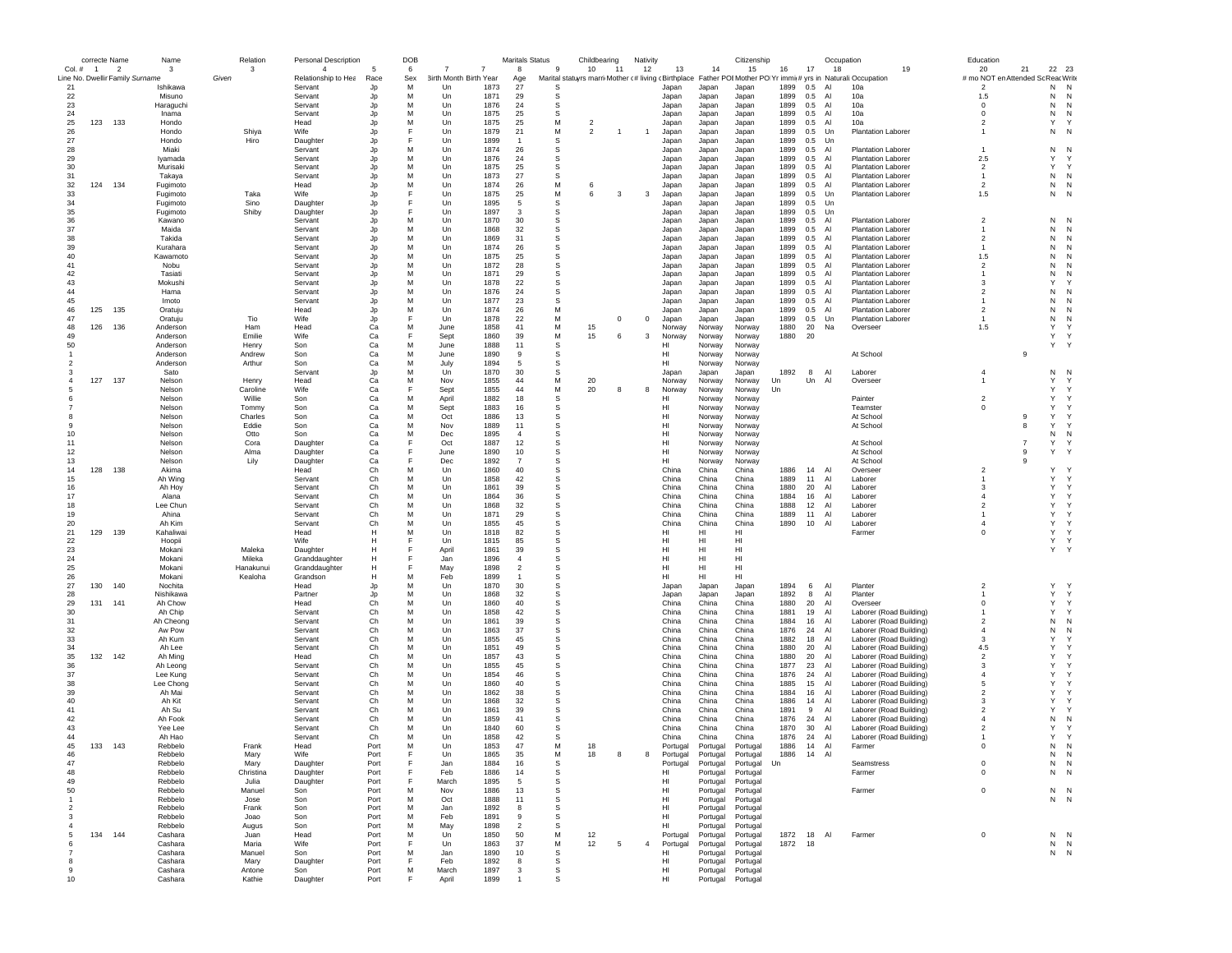| | correcte | Name | Name | Relation | Personal Description | | DOB | | | Maritals Status | | Childbearing | | Nativity | | | Citizenship | | | Occupation | | Education | | | |
|---|---|---|---|---|---|---|---|---|---|---|---|---|---|---|---|---|---|---|---|---|---|---|---|---|---|
| Col. # | 1 | 2 | 3 | | 4 | 5 | 6 | 7 | 7 | 8 | 9 | 10 | 11 | 12 | 13 | 14 | 15 | 16 | 17 | 18 | 19 | 20 | 21 | 22 | 23 |
| Line No. | Dwellir | Family | Surname | Given | Relationship to Hea | Race | Sex | Birth Month | Birth Year | Age | Marital statu | yrs marri | Mother c | # living c | Birthplace | Father POI | Mother PO | Yr immi | # yrs in | Naturali | Occupation | # mo NOT en | Attended Sc | Reac | Write |
| 21 | | | Ishikawa | | Servant | Jp | M | Un | 1873 | 27 | S | | | | Japan | Japan | Japan | 1899 | 0.5 | Al | 10a | 2 | | N | N |
| 22 | | | Misuno | | Servant | Jp | M | Un | 1871 | 29 | S | | | | Japan | Japan | Japan | 1899 | 0.5 | Al | 10a | 1.5 | | N | N |
| 23 | | | Haraguchi | | Servant | Jp | M | Un | 1876 | 24 | S | | | | Japan | Japan | Japan | 1899 | 0.5 | Al | 10a | 0 | | N | N |
| 24 | | | Inama | | Servant | Jp | M | Un | 1875 | 25 | S | | | | Japan | Japan | Japan | 1899 | 0.5 | Al | 10a | 0 | | N | N |
| 25 | 123 | 133 | Hondo | | Head | Jp | M | Un | 1875 | 25 | M | 2 | | | Japan | Japan | Japan | 1899 | 0.5 | Al | 10a | 2 | | Y | Y |
| 26 | | | Hondo | Shiya | Wife | Jp | F | Un | 1879 | 21 | M | 2 | 1 | 1 | Japan | Japan | Japan | 1899 | 0.5 | Un | Plantation Laborer | 1 | | N | N |
| 27 | | | Hondo | Hiro | Daughter | Jp | F | Un | 1899 | 1 | S | | | | Japan | Japan | Japan | 1899 | 0.5 | Un | | | | | |
| 28 | | | Miaki | | Servant | Jp | M | Un | 1874 | 26 | S | | | | Japan | Japan | Japan | 1899 | 0.5 | Al | Plantation Laborer | 1 | | N | N |
| 29 | | | Iyamada | | Servant | Jp | M | Un | 1876 | 24 | S | | | | Japan | Japan | Japan | 1899 | 0.5 | Al | Plantation Laborer | 2.5 | | Y | Y |
| 30 | | | Murisaki | | Servant | Jp | M | Un | 1875 | 25 | S | | | | Japan | Japan | Japan | 1899 | 0.5 | Al | Plantation Laborer | 2 | | Y | Y |
| 31 | | | Takaya | | Servant | Jp | M | Un | 1873 | 27 | S | | | | Japan | Japan | Japan | 1899 | 0.5 | Al | Plantation Laborer | 1 | | N | N |
| 32 | 124 | 134 | Fugimoto | | Head | Jp | M | Un | 1874 | 26 | M | 6 | | | Japan | Japan | Japan | 1899 | 0.5 | Al | Plantation Laborer | 2 | | N | N |
| 33 | | | Fugimoto | Taka | Wife | Jp | F | Un | 1875 | 25 | M | 6 | 3 | 3 | Japan | Japan | Japan | 1899 | 0.5 | Un | Plantation Laborer | 1.5 | | N | N |
| 34 | | | Fugimoto | Sino | Daughter | Jp | F | Un | 1895 | 5 | S | | | | Japan | Japan | Japan | 1899 | 0.5 | Un | | | | | |
| 35 | | | Fugimoto | Shiby | Daughter | Jp | F | Un | 1897 | 3 | S | | | | Japan | Japan | Japan | 1899 | 0.5 | Un | | | | | |
| 36 | | | Kawano | | Servant | Jp | M | Un | 1870 | 30 | S | | | | Japan | Japan | Japan | 1899 | 0.5 | Al | Plantation Laborer | 2 | | N | N |
| 37 | | | Maida | | Servant | Jp | M | Un | 1868 | 32 | S | | | | Japan | Japan | Japan | 1899 | 0.5 | Al | Plantation Laborer | 1 | | N | N |
| 38 | | | Takida | | Servant | Jp | M | Un | 1869 | 31 | S | | | | Japan | Japan | Japan | 1899 | 0.5 | Al | Plantation Laborer | 2 | | N | N |
| 39 | | | Kurahara | | Servant | Jp | M | Un | 1874 | 26 | S | | | | Japan | Japan | Japan | 1899 | 0.5 | Al | Plantation Laborer | 1 | | N | N |
| 40 | | | Kawamoto | | Servant | Jp | M | Un | 1875 | 25 | S | | | | Japan | Japan | Japan | 1899 | 0.5 | Al | Plantation Laborer | 1.5 | | N | N |
| 41 | | | Nobu | | Servant | Jp | M | Un | 1872 | 28 | S | | | | Japan | Japan | Japan | 1899 | 0.5 | Al | Plantation Laborer | 2 | | N | N |
| 42 | | | Tasiati | | Servant | Jp | M | Un | 1871 | 29 | S | | | | Japan | Japan | Japan | 1899 | 0.5 | Al | Plantation Laborer | 1 | | N | N |
| 43 | | | Mokushi | | Servant | Jp | M | Un | 1878 | 22 | S | | | | Japan | Japan | Japan | 1899 | 0.5 | Al | Plantation Laborer | 3 | | Y | Y |
| 44 | | | Hama | | Servant | Jp | M | Un | 1876 | 24 | S | | | | Japan | Japan | Japan | 1899 | 0.5 | Al | Plantation Laborer | 2 | | N | N |
| 45 | | | Imoto | | Servant | Jp | M | Un | 1877 | 23 | S | | | | Japan | Japan | Japan | 1899 | 0.5 | Al | Plantation Laborer | 1 | | N | N |
| 46 | 125 | 135 | Oratuju | | Head | Jp | M | Un | 1874 | 26 | M | | | | Japan | Japan | Japan | 1899 | 0.5 | Al | Plantation Laborer | 2 | | N | N |
| 47 | | | Oratuju | Tio | Wife | Jp | F | Un | 1878 | 22 | M | | 0 | 0 | Japan | Japan | Japan | 1899 | 0.5 | Un | Plantation Laborer | 1 | | N | N |
| 48 | 126 | 136 | Anderson | Ham | Head | Ca | M | June | 1858 | 41 | M | 15 | | | Norway | Norway | Norway | 1880 | 20 | Na | Overseer | 1.5 | | Y | Y |
| 49 | | | Anderson | Emilie | Wife | Ca | F | Sept | 1860 | 39 | M | 15 | 6 | 3 | Norway | Norway | Norway | 1880 | 20 | | | | | Y | Y |
| 50 | | | Anderson | Henry | Son | Ca | M | June | 1888 | 11 | S | | | | HI | Norway | Norway | | | | | | | Y | Y |
| 1 | | | Anderson | Andrew | Son | Ca | M | June | 1890 | 9 | S | | | | HI | Norway | Norway | | | | At School | | 9 | | |
| 2 | | | Anderson | Arthur | Son | Ca | M | July | 1894 | 5 | S | | | | HI | Norway | Norway | | | | | | | | |
| 3 | | | Sato | | Servant | Jp | M | Un | 1870 | 30 | S | | | | Japan | Japan | Japan | 1892 | 8 | Al | Laborer | 4 | | N | N |
| 4 | 127 | 137 | Nelson | Henry | Head | Ca | M | Nov | 1855 | 44 | M | 20 | | | Norway | Norway | Norway | Un | Un | Al | Overseer | 1 | | Y | Y |
| 5 | | | Nelson | Caroline | Wife | Ca | F | Sept | 1855 | 44 | M | 20 | 8 | 8 | Norway | Norway | Norway | Un | | | | | | Y | Y |
| 6 | | | Nelson | Willie | Son | Ca | M | April | 1882 | 18 | S | | | | HI | Norway | Norway | | | | Painter | 2 | | Y | Y |
| 7 | | | Nelson | Tommy | Son | Ca | M | Sept | 1883 | 16 | S | | | | HI | Norway | Norway | | | | Teamster | 0 | | Y | Y |
| 8 | | | Nelson | Charles | Son | Ca | M | Oct | 1886 | 13 | S | | | | HI | Norway | Norway | | | | At School | | 9 | Y | Y |
| 9 | | | Nelson | Eddie | Son | Ca | M | Nov | 1889 | 11 | S | | | | HI | Norway | Norway | | | | At School | | 8 | Y | Y |
| 10 | | | Nelson | Otto | Son | Ca | M | Dec | 1895 | 4 | S | | | | HI | Norway | Norway | | | | | | | N | N |
| 11 | | | Nelson | Cora | Daughter | Ca | F | Oct | 1887 | 12 | S | | | | HI | Norway | Norway | | | | At School | | 7 | Y | Y |
| 12 | | | Nelson | Alma | Daughter | Ca | F | June | 1890 | 10 | S | | | | HI | Norway | Norway | | | | At School | | 9 | Y | Y |
| 13 | | | Nelson | Lily | Daughter | Ca | F | Dec | 1892 | 7 | S | | | | HI | Norway | Norway | | | | At School | | 9 | | |
| 14 | 128 | 138 | Akima | | Head | Ch | M | Un | 1860 | 40 | S | | | | China | China | China | 1886 | 14 | Al | Overseer | 2 | | Y | Y |
| 15 | | | Ah Wing | | Servant | Ch | M | Un | 1858 | 42 | S | | | | China | China | China | 1889 | 11 | Al | Laborer | 1 | | Y | Y |
| 16 | | | Ah Hoy | | Servant | Ch | M | Un | 1861 | 39 | S | | | | China | China | China | 1880 | 20 | Al | Laborer | 3 | | Y | Y |
| 17 | | | Alana | | Servant | Ch | M | Un | 1864 | 36 | S | | | | China | China | China | 1884 | 16 | Al | Laborer | 4 | | Y | Y |
| 18 | | | Lee Chun | | Servant | Ch | M | Un | 1868 | 32 | S | | | | China | China | China | 1888 | 12 | Al | Laborer | 2 | | Y | Y |
| 19 | | | Ahina | | Servant | Ch | M | Un | 1871 | 29 | S | | | | China | China | China | 1889 | 11 | Al | Laborer | 1 | | Y | Y |
| 20 | | | Ah Kim | | Servant | Ch | M | Un | 1855 | 45 | S | | | | China | China | China | 1890 | 10 | Al | Laborer | 4 | | Y | Y |
| 21 | 129 | 139 | Kahaliwai | | Head | H | M | Un | 1818 | 82 | S | | | | HI | HI | HI | | | | Farmer | 0 | | Y | Y |
| 22 | | | Hoopii | | Wife | H | F | Un | 1815 | 85 | S | | | | HI | HI | HI | | | | | | | Y | Y |
| 23 | | | Mokani | Maleka | Daughter | H | F | April | 1861 | 39 | S | | | | HI | HI | HI | | | | | | | Y | Y |
| 24 | | | Mokani | Mileka | Granddaughter | H | F | Jan | 1896 | 4 | S | | | | HI | HI | HI | | | | | | | | |
| 25 | | | Mokani | Hanakunui | Granddaughter | H | F | May | 1898 | 2 | S | | | | HI | HI | HI | | | | | | | | |
| 26 | | | Mokani | Kealoha | Grandson | H | M | Feb | 1899 | 1 | S | | | | HI | HI | HI | | | | | | | | |
| 27 | 130 | 140 | Nochita | | Head | Jp | M | Un | 1870 | 30 | S | | | | Japan | Japan | Japan | 1894 | 6 | Al | Planter | 2 | | Y | Y |
| 28 | | | Nishikawa | | Partner | Jp | M | Un | 1868 | 32 | S | | | | Japan | Japan | Japan | 1892 | 8 | Al | Planter | 1 | | Y | Y |
| 29 | 131 | 141 | Ah Chow | | Head | Ch | M | Un | 1860 | 40 | S | | | | China | China | China | 1880 | 20 | Al | Overseer | 0 | | Y | Y |
| 30 | | | Ah Chip | | Servant | Ch | M | Un | 1858 | 42 | S | | | | China | China | China | 1881 | 19 | Al | Laborer (Road Building) | 1 | | Y | Y |
| 31 | | | Ah Cheong | | Servant | Ch | M | Un | 1861 | 39 | S | | | | China | China | China | 1884 | 16 | Al | Laborer (Road Building) | 2 | | N | N |
| 32 | | | Aw Pow | | Servant | Ch | M | Un | 1863 | 37 | S | | | | China | China | China | 1876 | 24 | Al | Laborer (Road Building) | 4 | | N | N |
| 33 | | | Ah Kum | | Servant | Ch | M | Un | 1855 | 45 | S | | | | China | China | China | 1882 | 18 | Al | Laborer (Road Building) | 3 | | Y | Y |
| 34 | | | Ah Lee | | Servant | Ch | M | Un | 1851 | 49 | S | | | | China | China | China | 1880 | 20 | Al | Laborer (Road Building) | 4.5 | | Y | Y |
| 35 | 132 | 142 | Ah Ming | | Head | Ch | M | Un | 1857 | 43 | S | | | | China | China | China | 1880 | 20 | Al | Laborer (Road Building) | 2 | | Y | Y |
| 36 | | | Ah Leong | | Servant | Ch | M | Un | 1855 | 45 | S | | | | China | China | China | 1877 | 23 | Al | Laborer (Road Building) | 3 | | Y | Y |
| 37 | | | Lee Kung | | Servant | Ch | M | Un | 1854 | 46 | S | | | | China | China | China | 1876 | 24 | Al | Laborer (Road Building) | 4 | | Y | Y |
| 38 | | | Lee Chong | | Servant | Ch | M | Un | 1860 | 40 | S | | | | China | China | China | 1885 | 15 | Al | Laborer (Road Building) | 5 | | Y | Y |
| 39 | | | Ah Mai | | Servant | Ch | M | Un | 1862 | 38 | S | | | | China | China | China | 1884 | 16 | Al | Laborer (Road Building) | 2 | | Y | Y |
| 40 | | | Ah Kit | | Servant | Ch | M | Un | 1868 | 32 | S | | | | China | China | China | 1886 | 14 | Al | Laborer (Road Building) | 3 | | Y | Y |
| 41 | | | Ah Su | | Servant | Ch | M | Un | 1861 | 39 | S | | | | China | China | China | 1891 | 9 | Al | Laborer (Road Building) | 2 | | Y | Y |
| 42 | | | Ah Fook | | Servant | Ch | M | Un | 1859 | 41 | S | | | | China | China | China | 1876 | 24 | Al | Laborer (Road Building) | 4 | | N | N |
| 43 | | | Yee Lee | | Servant | Ch | M | Un | 1840 | 60 | S | | | | China | China | China | 1870 | 30 | Al | Laborer (Road Building) | 2 | | Y | Y |
| 44 | | | Ah Hao | | Servant | Ch | M | Un | 1858 | 42 | S | | | | China | China | China | 1876 | 24 | Al | Laborer (Road Building) | 1 | | Y | Y |
| 45 | 133 | 143 | Rebbelo | Frank | Head | Port | M | Un | 1853 | 47 | M | 18 | | | Portugal | Portugal | Portugal | 1886 | 14 | Al | Farmer | 0 | | N | N |
| 46 | | | Rebbelo | Mary | Wife | Port | F | Un | 1865 | 35 | M | 18 | 8 | 8 | Portugal | Portugal | Portugal | 1886 | 14 | Al | | | | N | N |
| 47 | | | Rebbelo | Mary | Daughter | Port | F | Jan | 1884 | 16 | S | | | | Portugal | Portugal | Portugal | Un | | | Seamstress | 0 | | N | N |
| 48 | | | Rebbelo | Christina | Daughter | Port | F | Feb | 1886 | 14 | S | | | | HI | Portugal | Portugal | | | | Farmer | 0 | | N | N |
| 49 | | | Rebbelo | Julia | Daughter | Port | F | March | 1895 | 5 | S | | | | HI | Portugal | Portugal | | | | | | | | |
| 50 | | | Rebbelo | Manuel | Son | Port | M | Nov | 1886 | 13 | S | | | | HI | Portugal | Portugal | | | | Farmer | 0 | | N | N |
| 1 | | | Rebbelo | Jose | Son | Port | M | Oct | 1888 | 11 | S | | | | HI | Portugal | Portugal | | | | | | | N | N |
| 2 | | | Rebbelo | Frank | Son | Port | M | Jan | 1892 | 8 | S | | | | HI | Portugal | Portugal | | | | | | | | |
| 3 | | | Rebbelo | Joao | Son | Port | M | Feb | 1891 | 9 | S | | | | HI | Portugal | Portugal | | | | | | | | |
| 4 | | | Rebbelo | Augus | Son | Port | M | May | 1898 | 2 | S | | | | HI | Portugal | Portugal | | | | | | | | |
| 5 | 134 | 144 | Cashara | Juan | Head | Port | M | Un | 1850 | 50 | M | 12 | | | Portugal | Portugal | Portugal | 1872 | 18 | Al | Farmer | 0 | | N | N |
| 6 | | | Cashara | Maria | Wife | Port | F | Un | 1863 | 37 | M | 12 | 5 | 4 | Portugal | Portugal | Portugal | 1872 | 18 | | | | | N | N |
| 7 | | | Cashara | Manuel | Son | Port | M | Jan | 1890 | 10 | S | | | | HI | Portugal | Portugal | | | | | | | N | N |
| 8 | | | Cashara | Mary | Daughter | Port | F | Feb | 1892 | 8 | S | | | | HI | Portugal | Portugal | | | | | | | | |
| 9 | | | Cashara | Antone | Son | Port | M | March | 1897 | 3 | S | | | | HI | Portugal | Portugal | | | | | | | | |
| 10 | | | Cashara | Kathie | Daughter | Port | F | April | 1899 | 1 | S | | | | HI | Portugal | Portugal | | | | | | | | |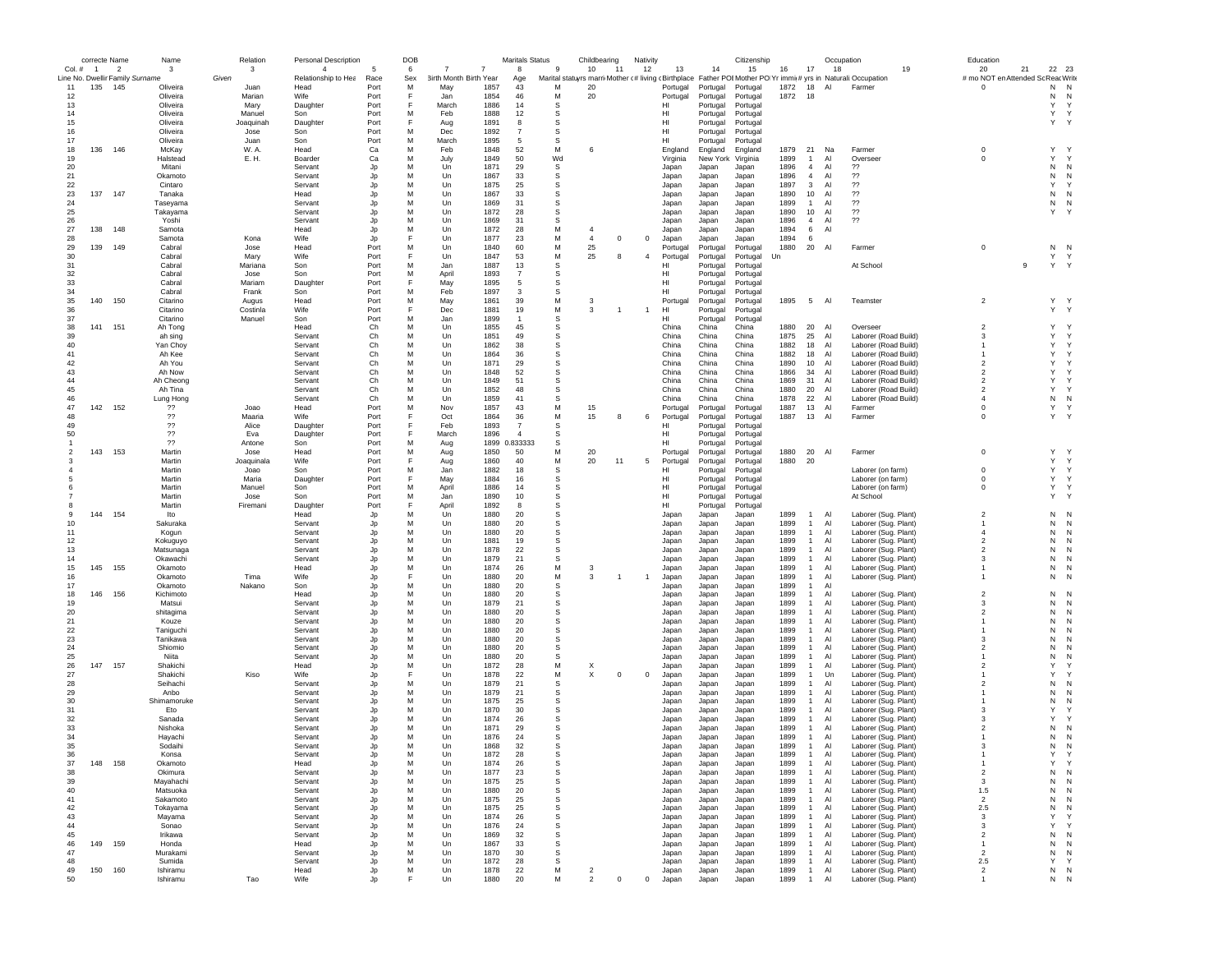| correcte Name | | | Name | | Relation | Personal Description | | DOB | | | Maritals Status | | Childbearing | | Nativity | | | Citizenship | | | Occupation | Education | | | |
|---|---|---|---|---|---|---|---|---|---|---|---|---|---|---|---|---|---|---|---|---|---|---|---|---|---|
| Col. # | 1 | 2 | 3 | | 3 | 4 | 5 | 6 | 7 | 7 | 8 | 9 | 10 | 11 | 12 | 13 | 14 | 15 | 16 | 17 | 18 / 19 | 20 | 21 | 22 | 23 |
| Line No. | Dwelling | Family | Surname | Given | Relationship to Head | Race | Sex | Birth Month | Birth Year | Age | Marital status | yrs married | Mother of # | # living | Birthplace | Father POB | Mother POB | Yr immig | # yrs in | Naturalization | Occupation | # mo NOT employed | Attended School | Read | Write |
| 11 | 135 | 145 | Oliveira | Juan | Head | Port | M | May | 1857 | 43 | M | 20 | | | Portugal | Portugal | Portugal | 1872 | 18 | Al | Farmer | 0 | | N | N |
| 12 | | | Oliveira | Marian | Wife | Port | F | Jan | 1854 | 46 | M | 20 | | | Portugal | Portugal | Portugal | 1872 | 18 | | | | | N | N |
| 13 | | | Oliveira | Mary | Daughter | Port | F | March | 1886 | 14 | S | | | | HI | Portugal | Portugal | | | | | | | Y | Y |
| 14 | | | Oliveira | Manuel | Son | Port | M | Feb | 1888 | 12 | S | | | | HI | Portugal | Portugal | | | | | | | Y | Y |
| 15 | | | Oliveira | Joaquinah | Daughter | Port | F | Aug | 1891 | 8 | S | | | | HI | Portugal | Portugal | | | | | | | Y | Y |
| 16 | | | Oliveira | Jose | Son | Port | M | Dec | 1892 | 7 | S | | | | HI | Portugal | Portugal | | | | | | | | |
| 17 | | | Oliveira | Juan | Son | Port | M | March | 1895 | 5 | S | | | | HI | Portugal | Portugal | | | | | | | | |
| 18 | 136 | 146 | McKay | W. A. | Head | Ca | M | Feb | 1848 | 52 | M | 6 | | | England | England | England | 1879 | 21 | Na | Farmer | 0 | | Y | Y |
| 19 | | | Halstead | E. H. | Boarder | Ca | M | July | 1849 | 50 | Wd | | | | Virginia | New York | Virginia | 1899 | 1 | Al | Overseer | 0 | | Y | Y |
| 20 | | | Mitani | | Servant | Jp | M | Un | 1871 | 29 | S | | | | Japan | Japan | Japan | 1896 | 4 | Al | ?? | | | N | N |
| 21 | | | Okamoto | | Servant | Jp | M | Un | 1867 | 33 | S | | | | Japan | Japan | Japan | 1896 | 4 | Al | ?? | | | N | N |
| 22 | | | Cintaro | | Servant | Jp | M | Un | 1875 | 25 | S | | | | Japan | Japan | Japan | 1897 | 3 | Al | ?? | | | Y | Y |
| 23 | 137 | 147 | Tanaka | | Head | Jp | M | Un | 1867 | 33 | S | | | | Japan | Japan | Japan | 1890 | 10 | Al | ?? | | | N | N |
| 24 | | | Taseyama | | Servant | Jp | M | Un | 1869 | 31 | S | | | | Japan | Japan | Japan | 1899 | 1 | Al | ?? | | | N | N |
| 25 | | | Takayama | | Servant | Jp | M | Un | 1872 | 28 | S | | | | Japan | Japan | Japan | 1890 | 10 | Al | ?? | | | Y | Y |
| 26 | | | Yoshi | | Servant | Jp | M | Un | 1869 | 31 | S | | | | Japan | Japan | Japan | 1896 | 4 | Al | ?? | | | | |
| 27 | 138 | 148 | Samota | | Head | Jp | M | Un | 1872 | 28 | M | 4 | | | Japan | Japan | Japan | 1894 | 6 | Al | | | | | |
| 28 | | | Samota | Kona | Wife | Jp | F | Un | 1877 | 23 | M | 4 | 0 | 0 | Japan | Japan | Japan | 1894 | 6 | | | | | | |
| 29 | 139 | 149 | Cabral | Jose | Head | Port | M | Un | 1840 | 60 | M | 25 | | | Portugal | Portugal | Portugal | 1880 | 20 | Al | Farmer | 0 | | N | N |
| 30 | | | Cabral | Mary | Wife | Port | F | Un | 1847 | 53 | M | 25 | 8 | 4 | Portugal | Portugal | Portugal | Un | | | | | | Y | Y |
| 31 | | | Cabral | Mariana | Son | Port | M | Jan | 1887 | 13 | S | | | | HI | Portugal | Portugal | | | | At School | | 9 | Y | Y |
| 32 | | | Cabral | Jose | Son | Port | M | April | 1893 | 7 | S | | | | HI | Portugal | Portugal | | | | | | | | |
| 33 | | | Cabral | Mariam | Daughter | Port | F | May | 1895 | 5 | S | | | | HI | Portugal | Portugal | | | | | | | | |
| 34 | | | Cabral | Frank | Son | Port | M | Feb | 1897 | 3 | S | | | | HI | Portugal | Portugal | | | | | | | | |
| 35 | 140 | 150 | Citarino | Augus | Head | Port | M | May | 1861 | 39 | M | 3 | | | Portugal | Portugal | Portugal | 1895 | 5 | Al | Teamster | 2 | | Y | Y |
| 36 | | | Citarino | Costinla | Wife | Port | F | Dec | 1881 | 19 | M | 3 | 1 | 1 | HI | Portugal | Portugal | | | | | | | Y | Y |
| 37 | | | Citarino | Manuel | Son | Port | M | Jan | 1899 | 1 | S | | | | HI | Portugal | Portugal | | | | | | | | |
| 38 | 141 | 151 | Ah Tong | | Head | Ch | M | Un | 1855 | 45 | S | | | | China | China | China | 1880 | 20 | Al | Overseer | 2 | | Y | Y |
| 39 | | | ah sing | | Servant | Ch | M | Un | 1851 | 49 | S | | | | China | China | China | 1875 | 25 | Al | Laborer (Road Build) | 3 | | Y | Y |
| 40 | | | Yan Choy | | Servant | Ch | M | Un | 1862 | 38 | S | | | | China | China | China | 1882 | 18 | Al | Laborer (Road Build) | 1 | | Y | Y |
| 41 | | | Ah Kee | | Servant | Ch | M | Un | 1864 | 36 | S | | | | China | China | China | 1882 | 18 | Al | Laborer (Road Build) | 1 | | Y | Y |
| 42 | | | Ah You | | Servant | Ch | M | Un | 1871 | 29 | S | | | | China | China | China | 1890 | 10 | Al | Laborer (Road Build) | 2 | | Y | Y |
| 43 | | | Ah Now | | Servant | Ch | M | Un | 1848 | 52 | S | | | | China | China | China | 1866 | 34 | Al | Laborer (Road Build) | 2 | | Y | Y |
| 44 | | | Ah Cheong | | Servant | Ch | M | Un | 1849 | 51 | S | | | | China | China | China | 1869 | 31 | Al | Laborer (Road Build) | 2 | | Y | Y |
| 45 | | | Ah Tina | | Servant | Ch | M | Un | 1852 | 48 | S | | | | China | China | China | 1880 | 20 | Al | Laborer (Road Build) | 2 | | Y | Y |
| 46 | | | Lung Hong | | Servant | Ch | M | Un | 1859 | 41 | S | | | | China | China | China | 1878 | 22 | Al | Laborer (Road Build) | 4 | | N | N |
| 47 | 142 | 152 | ?? | Joao | Head | Port | M | Nov | 1857 | 43 | M | 15 | | | Portugal | Portugal | Portugal | 1887 | 13 | Al | Farmer | 0 | | Y | Y |
| 48 | | | ?? | Maaria | Wife | Port | F | Oct | 1864 | 36 | M | 15 | 8 | 6 | Portugal | Portugal | Portugal | 1887 | 13 | Al | Farmer | 0 | | Y | Y |
| 49 | | | ?? | Alice | Daughter | Port | F | Feb | 1893 | 7 | S | | | | HI | Portugal | Portugal | | | | | | | | |
| 50 | | | ?? | Eva | Daughter | Port | F | March | 1896 | 4 | S | | | | HI | Portugal | Portugal | | | | | | | | |
| 1 | | | ?? | Antone | Son | Port | M | Aug | 1899 | 0.833333 | S | | | | HI | Portugal | Portugal | | | | | | | | |
| 2 | 143 | 153 | Martin | Jose | Head | Port | M | Aug | 1850 | 50 | M | 20 | | | Portugal | Portugal | Portugal | 1880 | 20 | Al | Farmer | 0 | | Y | Y |
| 3 | | | Martin | Joaquinala | Wife | Port | F | Aug | 1860 | 40 | M | 20 | 11 | 5 | Portugal | Portugal | Portugal | 1880 | 20 | | | | | Y | Y |
| 4 | | | Martin | Joao | Son | Port | M | Jan | 1882 | 18 | S | | | | HI | Portugal | Portugal | | | | Laborer (on farm) | 0 | | Y | Y |
| 5 | | | Martin | Maria | Daughter | Port | F | May | 1884 | 16 | S | | | | HI | Portugal | Portugal | | | | Laborer (on farm) | 0 | | Y | Y |
| 6 | | | Martin | Manuel | Son | Port | M | April | 1886 | 14 | S | | | | HI | Portugal | Portugal | | | | Laborer (on farm) | 0 | | Y | Y |
| 7 | | | Martin | Jose | Son | Port | M | Jan | 1890 | 10 | S | | | | HI | Portugal | Portugal | | | | At School | | | Y | Y |
| 8 | | | Martin | Firemani | Daughter | Port | F | April | 1892 | 8 | S | | | | HI | Portugal | Portugal | | | | | | | | |
| 9 | 144 | 154 | Ito | | Head | Jp | M | Un | 1880 | 20 | S | | | | Japan | Japan | Japan | 1899 | 1 | Al | Laborer (Sug. Plant) | 2 | | N | N |
| 10 | | | Sakuraka | | Servant | Jp | M | Un | 1880 | 20 | S | | | | Japan | Japan | Japan | 1899 | 1 | Al | Laborer (Sug. Plant) | 1 | | N | N |
| 11 | | | Kogun | | Servant | Jp | M | Un | 1880 | 20 | S | | | | Japan | Japan | Japan | 1899 | 1 | Al | Laborer (Sug. Plant) | 4 | | N | N |
| 12 | | | Kokuguyo | | Servant | Jp | M | Un | 1881 | 19 | S | | | | Japan | Japan | Japan | 1899 | 1 | Al | Laborer (Sug. Plant) | 2 | | N | N |
| 13 | | | Matsunaga | | Servant | Jp | M | Un | 1878 | 22 | S | | | | Japan | Japan | Japan | 1899 | 1 | Al | Laborer (Sug. Plant) | 2 | | N | N |
| 14 | | | Okawachi | | Servant | Jp | M | Un | 1879 | 21 | S | | | | Japan | Japan | Japan | 1899 | 1 | Al | Laborer (Sug. Plant) | 3 | | N | N |
| 15 | 145 | 155 | Okamoto | | Head | Jp | M | Un | 1874 | 26 | M | 3 | | | Japan | Japan | Japan | 1899 | 1 | Al | Laborer (Sug. Plant) | 1 | | N | N |
| 16 | | | Okamoto | Tima | Wife | Jp | F | Un | 1880 | 20 | M | 3 | 1 | 1 | Japan | Japan | Japan | 1899 | 1 | Al | Laborer (Sug. Plant) | 1 | | N | N |
| 17 | | | Okamoto | Nakano | Son | Jp | M | Un | 1880 | 20 | S | | | | Japan | Japan | Japan | 1899 | 1 | Al | | | | | |
| 18 | 146 | 156 | Kichimoto | | Head | Jp | M | Un | 1880 | 20 | S | | | | Japan | Japan | Japan | 1899 | 1 | Al | Laborer (Sug. Plant) | 2 | | N | N |
| 19 | | | Matsui | | Servant | Jp | M | Un | 1879 | 21 | S | | | | Japan | Japan | Japan | 1899 | 1 | Al | Laborer (Sug. Plant) | 3 | | N | N |
| 20 | | | shitagima | | Servant | Jp | M | Un | 1880 | 20 | S | | | | Japan | Japan | Japan | 1899 | 1 | Al | Laborer (Sug. Plant) | 2 | | N | N |
| 21 | | | Kouze | | Servant | Jp | M | Un | 1880 | 20 | S | | | | Japan | Japan | Japan | 1899 | 1 | Al | Laborer (Sug. Plant) | 1 | | N | N |
| 22 | | | Taniguchi | | Servant | Jp | M | Un | 1880 | 20 | S | | | | Japan | Japan | Japan | 1899 | 1 | Al | Laborer (Sug. Plant) | 1 | | N | N |
| 23 | | | Tanikawa | | Servant | Jp | M | Un | 1880 | 20 | S | | | | Japan | Japan | Japan | 1899 | 1 | Al | Laborer (Sug. Plant) | 3 | | N | N |
| 24 | | | Shiomio | | Servant | Jp | M | Un | 1880 | 20 | S | | | | Japan | Japan | Japan | 1899 | 1 | Al | Laborer (Sug. Plant) | 2 | | N | N |
| 25 | | | Niita | | Servant | Jp | M | Un | 1880 | 20 | S | | | | Japan | Japan | Japan | 1899 | 1 | Al | Laborer (Sug. Plant) | 1 | | N | N |
| 26 | 147 | 157 | Shakichi | | Head | Jp | M | Un | 1872 | 28 | M | X | | | Japan | Japan | Japan | 1899 | 1 | Al | Laborer (Sug. Plant) | 2 | | Y | Y |
| 27 | | | Shakichi | Kiso | Wife | Jp | F | Un | 1878 | 22 | M | X | 0 | 0 | Japan | Japan | Japan | 1899 | 1 | Un | Laborer (Sug. Plant) | 1 | | Y | Y |
| 28 | | | Seihachi | | Servant | Jp | M | Un | 1879 | 21 | S | | | | Japan | Japan | Japan | 1899 | 1 | Al | Laborer (Sug. Plant) | 2 | | N | N |
| 29 | | | Anbo | | Servant | Jp | M | Un | 1879 | 21 | S | | | | Japan | Japan | Japan | 1899 | 1 | Al | Laborer (Sug. Plant) | 1 | | N | N |
| 30 | | | Shimamoruke | | Servant | Jp | M | Un | 1875 | 25 | S | | | | Japan | Japan | Japan | 1899 | 1 | Al | Laborer (Sug. Plant) | 1 | | N | N |
| 31 | | | Eto | | Servant | Jp | M | Un | 1870 | 30 | S | | | | Japan | Japan | Japan | 1899 | 1 | Al | Laborer (Sug. Plant) | 3 | | Y | Y |
| 32 | | | Sanada | | Servant | Jp | M | Un | 1874 | 26 | S | | | | Japan | Japan | Japan | 1899 | 1 | Al | Laborer (Sug. Plant) | 3 | | Y | Y |
| 33 | | | Nishoka | | Servant | Jp | M | Un | 1871 | 29 | S | | | | Japan | Japan | Japan | 1899 | 1 | Al | Laborer (Sug. Plant) | 2 | | N | N |
| 34 | | | Hayachi | | Servant | Jp | M | Un | 1876 | 24 | S | | | | Japan | Japan | Japan | 1899 | 1 | Al | Laborer (Sug. Plant) | 1 | | N | N |
| 35 | | | Sodaihi | | Servant | Jp | M | Un | 1868 | 32 | S | | | | Japan | Japan | Japan | 1899 | 1 | Al | Laborer (Sug. Plant) | 3 | | N | N |
| 36 | | | Konsa | | Servant | Jp | M | Un | 1872 | 28 | S | | | | Japan | Japan | Japan | 1899 | 1 | Al | Laborer (Sug. Plant) | 1 | | Y | Y |
| 37 | 148 | 158 | Okamoto | | Head | Jp | M | Un | 1874 | 26 | S | | | | Japan | Japan | Japan | 1899 | 1 | Al | Laborer (Sug. Plant) | 1 | | Y | Y |
| 38 | | | Okimura | | Servant | Jp | M | Un | 1877 | 23 | S | | | | Japan | Japan | Japan | 1899 | 1 | Al | Laborer (Sug. Plant) | 2 | | N | N |
| 39 | | | Mayahachi | | Servant | Jp | M | Un | 1875 | 25 | S | | | | Japan | Japan | Japan | 1899 | 1 | Al | Laborer (Sug. Plant) | 3 | | N | N |
| 40 | | | Matsuoka | | Servant | Jp | M | Un | 1880 | 20 | S | | | | Japan | Japan | Japan | 1899 | 1 | Al | Laborer (Sug. Plant) | 1.5 | | N | N |
| 41 | | | Sakamoto | | Servant | Jp | M | Un | 1875 | 25 | S | | | | Japan | Japan | Japan | 1899 | 1 | Al | Laborer (Sug. Plant) | 2 | | N | N |
| 42 | | | Tokayama | | Servant | Jp | M | Un | 1875 | 25 | S | | | | Japan | Japan | Japan | 1899 | 1 | Al | Laborer (Sug. Plant) | 2.5 | | N | N |
| 43 | | | Mayama | | Servant | Jp | M | Un | 1874 | 26 | S | | | | Japan | Japan | Japan | 1899 | 1 | Al | Laborer (Sug. Plant) | 3 | | Y | Y |
| 44 | | | Sonao | | Servant | Jp | M | Un | 1876 | 24 | S | | | | Japan | Japan | Japan | 1899 | 1 | Al | Laborer (Sug. Plant) | 3 | | Y | Y |
| 45 | | | Irikawa | | Servant | Jp | M | Un | 1869 | 32 | S | | | | Japan | Japan | Japan | 1899 | 1 | Al | Laborer (Sug. Plant) | 2 | | N | N |
| 46 | 149 | 159 | Honda | | Head | Jp | M | Un | 1867 | 33 | S | | | | Japan | Japan | Japan | 1899 | 1 | Al | Laborer (Sug. Plant) | 1 | | N | N |
| 47 | | | Murakami | | Servant | Jp | M | Un | 1870 | 30 | S | | | | Japan | Japan | Japan | 1899 | 1 | Al | Laborer (Sug. Plant) | 2 | | N | N |
| 48 | | | Sumida | | Servant | Jp | M | Un | 1872 | 28 | S | | | | Japan | Japan | Japan | 1899 | 1 | Al | Laborer (Sug. Plant) | 2.5 | | Y | Y |
| 49 | 150 | 160 | Ishiramu | | Head | Jp | M | Un | 1878 | 22 | M | 2 | | | Japan | Japan | Japan | 1899 | 1 | Al | Laborer (Sug. Plant) | 2 | | N | N |
| 50 | | | Ishiramu | Tao | Wife | Jp | F | Un | 1880 | 20 | M | 2 | 0 | 0 | Japan | Japan | Japan | 1899 | 1 | Al | Laborer (Sug. Plant) | 1 | | N | N |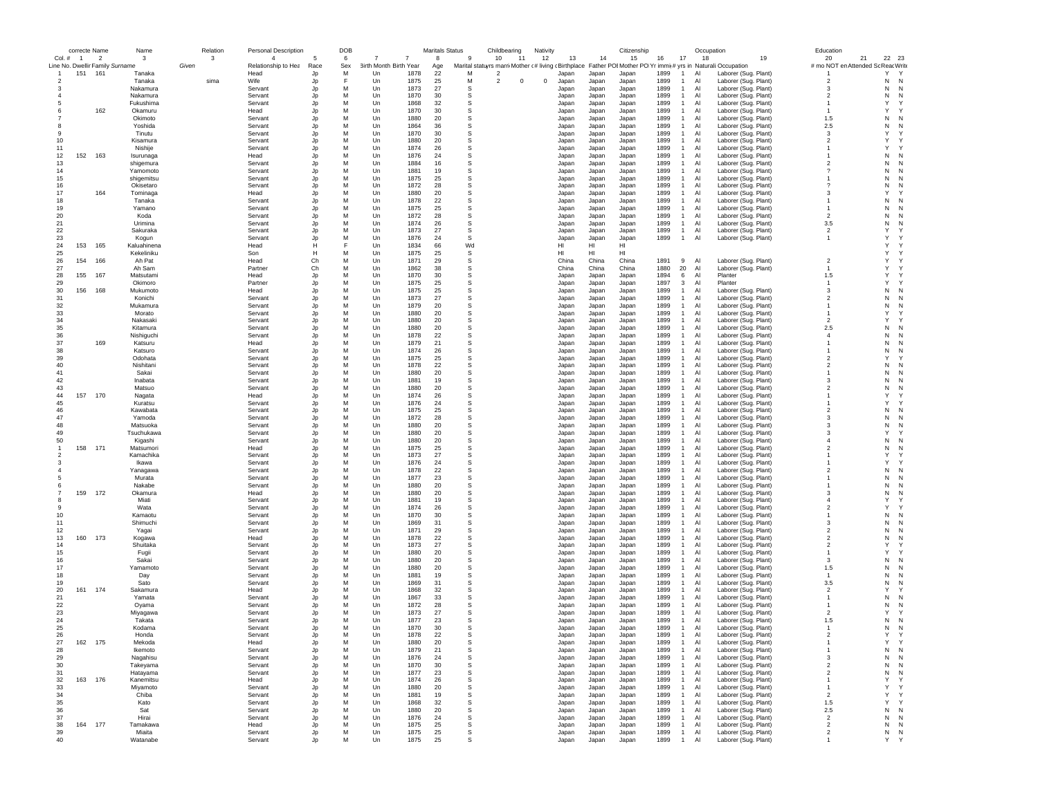| correcte | Name | | Name | | Relation | Personal Description | | DOB | | | Maritals Status | Childbearing | | | Nativity | | | Citizenship | | | Occupation | | Education | | |
|---|---|---|---|---|---|---|---|---|---|---|---|---|---|---|---|---|---|---|---|---|---|---|---|---|---|
| Col. # | 1 | 2 | 3 | | 3 | 4 | 5 | 6 | 7 | 7 | 8 | 9 | 10 | 11 | 12 | 13 | 14 | 15 | 16 | 17 | 18 | 19 | 20 | 21 | 22 | 23 |
| Line No. | Dwellir | Family | Surname | Given | Relationship to Hea | Race | Sex | Birth Month | Birth Year | Age | Marital statu | yrs marri | Mother c | # living c | Birthplace | Father POI | Mother PO | Yr immi | # yrs in | Naturali | Occupation | # mo NOT en | Attended Sc | Reac | Write |
| 1 | 151 | 161 | Tanaka | | Head | Jp | M | Un | 1878 | 22 | M | 2 | | | Japan | Japan | Japan | 1899 | 1 | Al | Laborer (Sug. Plant) | 1 | | Y | Y |
| 2 | | | Tanaka | sima | Wife | Jp | F | Un | 1875 | 25 | M | 2 | 0 | 0 | Japan | Japan | Japan | 1899 | 1 | Al | Laborer (Sug. Plant) | 2 | | N | N |
| 3 | | | Nakamura | | Servant | Jp | M | Un | 1873 | 27 | S | | | | Japan | Japan | Japan | 1899 | 1 | Al | Laborer (Sug. Plant) | 3 | | N | N |
| 4 | | | Nakamura | | Servant | Jp | M | Un | 1870 | 30 | S | | | | Japan | Japan | Japan | 1899 | 1 | Al | Laborer (Sug. Plant) | 2 | | N | N |
| 5 | | | Fukushima | | Servant | Jp | M | Un | 1868 | 32 | S | | | | Japan | Japan | Japan | 1899 | 1 | Al | Laborer (Sug. Plant) | 1 | | Y | Y |
| 6 | | 162 | Okamuru | | Head | Jp | M | Un | 1870 | 30 | S | | | | Japan | Japan | Japan | 1899 | 1 | Al | Laborer (Sug. Plant) | 1 | | Y | Y |
| 7 | | | Okimoto | | Servant | Jp | M | Un | 1880 | 20 | S | | | | Japan | Japan | Japan | 1899 | 1 | Al | Laborer (Sug. Plant) | 1.5 | | N | N |
| 8 | | | Yoshida | | Servant | Jp | M | Un | 1864 | 36 | S | | | | Japan | Japan | Japan | 1899 | 1 | Al | Laborer (Sug. Plant) | 2.5 | | N | N |
| 9 | | | Tinutu | | Servant | Jp | M | Un | 1870 | 30 | S | | | | Japan | Japan | Japan | 1899 | 1 | Al | Laborer (Sug. Plant) | 3 | | Y | Y |
| 10 | | | Kisamura | | Servant | Jp | M | Un | 1880 | 20 | S | | | | Japan | Japan | Japan | 1899 | 1 | Al | Laborer (Sug. Plant) | 2 | | Y | Y |
| 11 | | | Nishije | | Servant | Jp | M | Un | 1874 | 26 | S | | | | Japan | Japan | Japan | 1899 | 1 | Al | Laborer (Sug. Plant) | 1 | | Y | Y |
| 12 | 152 | 163 | Isurunaga | | Head | Jp | M | Un | 1876 | 24 | S | | | | Japan | Japan | Japan | 1899 | 1 | Al | Laborer (Sug. Plant) | 1 | | N | N |
| 13 | | | shigemura | | Servant | Jp | M | Un | 1884 | 16 | S | | | | Japan | Japan | Japan | 1899 | 1 | Al | Laborer (Sug. Plant) | 2 | | N | N |
| 14 | | | Yamomoto | | Servant | Jp | M | Un | 1881 | 19 | S | | | | Japan | Japan | Japan | 1899 | 1 | Al | Laborer (Sug. Plant) | ? | | N | N |
| 15 | | | shigemitsu | | Servant | Jp | M | Un | 1875 | 25 | S | | | | Japan | Japan | Japan | 1899 | 1 | Al | Laborer (Sug. Plant) | 1 | | N | N |
| 16 | | | Okisetaro | | Servant | Jp | M | Un | 1872 | 28 | S | | | | Japan | Japan | Japan | 1899 | 1 | Al | Laborer (Sug. Plant) | ? | | N | N |
| 17 | | 164 | Tominaga | | Head | Jp | M | Un | 1880 | 20 | S | | | | Japan | Japan | Japan | 1899 | 1 | Al | Laborer (Sug. Plant) | 3 | | Y | Y |
| 18 | | | Tanaka | | Servant | Jp | M | Un | 1878 | 22 | S | | | | Japan | Japan | Japan | 1899 | 1 | Al | Laborer (Sug. Plant) | 1 | | N | N |
| 19 | | | Yamano | | Servant | Jp | M | Un | 1875 | 25 | S | | | | Japan | Japan | Japan | 1899 | 1 | Al | Laborer (Sug. Plant) | 1 | | N | N |
| 20 | | | Koda | | Servant | Jp | M | Un | 1872 | 28 | S | | | | Japan | Japan | Japan | 1899 | 1 | Al | Laborer (Sug. Plant) | 2 | | N | N |
| 21 | | | Urimina | | Servant | Jp | M | Un | 1874 | 26 | S | | | | Japan | Japan | Japan | 1899 | 1 | Al | Laborer (Sug. Plant) | 3.5 | | N | N |
| 22 | | | Sakuraka | | Servant | Jp | M | Un | 1873 | 27 | S | | | | Japan | Japan | Japan | 1899 | 1 | Al | Laborer (Sug. Plant) | 2 | | Y | Y |
| 23 | | | Kogun | | Servant | Jp | M | Un | 1876 | 24 | S | | | | Japan | Japan | Japan | 1899 | 1 | Al | Laborer (Sug. Plant) | 1 | | Y | Y |
| 24 | 153 | 165 | Kaluahinena | | Head | H | F | Un | 1834 | 66 | Wd | | | | HI | HI | HI | | | | | | | Y | Y |
| 25 | | | Kekeliniku | | Son | H | M | Un | 1875 | 25 | S | | | | HI | HI | HI | | | | | | | Y | Y |
| 26 | 154 | 166 | Ah Pat | | Head | Ch | M | Un | 1871 | 29 | S | | | | China | China | China | 1891 | 9 | Al | Laborer (Sug. Plant) | 2 | | Y | Y |
| 27 | | | Ah Sam | | Partner | Ch | M | Un | 1862 | 38 | S | | | | China | China | China | 1880 | 20 | Al | Laborer (Sug. Plant) | 1 | | Y | Y |
| 28 | 155 | 167 | Matsutami | | Head | Jp | M | Un | 1870 | 30 | S | | | | Japan | Japan | Japan | 1894 | 6 | Al | Planter | 1.5 | | Y | Y |
| 29 | | | Okimoro | | Partner | Jp | M | Un | 1875 | 25 | S | | | | Japan | Japan | Japan | 1897 | 3 | Al | Planter | 1 | | Y | Y |
| 30 | 156 | 168 | Mukumoto | | Head | Jp | M | Un | 1875 | 25 | S | | | | Japan | Japan | Japan | 1899 | 1 | Al | Laborer (Sug. Plant) | 3 | | N | N |
| 31 | | | Konichi | | Servant | Jp | M | Un | 1873 | 27 | S | | | | Japan | Japan | Japan | 1899 | 1 | Al | Laborer (Sug. Plant) | 2 | | N | N |
| 32 | | | Mukamura | | Servant | Jp | M | Un | 1879 | 20 | S | | | | Japan | Japan | Japan | 1899 | 1 | Al | Laborer (Sug. Plant) | 1 | | N | N |
| 33 | | | Morato | | Servant | Jp | M | Un | 1880 | 20 | S | | | | Japan | Japan | Japan | 1899 | 1 | Al | Laborer (Sug. Plant) | 1 | | Y | Y |
| 34 | | | Nakasaki | | Servant | Jp | M | Un | 1880 | 20 | S | | | | Japan | Japan | Japan | 1899 | 1 | Al | Laborer (Sug. Plant) | 2 | | Y | Y |
| 35 | | | Kitamura | | Servant | Jp | M | Un | 1880 | 20 | S | | | | Japan | Japan | Japan | 1899 | 1 | Al | Laborer (Sug. Plant) | 2.5 | | N | N |
| 36 | | | Nishiguchi | | Servant | Jp | M | Un | 1878 | 22 | S | | | | Japan | Japan | Japan | 1899 | 1 | Al | Laborer (Sug. Plant) | 4 | | N | N |
| 37 | | 169 | Katsuru | | Head | Jp | M | Un | 1879 | 21 | S | | | | Japan | Japan | Japan | 1899 | 1 | Al | Laborer (Sug. Plant) | 1 | | N | N |
| 38 | | | Katsuro | | Servant | Jp | M | Un | 1874 | 26 | S | | | | Japan | Japan | Japan | 1899 | 1 | Al | Laborer (Sug. Plant) | 1 | | N | N |
| 39 | | | Odohata | | Servant | Jp | M | Un | 1875 | 25 | S | | | | Japan | Japan | Japan | 1899 | 1 | Al | Laborer (Sug. Plant) | 2 | | Y | Y |
| 40 | | | Nishitani | | Servant | Jp | M | Un | 1878 | 22 | S | | | | Japan | Japan | Japan | 1899 | 1 | Al | Laborer (Sug. Plant) | 2 | | N | N |
| 41 | | | Sakai | | Servant | Jp | M | Un | 1880 | 20 | S | | | | Japan | Japan | Japan | 1899 | 1 | Al | Laborer (Sug. Plant) | 1 | | N | N |
| 42 | | | Inabata | | Servant | Jp | M | Un | 1881 | 19 | S | | | | Japan | Japan | Japan | 1899 | 1 | Al | Laborer (Sug. Plant) | 3 | | N | N |
| 43 | | | Matsuo | | Servant | Jp | M | Un | 1880 | 20 | S | | | | Japan | Japan | Japan | 1899 | 1 | Al | Laborer (Sug. Plant) | 2 | | N | N |
| 44 | 157 | 170 | Nagata | | Head | Jp | M | Un | 1874 | 26 | S | | | | Japan | Japan | Japan | 1899 | 1 | Al | Laborer (Sug. Plant) | 1 | | Y | Y |
| 45 | | | Kuratsu | | Servant | Jp | M | Un | 1876 | 24 | S | | | | Japan | Japan | Japan | 1899 | 1 | Al | Laborer (Sug. Plant) | 1 | | Y | Y |
| 46 | | | Kawabata | | Servant | Jp | M | Un | 1875 | 25 | S | | | | Japan | Japan | Japan | 1899 | 1 | Al | Laborer (Sug. Plant) | 2 | | N | N |
| 47 | | | Yamoda | | Servant | Jp | M | Un | 1872 | 28 | S | | | | Japan | Japan | Japan | 1899 | 1 | Al | Laborer (Sug. Plant) | 3 | | N | N |
| 48 | | | Matsuoka | | Servant | Jp | M | Un | 1880 | 20 | S | | | | Japan | Japan | Japan | 1899 | 1 | Al | Laborer (Sug. Plant) | 3 | | N | N |
| 49 | | | Tsuchukawa | | Servant | Jp | M | Un | 1880 | 20 | S | | | | Japan | Japan | Japan | 1899 | 1 | Al | Laborer (Sug. Plant) | 3 | | Y | Y |
| 50 | | | Kigashi | | Servant | Jp | M | Un | 1880 | 20 | S | | | | Japan | Japan | Japan | 1899 | 1 | Al | Laborer (Sug. Plant) | 4 | | N | N |
| 1 | 158 | 171 | Matsumori | | Head | Jp | M | Un | 1875 | 25 | S | | | | Japan | Japan | Japan | 1899 | 1 | Al | Laborer (Sug. Plant) | 2 | | N | N |
| 2 | | | Kamachika | | Servant | Jp | M | Un | 1873 | 27 | S | | | | Japan | Japan | Japan | 1899 | 1 | Al | Laborer (Sug. Plant) | 1 | | Y | Y |
| 3 | | | Ikawa | | Servant | Jp | M | Un | 1876 | 24 | S | | | | Japan | Japan | Japan | 1899 | 1 | Al | Laborer (Sug. Plant) | 1 | | Y | Y |
| 4 | | | Yanagawa | | Servant | Jp | M | Un | 1878 | 22 | S | | | | Japan | Japan | Japan | 1899 | 1 | Al | Laborer (Sug. Plant) | 2 | | N | N |
| 5 | | | Murata | | Servant | Jp | M | Un | 1877 | 23 | S | | | | Japan | Japan | Japan | 1899 | 1 | Al | Laborer (Sug. Plant) | 1 | | N | N |
| 6 | | | Nakabe | | Servant | Jp | M | Un | 1880 | 20 | S | | | | Japan | Japan | Japan | 1899 | 1 | Al | Laborer (Sug. Plant) | 1 | | N | N |
| 7 | 159 | 172 | Okamura | | Head | Jp | M | Un | 1880 | 20 | S | | | | Japan | Japan | Japan | 1899 | 1 | Al | Laborer (Sug. Plant) | 3 | | N | N |
| 8 | | | Miati | | Servant | Jp | M | Un | 1881 | 19 | S | | | | Japan | Japan | Japan | 1899 | 1 | Al | Laborer (Sug. Plant) | 4 | | Y | Y |
| 9 | | | Wata | | Servant | Jp | M | Un | 1874 | 26 | S | | | | Japan | Japan | Japan | 1899 | 1 | Al | Laborer (Sug. Plant) | 2 | | Y | Y |
| 10 | | | Kamaotu | | Servant | Jp | M | Un | 1870 | 30 | S | | | | Japan | Japan | Japan | 1899 | 1 | Al | Laborer (Sug. Plant) | 1 | | N | N |
| 11 | | | Shimuchi | | Servant | Jp | M | Un | 1869 | 31 | S | | | | Japan | Japan | Japan | 1899 | 1 | Al | Laborer (Sug. Plant) | 3 | | N | N |
| 12 | | | Yagai | | Servant | Jp | M | Un | 1871 | 29 | S | | | | Japan | Japan | Japan | 1899 | 1 | Al | Laborer (Sug. Plant) | 2 | | N | N |
| 13 | 160 | 173 | Kogawa | | Head | Jp | M | Un | 1878 | 22 | S | | | | Japan | Japan | Japan | 1899 | 1 | Al | Laborer (Sug. Plant) | 2 | | N | N |
| 14 | | | Shuitaka | | Servant | Jp | M | Un | 1873 | 27 | S | | | | Japan | Japan | Japan | 1899 | 1 | Al | Laborer (Sug. Plant) | 2 | | Y | Y |
| 15 | | | Fugii | | Servant | Jp | M | Un | 1880 | 20 | S | | | | Japan | Japan | Japan | 1899 | 1 | Al | Laborer (Sug. Plant) | 1 | | Y | Y |
| 16 | | | Sakai | | Servant | Jp | M | Un | 1880 | 20 | S | | | | Japan | Japan | Japan | 1899 | 1 | Al | Laborer (Sug. Plant) | 3 | | N | N |
| 17 | | | Yamamoto | | Servant | Jp | M | Un | 1880 | 20 | S | | | | Japan | Japan | Japan | 1899 | 1 | Al | Laborer (Sug. Plant) | 1.5 | | N | N |
| 18 | | | Day | | Servant | Jp | M | Un | 1881 | 19 | S | | | | Japan | Japan | Japan | 1899 | 1 | Al | Laborer (Sug. Plant) | 1 | | N | N |
| 19 | | | Sato | | Servant | Jp | M | Un | 1869 | 31 | S | | | | Japan | Japan | Japan | 1899 | 1 | Al | Laborer (Sug. Plant) | 3.5 | | N | N |
| 20 | 161 | 174 | Sakamura | | Head | Jp | M | Un | 1868 | 32 | S | | | | Japan | Japan | Japan | 1899 | 1 | Al | Laborer (Sug. Plant) | 2 | | Y | Y |
| 21 | | | Yamata | | Servant | Jp | M | Un | 1867 | 33 | S | | | | Japan | Japan | Japan | 1899 | 1 | Al | Laborer (Sug. Plant) | 1 | | N | N |
| 22 | | | Oyama | | Servant | Jp | M | Un | 1872 | 28 | S | | | | Japan | Japan | Japan | 1899 | 1 | Al | Laborer (Sug. Plant) | 1 | | N | N |
| 23 | | | Miyagawa | | Servant | Jp | M | Un | 1873 | 27 | S | | | | Japan | Japan | Japan | 1899 | 1 | Al | Laborer (Sug. Plant) | 2 | | Y | Y |
| 24 | | | Takata | | Servant | Jp | M | Un | 1877 | 23 | S | | | | Japan | Japan | Japan | 1899 | 1 | Al | Laborer (Sug. Plant) | 1.5 | | N | N |
| 25 | | | Kodama | | Servant | Jp | M | Un | 1870 | 30 | S | | | | Japan | Japan | Japan | 1899 | 1 | Al | Laborer (Sug. Plant) | 1 | | N | N |
| 26 | | | Honda | | Servant | Jp | M | Un | 1878 | 22 | S | | | | Japan | Japan | Japan | 1899 | 1 | Al | Laborer (Sug. Plant) | 2 | | Y | Y |
| 27 | 162 | 175 | Mekoda | | Head | Jp | M | Un | 1880 | 20 | S | | | | Japan | Japan | Japan | 1899 | 1 | Al | Laborer (Sug. Plant) | 1 | | Y | Y |
| 28 | | | Ikemoto | | Servant | Jp | M | Un | 1879 | 21 | S | | | | Japan | Japan | Japan | 1899 | 1 | Al | Laborer (Sug. Plant) | 1 | | N | N |
| 29 | | | Nagahisu | | Servant | Jp | M | Un | 1876 | 24 | S | | | | Japan | Japan | Japan | 1899 | 1 | Al | Laborer (Sug. Plant) | 3 | | N | N |
| 30 | | | Takeyama | | Servant | Jp | M | Un | 1870 | 30 | S | | | | Japan | Japan | Japan | 1899 | 1 | Al | Laborer (Sug. Plant) | 2 | | N | N |
| 31 | | | Hatayama | | Servant | Jp | M | Un | 1877 | 23 | S | | | | Japan | Japan | Japan | 1899 | 1 | Al | Laborer (Sug. Plant) | 2 | | N | N |
| 32 | 163 | 176 | Kanemitsu | | Head | Jp | M | Un | 1874 | 26 | S | | | | Japan | Japan | Japan | 1899 | 1 | Al | Laborer (Sug. Plant) | 1 | | Y | Y |
| 33 | | | Miyamoto | | Servant | Jp | M | Un | 1880 | 20 | S | | | | Japan | Japan | Japan | 1899 | 1 | Al | Laborer (Sug. Plant) | 1 | | Y | Y |
| 34 | | | Chiba | | Servant | Jp | M | Un | 1881 | 19 | S | | | | Japan | Japan | Japan | 1899 | 1 | Al | Laborer (Sug. Plant) | 2 | | Y | Y |
| 35 | | | Kato | | Servant | Jp | M | Un | 1868 | 32 | S | | | | Japan | Japan | Japan | 1899 | 1 | Al | Laborer (Sug. Plant) | 1.5 | | Y | Y |
| 36 | | | Sat | | Servant | Jp | M | Un | 1880 | 20 | S | | | | Japan | Japan | Japan | 1899 | 1 | Al | Laborer (Sug. Plant) | 2.5 | | N | N |
| 37 | | | Hirai | | Servant | Jp | M | Un | 1876 | 24 | S | | | | Japan | Japan | Japan | 1899 | 1 | Al | Laborer (Sug. Plant) | 2 | | N | N |
| 38 | 164 | 177 | Tamakawa | | Head | Jp | M | Un | 1875 | 25 | S | | | | Japan | Japan | Japan | 1899 | 1 | Al | Laborer (Sug. Plant) | 2 | | N | N |
| 39 | | | Miaita | | Servant | Jp | M | Un | 1875 | 25 | S | | | | Japan | Japan | Japan | 1899 | 1 | Al | Laborer (Sug. Plant) | 2 | | N | N |
| 40 | | | Watanabe | | Servant | Jp | M | Un | 1875 | 25 | S | | | | Japan | Japan | Japan | 1899 | 1 | Al | Laborer (Sug. Plant) | 1 | | Y | Y |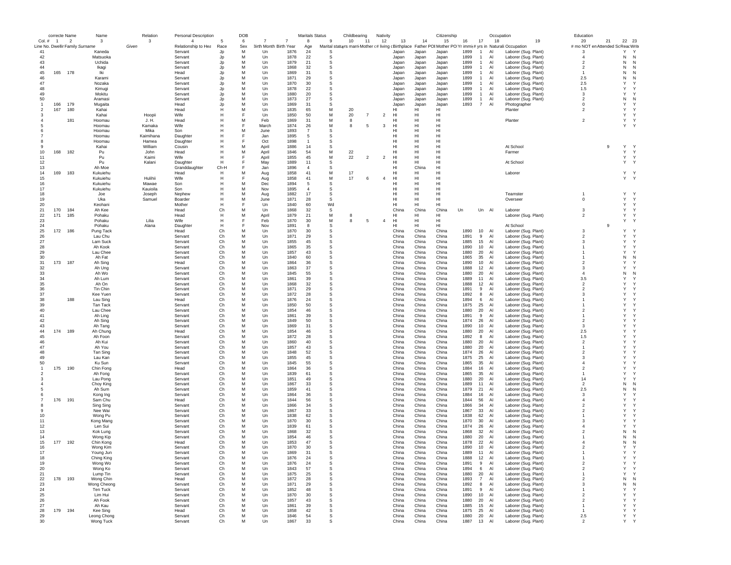| | correcte Name | | Name | Relation | Personal Description | | DOB | | | | Maritals Status | Childbearing | | | Nativity | | | Citizenship | | | Occupation | Education | | | |
|---|---|---|---|---|---|---|---|---|---|---|---|---|---|---|---|---|---|---|---|---|---|---|---|---|---|
| Col. # | 1 | 2 | 3 | 3 | 4 | 5 | 6 | 7 | 7 | 8 | 9 | 10 | 11 | 12 | 13 | 14 | 15 | 16 | 17 | 18 | 19 | 20 | 21 | 22 | 23 |
| Line No. | Dwelling | Family | Surname | Given | Relationship to Head | Race | Sex | Birth Month | Birth Year | Age | Marital status | yrs married | Mother # children | # living children | Birthplace | Father POB | Mother POB | Yr immigration | # yrs in US | Naturalization | Occupation | # mo NOT employed | Attended School | Read | Write |
| 41 | | | Kaneda | | Servant | Jp | M | Un | 1876 | 24 | S | | | | Japan | Japan | Japan | 1899 | 1 | Al | Laborer (Sug. Plant) | 3 | | Y | Y |
| 42 | | | Matsuoka | | Servant | Jp | M | Un | 1878 | 22 | S | | | | Japan | Japan | Japan | 1899 | 1 | Al | Laborer (Sug. Plant) | 4 | | N | N |
| 43 | | | Uchida | | Servant | Jp | M | Un | 1879 | 21 | S | | | | Japan | Japan | Japan | 1899 | 1 | Al | Laborer (Sug. Plant) | 2 | | N | N |
| 44 | | | Ikagi | | Servant | Jp | M | Un | 1868 | 32 | S | | | | Japan | Japan | Japan | 1899 | 1 | Al | Laborer (Sug. Plant) | 2 | | N | N |
| 45 | 165 | 178 | Iki | | Head | Jp | M | Un | 1869 | 31 | S | | | | Japan | Japan | Japan | 1899 | 1 | Al | Laborer (Sug. Plant) | 1 | | N | N |
| 46 | | | Karami | | Servant | Jp | M | Un | 1871 | 29 | S | | | | Japan | Japan | Japan | 1899 | 1 | Al | Laborer (Sug. Plant) | 2.5 | | N | N |
| 47 | | | Nozaka | | Servant | Jp | M | Un | 1870 | 30 | S | | | | Japan | Japan | Japan | 1899 | 1 | Al | Laborer (Sug. Plant) | 2.5 | | Y | Y |
| 48 | | | Kimugi | | Servant | Jp | M | Un | 1878 | 22 | S | | | | Japan | Japan | Japan | 1899 | 1 | Al | Laborer (Sug. Plant) | 1.5 | | Y | Y |
| 49 | | | Mokitu | | Servant | Jp | M | Un | 1880 | 20 | S | | | | Japan | Japan | Japan | 1899 | 1 | Al | Laborer (Sug. Plant) | 3 | | Y | Y |
| 50 | | | Aramasi | | Servant | Jp | M | Un | 1873 | 27 | S | | | | Japan | Japan | Japan | 1899 | 1 | Al | Laborer (Sug. Plant) | 2 | | N | N |
| 1 | 166 | 179 | Mugaita | | Head | Jp | M | Un | 1869 | 31 | S | | | | Japan | Japan | Japan | 1893 | 7 | Al | Photographer | 0 | | Y | Y |
| 2 | 167 | 180 | Kahai | | Head | H | M | Un | 1835 | 65 | M | 20 | | | HI | HI | HI | | | | Planter | 2 | | Y | Y |
| 3 | | | Kahai | Hoopii | Wife | H | F | Un | 1850 | 50 | M | 20 | 7 | 2 | HI | HI | HI | | | | | | | Y | Y |
| 4 | | 181 | Hoomau | J. H. | Head | H | M | Feb | 1869 | 31 | M | 8 | | | HI | HI | HI | | | | Planter | 2 | | Y | Y |
| 5 | | | Hoomau | Kamaka | Wife | H | F | March | 1874 | 26 | M | 8 | 5 | 3 | HI | HI | HI | | | | | | | Y | Y |
| 6 | | | Hoomau | Mika | Son | H | M | June | 1893 | 7 | S | | | | HI | HI | HI | | | | | | | | |
| 7 | | | Hoomau | Kaimihana | Daughter | H | F | Jan | 1895 | 5 | S | | | | HI | HI | HI | | | | | | | | |
| 8 | | | Hoomau | Hamea | Daughter | H | F | Oct | 1898 | 1 | S | | | | HI | HI | HI | | | | | | | | |
| 9 | | | Kahai | William | Cousin | H | M | April | 1886 | 14 | S | | | | HI | HI | HI | | | | At School | | 9 | Y | Y |
| 10 | 168 | 182 | Pu | John | Head | H | M | April | 1846 | 54 | M | 22 | | | HI | HI | HI | | | | Farmer | | | Y | Y |
| 11 | | | Pu | Kaimi | Wife | H | F | April | 1855 | 45 | M | 22 | 2 | 2 | HI | HI | HI | | | | | | | Y | Y |
| 12 | | | Pu | Kalani | Daughter | H | F | May | 1889 | 11 | S | | | | HI | HI | HI | | | | At School | | | Y | Y |
| 13 | | | Ah Moe | | Granddaughter | Ch-H | F | Jan | 1896 | 4 | S | | | | HI | China | HI | | | | | | | | |
| 14 | 169 | 183 | Kukuiehu | | Head | H | M | Aug | 1858 | 41 | M | 17 | | | HI | HI | HI | | | | Laborer | | | Y | Y |
| 15 | | | Kukuiehu | Hulihii | Wife | H | F | Aug | 1858 | 41 | M | 17 | 6 | 4 | HI | HI | HI | | | | | | | Y | Y |
| 16 | | | Kukuiehu | Mawae | Son | H | M | Dec | 1894 | 5 | S | | | | HI | HI | HI | | | | | | | | |
| 17 | | | Kukuiehu | Kauioila | Son | H | M | Nov | 1895 | 4 | S | | | | HI | HI | HI | | | | | | | | |
| 18 | | | Joe | Joseph | Nephew | H | M | Aug | 1882 | 17 | S | | | | HI | HI | HI | | | | Teamster | 1 | | Y | Y |
| 19 | | | Uka | Samuel | Boarder | H | M | June | 1871 | 28 | S | | | | HI | HI | HI | | | | Overseer | 0 | | Y | Y |
| 20 | | | Keohani | | Mother | H | F | Un | 1840 | 60 | Wd | | | | HI | HI | HI | | | | | | | Y | Y |
| 21 | 170 | 184 | Ah Kee | | Head | Ch | M | Un | 1868 | 32 | S | | | | China | China | China | Un | Un | Al | Laborer | 3 | | Y | Y |
| 22 | 171 | 185 | Pohaku | | Head | H | M | April | 1879 | 21 | M | 8 | | | HI | HI | HI | | | | Laborer (Sug. Plant) | 2 | | Y | Y |
| 23 | | | Pohaku | Lilia | Wife | H | F | Feb | 1870 | 30 | M | 8 | 5 | 4 | HI | HI | HI | | | | | | | Y | Y |
| 24 | | | Pohaku | Alana | Daughter | H | F | Nov | 1891 | 8 | S | | | | HI | HI | HI | | | | At School | | 9 | | |
| 25 | 172 | 186 | Pung Tack | | Head | Ch | M | Un | 1870 | 30 | S | | | | China | China | China | 1890 | 10 | Al | Laborer (Sug. Plant) | 3 | | Y | Y |
| 26 | | | Lau Chu | | Servant | Ch | M | Un | 1871 | 29 | S | | | | China | China | China | 1891 | 9 | Al | Laborer (Sug. Plant) | 2 | | Y | Y |
| 27 | | | Lam Suck | | Servant | Ch | M | Un | 1855 | 45 | S | | | | China | China | China | 1885 | 15 | Al | Laborer (Sug. Plant) | 3 | | Y | Y |
| 28 | | | Ah Kook | | Servant | Ch | M | Un | 1865 | 35 | S | | | | China | China | China | 1890 | 10 | Al | Laborer (Sug. Plant) | 1 | | Y | Y |
| 29 | | | Lau Chee | | Servant | Ch | M | Un | 1857 | 43 | S | | | | China | China | China | 1880 | 20 | Al | Laborer (Sug. Plant) | 1 | | Y | Y |
| 30 | | | Ah Fat | | Servant | Ch | M | Un | 1840 | 60 | S | | | | China | China | China | 1865 | 35 | Al | Laborer (Sug. Plant) | 1 | | N | N |
| 31 | 173 | 187 | Ah Sing | | Head | Ch | M | Un | 1864 | 36 | S | | | | China | China | China | 1890 | 10 | Al | Laborer (Sug. Plant) | 2 | | Y | Y |
| 32 | | | Ah Ung | | Servant | Ch | M | Un | 1863 | 37 | S | | | | China | China | China | 1888 | 12 | Al | Laborer (Sug. Plant) | 3 | | Y | Y |
| 33 | | | Ah Wo | | Servant | Ch | M | Un | 1845 | 55 | S | | | | China | China | China | 1880 | 20 | Al | Laborer (Sug. Plant) | 4 | | N | N |
| 34 | | | Ah Lum | | Servant | Ch | M | Un | 1861 | 39 | S | | | | China | China | China | 1889 | 11 | Al | Laborer (Sug. Plant) | 3.5 | | Y | Y |
| 35 | | | Ah On | | Servant | Ch | M | Un | 1868 | 32 | S | | | | China | China | China | 1888 | 12 | Al | Laborer (Sug. Plant) | 2 | | Y | Y |
| 36 | | | Tin Chin | | Servant | Ch | M | Un | 1871 | 29 | S | | | | China | China | China | 1891 | 9 | Al | Laborer (Sug. Plant) | 2 | | Y | Y |
| 37 | | | Kee Yuen | | Servant | Ch | M | Un | 1872 | 28 | S | | | | China | China | China | 1892 | 8 | Al | Laborer (Sug. Plant) | 3 | | Y | Y |
| 38 | | 188 | Lau Sing | | Head | Ch | M | Un | 1876 | 24 | S | | | | China | China | China | 1894 | 6 | Al | Laborer (Sug. Plant) | 1 | | Y | Y |
| 39 | | | Tan Tack | | Servant | Ch | M | Un | 1850 | 50 | S | | | | China | China | China | 1875 | 25 | Al | Laborer (Sug. Plant) | 1 | | Y | Y |
| 40 | | | Lau Chee | | Servant | Ch | M | Un | 1854 | 46 | S | | | | China | China | China | 1880 | 20 | Al | Laborer (Sug. Plant) | 2 | | Y | Y |
| 41 | | | Ah Ling | | Servant | Ch | M | Un | 1861 | 39 | S | | | | China | China | China | 1891 | 9 | Al | Laborer (Sug. Plant) | 1 | | Y | Y |
| 42 | | | Ah Sing | | Servant | Ch | M | Un | 1849 | 50 | S | | | | China | China | China | 1874 | 26 | Al | Laborer (Sug. Plant) | 2 | | Y | Y |
| 43 | | | Ah Tang | | Servant | Ch | M | Un | 1869 | 31 | S | | | | China | China | China | 1890 | 10 | Al | Laborer (Sug. Plant) | 3 | | Y | Y |
| 44 | 174 | 189 | Ah Chung | | Head | Ch | M | Un | 1854 | 46 | S | | | | China | China | China | 1880 | 20 | Al | Laborer (Sug. Plant) | 2.5 | | Y | Y |
| 45 | | | Ah Foon | | Servant | Ch | M | Un | 1872 | 28 | S | | | | China | China | China | 1892 | 8 | Al | Laborer (Sug. Plant) | 1.5 | | Y | Y |
| 46 | | | Ah Kui | | Servant | Ch | M | Un | 1860 | 40 | S | | | | China | China | China | 1880 | 20 | Al | Laborer (Sug. Plant) | 2 | | Y | Y |
| 47 | | | Ah You | | Servant | Ch | M | Un | 1857 | 43 | S | | | | China | China | China | 1880 | 20 | Al | Laborer (Sug. Plant) | 1 | | Y | Y |
| 48 | | | Tan Sing | | Servant | Ch | M | Un | 1848 | 52 | S | | | | China | China | China | 1874 | 26 | Al | Laborer (Sug. Plant) | 2 | | Y | Y |
| 49 | | | Lau Kan | | Servant | Ch | M | Un | 1855 | 45 | S | | | | China | China | China | 1875 | 25 | Al | Laborer (Sug. Plant) | 3 | | Y | Y |
| 50 | | | Ku Sun | | Servant | Ch | M | Un | 1845 | 55 | S | | | | China | China | China | 1865 | 35 | Al | Laborer (Sug. Plant) | 4 | | Y | Y |
| 1 | 175 | 190 | Chin Fong | | Head | Ch | M | Un | 1864 | 36 | S | | | | China | China | China | 1884 | 16 | Al | Laborer (Sug. Plant) | 2 | | Y | Y |
| 2 | | | Ah Fong | | Servant | Ch | M | Un | 1839 | 61 | S | | | | China | China | China | 1865 | 35 | Al | Laborer (Sug. Plant) | 1 | | Y | Y |
| 3 | | | Lau Pong | | Servant | Ch | M | Un | 1851 | 49 | S | | | | China | China | China | 1880 | 20 | Al | Laborer (Sug. Plant) | 14 | | Y | Y |
| 4 | | | Choy King | | Servant | Ch | M | Un | 1867 | 33 | S | | | | China | China | China | 1889 | 11 | Al | Laborer (Sug. Plant) | 2 | | N | N |
| 5 | | | Ah Sum | | Servant | Ch | M | Un | 1859 | 41 | S | | | | China | China | China | 1879 | 21 | Al | Laborer (Sug. Plant) | 2.5 | | N | N |
| 6 | | | Kong Ing | | Servant | Ch | M | Un | 1864 | 36 | S | | | | China | China | China | 1884 | 16 | Al | Laborer (Sug. Plant) | 3 | | Y | Y |
| 7 | 176 | 191 | Sam Chu | | Head | Ch | M | Un | 1844 | 56 | S | | | | China | China | China | 1844 | 56 | Al | Laborer (Sug. Plant) | 4 | | Y | Y |
| 8 | | | Sing Sing | | Servant | Ch | M | Un | 1866 | 34 | S | | | | China | China | China | 1866 | 34 | Al | Laborer (Sug. Plant) | 2 | | Y | Y |
| 9 | | | Nee Wai | | Servant | Ch | M | Un | 1867 | 33 | S | | | | China | China | China | 1867 | 33 | Al | Laborer (Sug. Plant) | 2 | | Y | Y |
| 10 | | | Wong Pu | | Servant | Ch | M | Un | 1838 | 62 | S | | | | China | China | China | 1838 | 62 | Al | Laborer (Sug. Plant) | 1 | | Y | Y |
| 11 | | | Kong Mang | | Servant | Ch | M | Un | 1870 | 30 | S | | | | China | China | China | 1870 | 30 | Al | Laborer (Sug. Plant) | 3 | | Y | Y |
| 12 | | | Len Sui | | Servant | Ch | M | Un | 1839 | 61 | S | | | | China | China | China | 1874 | 26 | Al | Laborer (Sug. Plant) | 4 | | Y | Y |
| 13 | | | Kok Lung | | Servant | Ch | M | Un | 1868 | 32 | S | | | | China | China | China | 1868 | 32 | Al | Laborer (Sug. Plant) | 2 | | N | N |
| 14 | | | Wong Kip | | Servant | Ch | M | Un | 1854 | 46 | S | | | | China | China | China | 1880 | 20 | Al | Laborer (Sug. Plant) | 1 | | N | N |
| 15 | 177 | 192 | Chin Kong | | Head | Ch | M | Un | 1853 | 47 | S | | | | China | China | China | 1878 | 22 | Al | Laborer (Sug. Plant) | 4 | | N | N |
| 16 | | | Wong Kim | | Servant | Ch | M | Un | 1870 | 30 | S | | | | China | China | China | 1890 | 10 | Al | Laborer (Sug. Plant) | 2 | | Y | Y |
| 17 | | | Young Jun | | Servant | Ch | M | Un | 1869 | 31 | S | | | | China | China | China | 1889 | 11 | Al | Laborer (Sug. Plant) | 1 | | Y | Y |
| 18 | | | Ching King | | Servant | Ch | M | Un | 1876 | 24 | S | | | | China | China | China | 1888 | 12 | Al | Laborer (Sug. Plant) | 1 | | Y | Y |
| 19 | | | Wong Wo | | Servant | Ch | M | Un | 1876 | 24 | S | | | | China | China | China | 1891 | 9 | Al | Laborer (Sug. Plant) | 2 | | Y | Y |
| 20 | | | Wong Ko | | Servant | Ch | M | Un | 1843 | 57 | S | | | | China | China | China | 1894 | 6 | Al | Laborer (Sug. Plant) | 2 | | Y | Y |
| 21 | | | Lump Tin | | Servant | Ch | M | Un | 1875 | 25 | S | | | | China | China | China | 1880 | 20 | Al | Laborer (Sug. Plant) | 1 | | Y | Y |
| 22 | 178 | 193 | Wong Chin | | Head | Ch | M | Un | 1872 | 28 | S | | | | China | China | China | 1893 | 7 | Al | Laborer (Sug. Plant) | 2 | | N | N |
| 23 | | | Wong Cheong | | Servant | Ch | M | Un | 1871 | 29 | S | | | | China | China | China | 1892 | 8 | Al | Laborer (Sug. Plant) | 3 | | N | N |
| 24 | | | Ten Tuck | | Servant | Ch | M | Un | 1852 | 48 | S | | | | China | China | China | 1891 | 9 | Al | Laborer (Sug. Plant) | 1 | | Y | Y |
| 25 | | | Lim Hui | | Servant | Ch | M | Un | 1870 | 30 | S | | | | China | China | China | 1890 | 10 | Al | Laborer (Sug. Plant) | 2 | | Y | Y |
| 26 | | | Ah Fook | | Servant | Ch | M | Un | 1857 | 43 | S | | | | China | China | China | 1880 | 20 | Al | Laborer (Sug. Plant) | 2 | | Y | Y |
| 27 | | | Ah Kau | | Servant | Ch | M | Un | 1861 | 39 | S | | | | China | China | China | 1885 | 15 | Al | Laborer (Sug. Plant) | 1 | | Y | Y |
| 28 | 179 | 194 | Kee Sing | | Head | Ch | M | Un | 1858 | 42 | S | | | | China | China | China | 1875 | 25 | Al | Laborer (Sug. Plant) | 1 | | Y | Y |
| 29 | | | Leong Chong | | Servant | Ch | M | Un | 1846 | 54 | S | | | | China | China | China | 1880 | 20 | Al | Laborer (Sug. Plant) | 2.5 | | Y | Y |
| 30 | | | Wong Tuck | | Servant | Ch | M | Un | 1867 | 33 | S | | | | China | China | China | 1887 | 13 | Al | Laborer (Sug. Plant) | 2 | | Y | Y |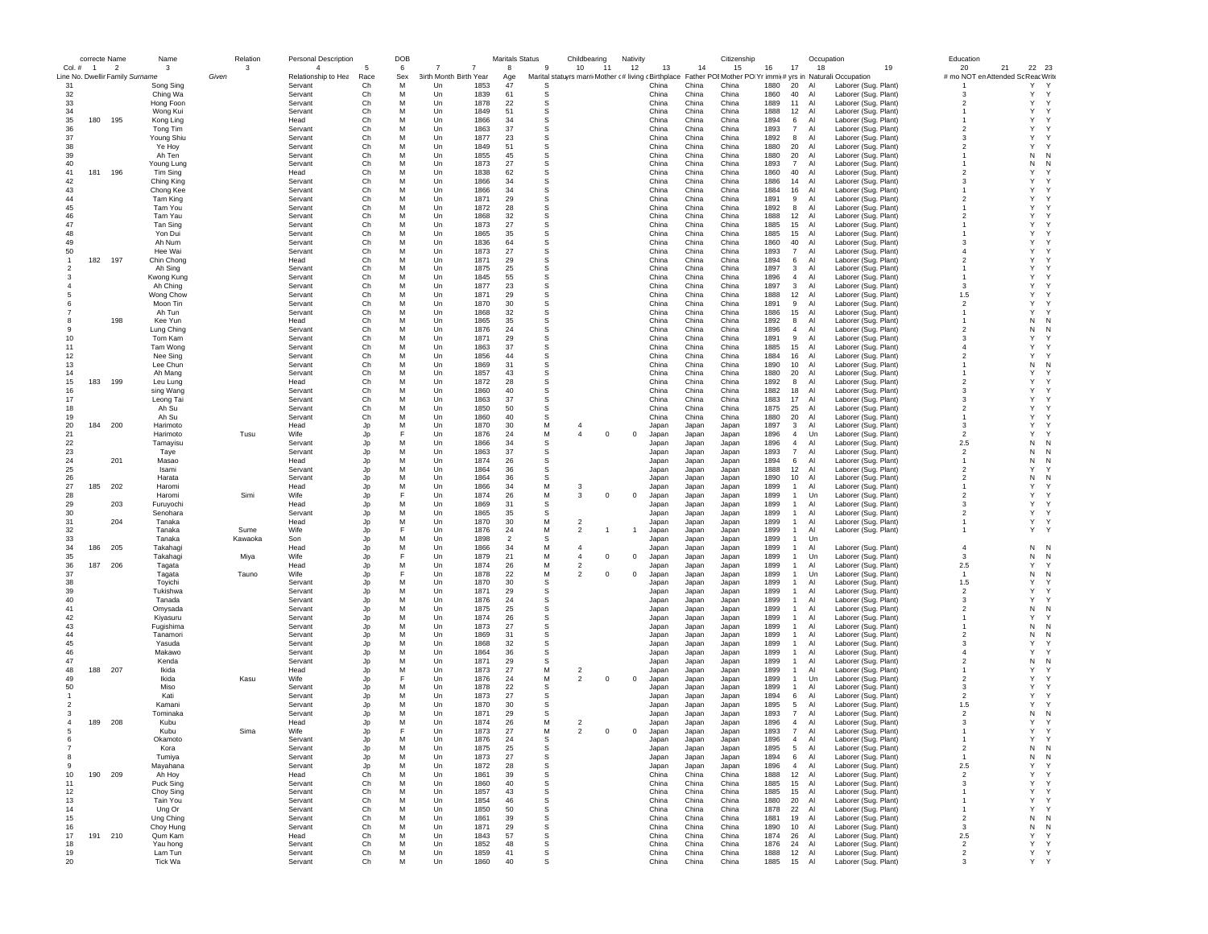| Col. # | correcte 1 | Name 2 | Name 3 | | Relation 3 | Personal Description 4 | 5 | DOB 6 | 7 | 7 | Maritals Status 8 | 9 | Childbearing 10 | 11 | Nativity 12 | 13 | 14 | Citizenship 15 | 16 | 17 | Occupation 18 | 19 | Education 20 | 21 | 22 | 23 |
|---|---|---|---|---|---|---|---|---|---|---|---|---|---|---|---|---|---|---|---|---|---|---|---|---|---|---|
| Line No. | Dwellir | Family | Surname | Given | | Relationship to Hea | Race | Sex | Birth Month | Birth Year | Age | Marital status | yrs marri | Mother c | # living c | Birthplace | Father POB | Mother PO | Yr immi | # yrs in | Naturali | Occupation | # mo NOT en | Attended Sc | Read | Write |
| 31 | | | Song Sing | | | Servant | Ch | M | Un | 1853 | 47 | S | | | | China | China | China | 1880 | 20 | Al | Laborer (Sug. Plant) | 1 | | Y | Y |
| 32 | | | Ching Wa | | | Servant | Ch | M | Un | 1839 | 61 | S | | | | China | China | China | 1860 | 40 | Al | Laborer (Sug. Plant) | 3 | | Y | Y |
| 33 | | | Hong Foon | | | Servant | Ch | M | Un | 1878 | 22 | S | | | | China | China | China | 1889 | 11 | Al | Laborer (Sug. Plant) | 2 | | Y | Y |
| 34 | | | Wong Kui | | | Servant | Ch | M | Un | 1849 | 51 | S | | | | China | China | China | 1888 | 12 | Al | Laborer (Sug. Plant) | 1 | | Y | Y |
| 35 | 180 | 195 | Kong Ling | | | Head | Ch | M | Un | 1866 | 34 | S | | | | China | China | China | 1894 | 6 | Al | Laborer (Sug. Plant) | 1 | | Y | Y |
| 36 | | | Tong Tim | | | Servant | Ch | M | Un | 1863 | 37 | S | | | | China | China | China | 1893 | 7 | Al | Laborer (Sug. Plant) | 2 | | Y | Y |
| 37 | | | Young Shiu | | | Servant | Ch | M | Un | 1877 | 23 | S | | | | China | China | China | 1892 | 8 | Al | Laborer (Sug. Plant) | 3 | | Y | Y |
| 38 | | | Ye Hoy | | | Servant | Ch | M | Un | 1849 | 51 | S | | | | China | China | China | 1880 | 20 | Al | Laborer (Sug. Plant) | 2 | | Y | Y |
| 39 | | | Ah Ten | | | Servant | Ch | M | Un | 1855 | 45 | S | | | | China | China | China | 1880 | 20 | Al | Laborer (Sug. Plant) | 1 | | N | N |
| 40 | | | Young Lung | | | Servant | Ch | M | Un | 1873 | 27 | S | | | | China | China | China | 1893 | 7 | Al | Laborer (Sug. Plant) | 1 | | N | N |
| 41 | 181 | 196 | Tim Sing | | | Head | Ch | M | Un | 1838 | 62 | S | | | | China | China | China | 1860 | 40 | Al | Laborer (Sug. Plant) | 2 | | Y | Y |
| 42 | | | Ching King | | | Servant | Ch | M | Un | 1866 | 34 | S | | | | China | China | China | 1886 | 14 | Al | Laborer (Sug. Plant) | 3 | | Y | Y |
| 43 | | | Chong Kee | | | Servant | Ch | M | Un | 1866 | 34 | S | | | | China | China | China | 1884 | 16 | Al | Laborer (Sug. Plant) | 1 | | Y | Y |
| 44 | | | Tam King | | | Servant | Ch | M | Un | 1871 | 29 | S | | | | China | China | China | 1891 | 9 | Al | Laborer (Sug. Plant) | 2 | | Y | Y |
| 45 | | | Tam You | | | Servant | Ch | M | Un | 1872 | 28 | S | | | | China | China | China | 1892 | 8 | Al | Laborer (Sug. Plant) | 1 | | Y | Y |
| 46 | | | Tam Yau | | | Servant | Ch | M | Un | 1868 | 32 | S | | | | China | China | China | 1888 | 12 | Al | Laborer (Sug. Plant) | 2 | | Y | Y |
| 47 | | | Tan Sing | | | Servant | Ch | M | Un | 1873 | 27 | S | | | | China | China | China | 1885 | 15 | Al | Laborer (Sug. Plant) | 1 | | Y | Y |
| 48 | | | Yon Dui | | | Servant | Ch | M | Un | 1865 | 35 | S | | | | China | China | China | 1885 | 15 | Al | Laborer (Sug. Plant) | 1 | | Y | Y |
| 49 | | | Ah Num | | | Servant | Ch | M | Un | 1836 | 64 | S | | | | China | China | China | 1860 | 40 | Al | Laborer (Sug. Plant) | 3 | | Y | Y |
| 50 | | | Hee Wai | | | Servant | Ch | M | Un | 1873 | 27 | S | | | | China | China | China | 1893 | 7 | Al | Laborer (Sug. Plant) | 4 | | Y | Y |
| 1 | 182 | 197 | Chin Chong | | | Head | Ch | M | Un | 1871 | 29 | S | | | | China | China | China | 1894 | 6 | Al | Laborer (Sug. Plant) | 2 | | Y | Y |
| 2 | | | Ah Sing | | | Servant | Ch | M | Un | 1875 | 25 | S | | | | China | China | China | 1897 | 3 | Al | Laborer (Sug. Plant) | 1 | | Y | Y |
| 3 | | | Kwong Kung | | | Servant | Ch | M | Un | 1845 | 55 | S | | | | China | China | China | 1896 | 4 | Al | Laborer (Sug. Plant) | 1 | | Y | Y |
| 4 | | | Ah Ching | | | Servant | Ch | M | Un | 1877 | 23 | S | | | | China | China | China | 1897 | 3 | Al | Laborer (Sug. Plant) | 3 | | Y | Y |
| 5 | | | Wong Chow | | | Servant | Ch | M | Un | 1871 | 29 | S | | | | China | China | China | 1888 | 12 | Al | Laborer (Sug. Plant) | 1.5 | | Y | Y |
| 6 | | | Moon Tin | | | Servant | Ch | M | Un | 1870 | 30 | S | | | | China | China | China | 1891 | 9 | Al | Laborer (Sug. Plant) | 2 | | Y | Y |
| 7 | | | Ah Tun | | | Servant | Ch | M | Un | 1868 | 32 | S | | | | China | China | China | 1886 | 15 | Al | Laborer (Sug. Plant) | 1 | | Y | Y |
| 8 | | 198 | Kee Yun | | | Head | Ch | M | Un | 1865 | 35 | S | | | | China | China | China | 1892 | 8 | Al | Laborer (Sug. Plant) | 1 | | N | N |
| 9 | | | Lung Ching | | | Servant | Ch | M | Un | 1876 | 24 | S | | | | China | China | China | 1896 | 4 | Al | Laborer (Sug. Plant) | 2 | | N | N |
| 10 | | | Tom Kam | | | Servant | Ch | M | Un | 1871 | 29 | S | | | | China | China | China | 1891 | 9 | Al | Laborer (Sug. Plant) | 3 | | Y | Y |
| 11 | | | Tam Wong | | | Servant | Ch | M | Un | 1863 | 37 | S | | | | China | China | China | 1885 | 15 | Al | Laborer (Sug. Plant) | 4 | | Y | Y |
| 12 | | | Nee Sing | | | Servant | Ch | M | Un | 1856 | 44 | S | | | | China | China | China | 1884 | 16 | Al | Laborer (Sug. Plant) | 2 | | Y | Y |
| 13 | | | Lee Chun | | | Servant | Ch | M | Un | 1869 | 31 | S | | | | China | China | China | 1890 | 10 | Al | Laborer (Sug. Plant) | 1 | | N | N |
| 14 | | | Ah Mang | | | Servant | Ch | M | Un | 1857 | 43 | S | | | | China | China | China | 1880 | 20 | Al | Laborer (Sug. Plant) | 1 | | Y | Y |
| 15 | 183 | 199 | Leu Lung | | | Head | Ch | M | Un | 1872 | 28 | S | | | | China | China | China | 1892 | 8 | Al | Laborer (Sug. Plant) | 2 | | Y | Y |
| 16 | | | sing Wang | | | Servant | Ch | M | Un | 1860 | 40 | S | | | | China | China | China | 1882 | 18 | Al | Laborer (Sug. Plant) | 3 | | Y | Y |
| 17 | | | Leong Tai | | | Servant | Ch | M | Un | 1863 | 37 | S | | | | China | China | China | 1883 | 17 | Al | Laborer (Sug. Plant) | 3 | | Y | Y |
| 18 | | | Ah Su | | | Servant | Ch | M | Un | 1850 | 50 | S | | | | China | China | China | 1875 | 25 | Al | Laborer (Sug. Plant) | 2 | | Y | Y |
| 19 | | | Ah Su | | | Servant | Ch | M | Un | 1860 | 40 | S | | | | China | China | China | 1880 | 20 | Al | Laborer (Sug. Plant) | 1 | | Y | Y |
| 20 | 184 | 200 | Harimoto | | | Head | Jp | M | Un | 1870 | 30 | M | 4 | | | Japan | Japan | Japan | 1897 | 3 | Al | Laborer (Sug. Plant) | 3 | | Y | Y |
| 21 | | | Harimoto | Tusu | | Wife | Jp | F | Un | 1876 | 24 | M | 4 | 0 | 0 | Japan | Japan | Japan | 1896 | 4 | Un | Laborer (Sug. Plant) | 2 | | Y | Y |
| 22 | | | Tamayisu | | | Servant | Jp | M | Un | 1866 | 34 | S | | | | Japan | Japan | Japan | 1896 | 4 | Al | Laborer (Sug. Plant) | 2.5 | | N | N |
| 23 | | | Taye | | | Servant | Jp | M | Un | 1863 | 37 | S | | | | Japan | Japan | Japan | 1893 | 7 | Al | Laborer (Sug. Plant) | 2 | | N | N |
| 24 | | 201 | Masao | | | Head | Jp | M | Un | 1874 | 26 | S | | | | Japan | Japan | Japan | 1894 | 6 | Al | Laborer (Sug. Plant) | 1 | | N | N |
| 25 | | | Isami | | | Servant | Jp | M | Un | 1864 | 36 | S | | | | Japan | Japan | Japan | 1888 | 12 | Al | Laborer (Sug. Plant) | 2 | | Y | Y |
| 26 | | | Harata | | | Servant | Jp | M | Un | 1864 | 36 | S | | | | Japan | Japan | Japan | 1890 | 10 | Al | Laborer (Sug. Plant) | 2 | | N | N |
| 27 | 185 | 202 | Haromi | | | Head | Jp | M | Un | 1866 | 34 | M | 3 | | | Japan | Japan | Japan | 1899 | 1 | Al | Laborer (Sug. Plant) | 1 | | Y | Y |
| 28 | | | Haromi | Simi | | Wife | Jp | F | Un | 1874 | 26 | M | 3 | 0 | 0 | Japan | Japan | Japan | 1899 | 1 | Un | Laborer (Sug. Plant) | 2 | | Y | Y |
| 29 | | 203 | Furuyochi | | | Head | Jp | M | Un | 1869 | 31 | S | | | | Japan | Japan | Japan | 1899 | 1 | Al | Laborer (Sug. Plant) | 3 | | Y | Y |
| 30 | | | Senohara | | | Servant | Jp | M | Un | 1865 | 35 | S | | | | Japan | Japan | Japan | 1899 | 1 | Al | Laborer (Sug. Plant) | 2 | | Y | Y |
| 31 | | 204 | Tanaka | | | Head | Jp | M | Un | 1870 | 30 | M | 2 | | | Japan | Japan | Japan | 1899 | 1 | Al | Laborer (Sug. Plant) | 1 | | Y | Y |
| 32 | | | Tanaka | Sume | | Wife | Jp | F | Un | 1876 | 24 | M | 2 | 1 | 1 | Japan | Japan | Japan | 1899 | 1 | Al | Laborer (Sug. Plant) | 1 | | Y | Y |
| 33 | | | Tanaka | Kawaoka | | Son | Jp | M | Un | 1898 | 2 | S | | | | Japan | Japan | Japan | 1899 | 1 | Un | | | | | |
| 34 | 186 | 205 | Takahagi | | | Head | Jp | M | Un | 1866 | 34 | M | 4 | | | Japan | Japan | Japan | 1899 | 1 | Al | Laborer (Sug. Plant) | 4 | | N | N |
| 35 | | | Takahagi | Miya | | Wife | Jp | F | Un | 1879 | 21 | M | 4 | 0 | 0 | Japan | Japan | Japan | 1899 | 1 | Un | Laborer (Sug. Plant) | 3 | | N | N |
| 36 | 187 | 206 | Tagata | | | Head | Jp | M | Un | 1874 | 26 | M | 2 | | | Japan | Japan | Japan | 1899 | 1 | Al | Laborer (Sug. Plant) | 2.5 | | Y | Y |
| 37 | | | Tagata | Tauno | | Wife | Jp | F | Un | 1878 | 22 | M | 2 | 0 | 0 | Japan | Japan | Japan | 1899 | 1 | Un | Laborer (Sug. Plant) | 1 | | N | N |
| 38 | | | Toyichi | | | Servant | Jp | M | Un | 1870 | 30 | S | | | | Japan | Japan | Japan | 1899 | 1 | Al | Laborer (Sug. Plant) | 1.5 | | Y | Y |
| 39 | | | Tukishwa | | | Servant | Jp | M | Un | 1871 | 29 | S | | | | Japan | Japan | Japan | 1899 | 1 | Al | Laborer (Sug. Plant) | 2 | | Y | Y |
| 40 | | | Tanada | | | Servant | Jp | M | Un | 1876 | 24 | S | | | | Japan | Japan | Japan | 1899 | 1 | Al | Laborer (Sug. Plant) | 3 | | Y | Y |
| 41 | | | Omysada | | | Servant | Jp | M | Un | 1875 | 25 | S | | | | Japan | Japan | Japan | 1899 | 1 | Al | Laborer (Sug. Plant) | 2 | | N | N |
| 42 | | | Kiyasuru | | | Servant | Jp | M | Un | 1874 | 26 | S | | | | Japan | Japan | Japan | 1899 | 1 | Al | Laborer (Sug. Plant) | 1 | | Y | Y |
| 43 | | | Fugishima | | | Servant | Jp | M | Un | 1873 | 27 | S | | | | Japan | Japan | Japan | 1899 | 1 | Al | Laborer (Sug. Plant) | 1 | | N | N |
| 44 | | | Tanamori | | | Servant | Jp | M | Un | 1869 | 31 | S | | | | Japan | Japan | Japan | 1899 | 1 | Al | Laborer (Sug. Plant) | 2 | | N | N |
| 45 | | | Yasuda | | | Servant | Jp | M | Un | 1868 | 32 | S | | | | Japan | Japan | Japan | 1899 | 1 | Al | Laborer (Sug. Plant) | 3 | | Y | Y |
| 46 | | | Makawo | | | Servant | Jp | M | Un | 1864 | 36 | S | | | | Japan | Japan | Japan | 1899 | 1 | Al | Laborer (Sug. Plant) | 4 | | Y | Y |
| 47 | | | Kenda | | | Servant | Jp | M | Un | 1871 | 29 | S | | | | Japan | Japan | Japan | 1899 | 1 | Al | Laborer (Sug. Plant) | 2 | | N | N |
| 48 | 188 | 207 | Ikida | | | Head | Jp | M | Un | 1873 | 27 | M | 2 | | | Japan | Japan | Japan | 1899 | 1 | Al | Laborer (Sug. Plant) | 1 | | Y | Y |
| 49 | | | Ikida | Kasu | | Wife | Jp | F | Un | 1876 | 24 | M | 2 | 0 | 0 | Japan | Japan | Japan | 1899 | 1 | Un | Laborer (Sug. Plant) | 2 | | Y | Y |
| 50 | | | Miso | | | Servant | Jp | M | Un | 1878 | 22 | S | | | | Japan | Japan | Japan | 1899 | 1 | Al | Laborer (Sug. Plant) | 3 | | Y | Y |
| 1 | | | Kati | | | Servant | Jp | M | Un | 1873 | 27 | S | | | | Japan | Japan | Japan | 1894 | 6 | Al | Laborer (Sug. Plant) | 2 | | Y | Y |
| 2 | | | Kamani | | | Servant | Jp | M | Un | 1870 | 30 | S | | | | Japan | Japan | Japan | 1895 | 5 | Al | Laborer (Sug. Plant) | 1.5 | | Y | Y |
| 3 | | | Tominaka | | | Servant | Jp | M | Un | 1871 | 29 | S | | | | Japan | Japan | Japan | 1893 | 7 | Al | Laborer (Sug. Plant) | 2 | | N | N |
| 4 | 189 | 208 | Kubu | | | Head | Jp | M | Un | 1874 | 26 | M | 2 | | | Japan | Japan | Japan | 1896 | 4 | Al | Laborer (Sug. Plant) | 3 | | Y | Y |
| 5 | | | Kubu | Sima | | Wife | Jp | F | Un | 1873 | 27 | M | 2 | 0 | 0 | Japan | Japan | Japan | 1893 | 7 | Al | Laborer (Sug. Plant) | 1 | | Y | Y |
| 6 | | | Okamoto | | | Servant | Jp | M | Un | 1876 | 24 | S | | | | Japan | Japan | Japan | 1896 | 4 | Al | Laborer (Sug. Plant) | 1 | | Y | Y |
| 7 | | | Kora | | | Servant | Jp | M | Un | 1875 | 25 | S | | | | Japan | Japan | Japan | 1895 | 5 | Al | Laborer (Sug. Plant) | 2 | | N | N |
| 8 | | | Tumiya | | | Servant | Jp | M | Un | 1873 | 27 | S | | | | Japan | Japan | Japan | 1894 | 6 | Al | Laborer (Sug. Plant) | 1 | | N | N |
| 9 | | | Mayahana | | | Servant | Jp | M | Un | 1872 | 28 | S | | | | Japan | Japan | Japan | 1896 | 4 | Al | Laborer (Sug. Plant) | 2.5 | | Y | Y |
| 10 | 190 | 209 | Ah Hoy | | | Head | Ch | M | Un | 1861 | 39 | S | | | | China | China | China | 1888 | 12 | Al | Laborer (Sug. Plant) | 2 | | Y | Y |
| 11 | | | Puck Sing | | | Servant | Ch | M | Un | 1860 | 40 | S | | | | China | China | China | 1885 | 15 | Al | Laborer (Sug. Plant) | 3 | | Y | Y |
| 12 | | | Choy Sing | | | Servant | Ch | M | Un | 1857 | 43 | S | | | | China | China | China | 1885 | 15 | Al | Laborer (Sug. Plant) | 1 | | Y | Y |
| 13 | | | Tain You | | | Servant | Ch | M | Un | 1854 | 46 | S | | | | China | China | China | 1880 | 20 | Al | Laborer (Sug. Plant) | 1 | | Y | Y |
| 14 | | | Ung Or | | | Servant | Ch | M | Un | 1850 | 50 | S | | | | China | China | China | 1878 | 22 | Al | Laborer (Sug. Plant) | 1 | | Y | Y |
| 15 | | | Ung Ching | | | Servant | Ch | M | Un | 1861 | 39 | S | | | | China | China | China | 1881 | 19 | Al | Laborer (Sug. Plant) | 2 | | N | N |
| 16 | | | Choy Hung | | | Servant | Ch | M | Un | 1871 | 29 | S | | | | China | China | China | 1890 | 10 | Al | Laborer (Sug. Plant) | 3 | | N | N |
| 17 | 191 | 210 | Qum Kam | | | Head | Ch | M | Un | 1843 | 57 | S | | | | China | China | China | 1874 | 26 | Al | Laborer (Sug. Plant) | 2.5 | | Y | Y |
| 18 | | | Yau hong | | | Servant | Ch | M | Un | 1852 | 48 | S | | | | China | China | China | 1876 | 24 | Al | Laborer (Sug. Plant) | 2 | | Y | Y |
| 19 | | | Lam Tun | | | Servant | Ch | M | Un | 1859 | 41 | S | | | | China | China | China | 1888 | 12 | Al | Laborer (Sug. Plant) | 2 | | Y | Y |
| 20 | | | Tick Wa | | | Servant | Ch | M | Un | 1860 | 40 | S | | | | China | China | China | 1885 | 15 | Al | Laborer (Sug. Plant) | 3 | | Y | Y |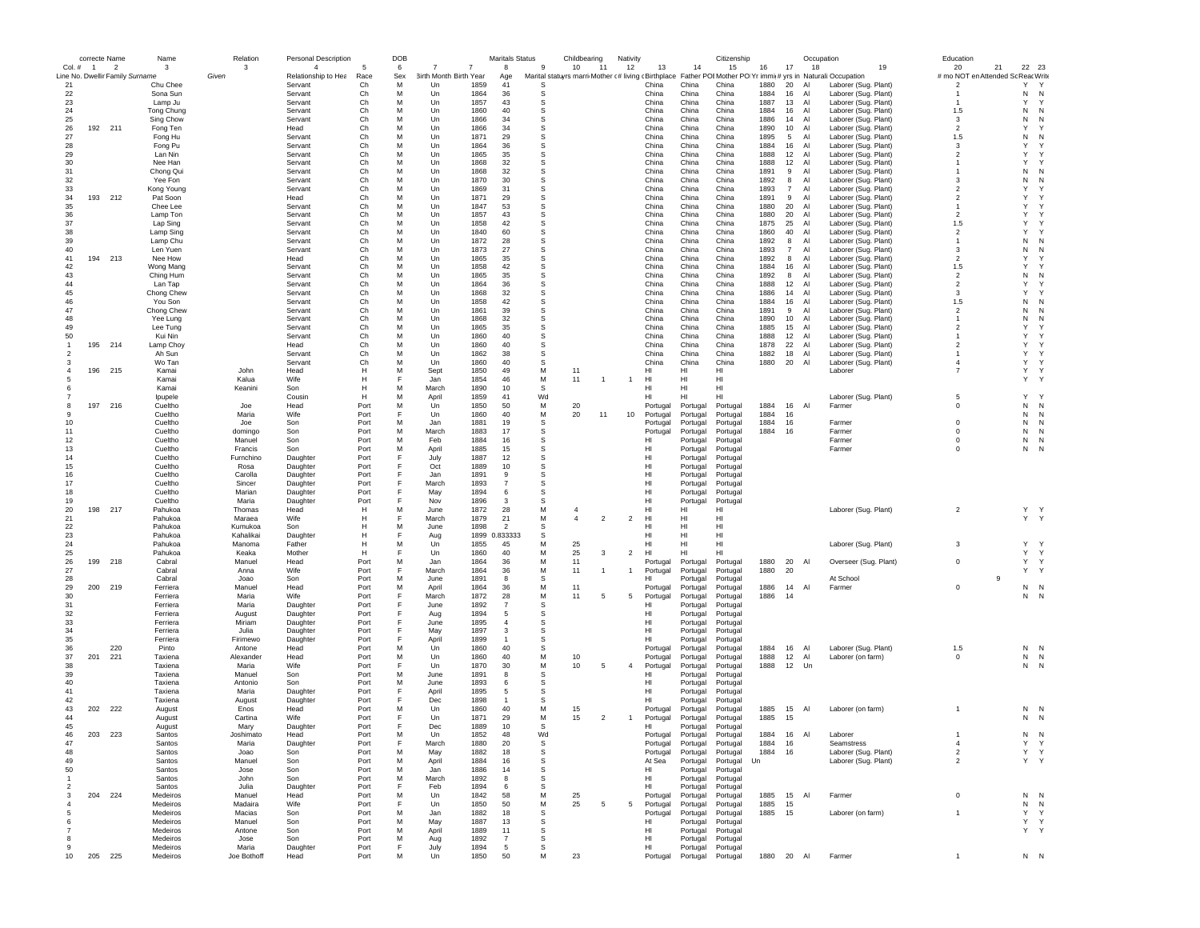| | correcte Name | | Name | Relation | Personal Description | | DOB | | | Maritals Status | | Childbearing | | Nativity | | | Citizenship | | Occupation | | | Education | | | |
|---|---|---|---|---|---|---|---|---|---|---|---|---|---|---|---|---|---|---|---|---|---|---|---|---|---|
| Col. # | 1 | 2 | 3 | 3 | 4 | 5 | 6 | 7 | 7 | 8 | 9 | 10 | 11 | 12 | 13 | 14 | 15 | 16 | 17 | 18 | 19 | 20 | 21 | 22 | 23 |
| Line No. | Dwelling | Family | Surname | Given | Relationship to Head | Race | Sex | Birth Month | Birth Year | Age | Marital status | yrs married | Mother # children | # living | Birthplace | Father POB | Mother POB | Yr immig | # yrs in US | Naturalization | Occupation | # mo NOT employed | Attended School | Read | Write |
| 21 | | | Chu Chee | | Servant | Ch | M | Un | 1859 | 41 | S | | | | China | China | China | 1880 | 20 | Al | Laborer (Sug. Plant) | 2 | | Y | Y |
| 22 | | | Sona Sun | | Servant | Ch | M | Un | 1864 | 36 | S | | | | China | China | China | 1884 | 16 | Al | Laborer (Sug. Plant) | 1 | | N | N |
| 23 | | | Lamp Ju | | Servant | Ch | M | Un | 1857 | 43 | S | | | | China | China | China | 1887 | 13 | Al | Laborer (Sug. Plant) | 1 | | Y | Y |
| 24 | | | Tong Chung | | Servant | Ch | M | Un | 1860 | 40 | S | | | | China | China | China | 1884 | 16 | Al | Laborer (Sug. Plant) | 1.5 | | N | N |
| 25 | | | Sing Chow | | Servant | Ch | M | Un | 1866 | 34 | S | | | | China | China | China | 1886 | 14 | Al | Laborer (Sug. Plant) | 3 | | N | N |
| 26 | 192 | 211 | Fong Ten | | Head | Ch | M | Un | 1866 | 34 | S | | | | China | China | China | 1890 | 10 | Al | Laborer (Sug. Plant) | 2 | | Y | Y |
| 27 | | | Fong Hu | | Servant | Ch | M | Un | 1871 | 29 | S | | | | China | China | China | 1895 | 5 | Al | Laborer (Sug. Plant) | 1.5 | | N | N |
| 28 | | | Fong Pu | | Servant | Ch | M | Un | 1864 | 36 | S | | | | China | China | China | 1884 | 16 | Al | Laborer (Sug. Plant) | 3 | | Y | Y |
| 29 | | | Lan Nin | | Servant | Ch | M | Un | 1865 | 35 | S | | | | China | China | China | 1888 | 12 | Al | Laborer (Sug. Plant) | 2 | | Y | Y |
| 30 | | | Nee Han | | Servant | Ch | M | Un | 1868 | 32 | S | | | | China | China | China | 1888 | 12 | Al | Laborer (Sug. Plant) | 1 | | Y | Y |
| 31 | | | Chong Qui | | Servant | Ch | M | Un | 1868 | 32 | S | | | | China | China | China | 1891 | 9 | Al | Laborer (Sug. Plant) | 1 | | N | N |
| 32 | | | Yee Fon | | Servant | Ch | M | Un | 1870 | 30 | S | | | | China | China | China | 1892 | 8 | Al | Laborer (Sug. Plant) | 3 | | N | N |
| 33 | | | Kong Young | | Servant | Ch | M | Un | 1869 | 31 | S | | | | China | China | China | 1893 | 7 | Al | Laborer (Sug. Plant) | 2 | | Y | Y |
| 34 | 193 | 212 | Pat Soon | | Head | Ch | M | Un | 1871 | 29 | S | | | | China | China | China | 1891 | 9 | Al | Laborer (Sug. Plant) | 2 | | Y | Y |
| 35 | | | Chee Lee | | Servant | Ch | M | Un | 1847 | 53 | S | | | | China | China | China | 1880 | 20 | Al | Laborer (Sug. Plant) | 1 | | Y | Y |
| 36 | | | Lamp Ton | | Servant | Ch | M | Un | 1857 | 43 | S | | | | China | China | China | 1880 | 20 | Al | Laborer (Sug. Plant) | 2 | | Y | Y |
| 37 | | | Lap Sing | | Servant | Ch | M | Un | 1858 | 42 | S | | | | China | China | China | 1875 | 25 | Al | Laborer (Sug. Plant) | 1.5 | | Y | Y |
| 38 | | | Lamp Sing | | Servant | Ch | M | Un | 1840 | 60 | S | | | | China | China | China | 1860 | 40 | Al | Laborer (Sug. Plant) | 2 | | Y | Y |
| 39 | | | Lamp Chu | | Servant | Ch | M | Un | 1872 | 28 | S | | | | China | China | China | 1892 | 8 | Al | Laborer (Sug. Plant) | 1 | | N | N |
| 40 | | | Len Yuen | | Servant | Ch | M | Un | 1873 | 27 | S | | | | China | China | China | 1893 | 7 | Al | Laborer (Sug. Plant) | 3 | | N | N |
| 41 | 194 | 213 | Nee How | | Head | Ch | M | Un | 1865 | 35 | S | | | | China | China | China | 1892 | 8 | Al | Laborer (Sug. Plant) | 2 | | Y | Y |
| 42 | | | Wong Mang | | Servant | Ch | M | Un | 1858 | 42 | S | | | | China | China | China | 1884 | 16 | Al | Laborer (Sug. Plant) | 1.5 | | Y | Y |
| 43 | | | Ching Hum | | Servant | Ch | M | Un | 1865 | 35 | S | | | | China | China | China | 1892 | 8 | Al | Laborer (Sug. Plant) | 2 | | N | N |
| 44 | | | Lan Tap | | Servant | Ch | M | Un | 1864 | 36 | S | | | | China | China | China | 1888 | 12 | Al | Laborer (Sug. Plant) | 2 | | Y | Y |
| 45 | | | Chong Chew | | Servant | Ch | M | Un | 1868 | 32 | S | | | | China | China | China | 1886 | 14 | Al | Laborer (Sug. Plant) | 3 | | Y | Y |
| 46 | | | You Son | | Servant | Ch | M | Un | 1858 | 42 | S | | | | China | China | China | 1884 | 16 | Al | Laborer (Sug. Plant) | 1.5 | | N | N |
| 47 | | | Chong Chew | | Servant | Ch | M | Un | 1861 | 39 | S | | | | China | China | China | 1891 | 9 | Al | Laborer (Sug. Plant) | 2 | | N | N |
| 48 | | | Yee Lung | | Servant | Ch | M | Un | 1868 | 32 | S | | | | China | China | China | 1890 | 10 | Al | Laborer (Sug. Plant) | 1 | | N | N |
| 49 | | | Lee Tung | | Servant | Ch | M | Un | 1865 | 35 | S | | | | China | China | China | 1885 | 15 | Al | Laborer (Sug. Plant) | 2 | | Y | Y |
| 50 | | | Kui Nin | | Servant | Ch | M | Un | 1860 | 40 | S | | | | China | China | China | 1888 | 12 | Al | Laborer (Sug. Plant) | 1 | | Y | Y |
| 1 | 195 | 214 | Lamp Choy | | Head | Ch | M | Un | 1860 | 40 | S | | | | China | China | China | 1878 | 22 | Al | Laborer (Sug. Plant) | 2 | | Y | Y |
| 2 | | | Ah Sun | | Servant | Ch | M | Un | 1862 | 38 | S | | | | China | China | China | 1882 | 18 | Al | Laborer (Sug. Plant) | 1 | | Y | Y |
| 3 | | | Wo Tan | | Servant | Ch | M | Un | 1860 | 40 | S | | | | China | China | China | 1880 | 20 | Al | Laborer (Sug. Plant) | 4 | | Y | Y |
| 4 | 196 | 215 | Kamai | John | Head | H | M | Sept | 1850 | 49 | M | 11 | | | HI | HI | HI | | | | Laborer | 7 | | Y | Y |
| 5 | | | Kamai | Kalua | Wife | H | F | Jan | 1854 | 46 | M | 11 | 1 | 1 | HI | HI | HI | | | | | | | Y | Y |
| 6 | | | Kamai | Keanini | Son | H | M | March | 1890 | 10 | S | | | | HI | HI | HI | | | | | | | | |
| 7 | | | Ipupele | | Cousin | H | M | April | 1859 | 41 | Wd | | | | HI | HI | HI | | | | Laborer (Sug. Plant) | 5 | | Y | Y |
| 8 | 197 | 216 | Cueltho | Joe | Head | Port | M | Un | 1850 | 50 | M | 20 | | | Portugal | Portugal | Portugal | 1884 | 16 | Al | Farmer | 0 | | N | N |
| 9 | | | Cueltho | Maria | Wife | Port | F | Un | 1860 | 40 | M | 20 | 11 | 10 | Portugal | Portugal | Portugal | 1884 | 16 | | | | | N | N |
| 10 | | | Cueltho | Joe | Son | Port | M | Jan | 1881 | 19 | S | | | | Portugal | Portugal | Portugal | 1884 | 16 | | Farmer | 0 | | N | N |
| 11 | | | Cueltho | domingo | Son | Port | M | March | 1883 | 17 | S | | | | Portugal | Portugal | Portugal | 1884 | 16 | | Farmer | 0 | | N | N |
| 12 | | | Cueltho | Manuel | Son | Port | M | Feb | 1884 | 16 | S | | | | HI | Portugal | Portugal | | | | Farmer | 0 | | N | N |
| 13 | | | Cueltho | Francis | Son | Port | M | April | 1885 | 15 | S | | | | HI | Portugal | Portugal | | | | Farmer | 0 | | N | N |
| 14 | | | Cueltho | Furnchino | Daughter | Port | F | July | 1887 | 12 | S | | | | HI | Portugal | Portugal | | | | | | | | |
| 15 | | | Cueltho | Rosa | Daughter | Port | F | Oct | 1889 | 10 | S | | | | HI | Portugal | Portugal | | | | | | | | |
| 16 | | | Cueltho | Carolla | Daughter | Port | F | Jan | 1891 | 9 | S | | | | HI | Portugal | Portugal | | | | | | | | |
| 17 | | | Cueltho | Sincer | Daughter | Port | F | March | 1893 | 7 | S | | | | HI | Portugal | Portugal | | | | | | | | |
| 18 | | | Cueltho | Marian | Daughter | Port | F | May | 1894 | 6 | S | | | | HI | Portugal | Portugal | | | | | | | | |
| 19 | | | Cueltho | Maria | Daughter | Port | F | Nov | 1896 | 3 | S | | | | HI | Portugal | Portugal | | | | | | | | |
| 20 | 198 | 217 | Pahukoa | Thomas | Head | H | M | June | 1872 | 28 | M | 4 | | | HI | HI | HI | | | | Laborer (Sug. Plant) | 2 | | Y | Y |
| 21 | | | Pahukoa | Maraea | Wife | H | F | March | 1879 | 21 | M | 4 | 2 | 2 | HI | HI | HI | | | | | | | Y | Y |
| 22 | | | Pahukoa | Kumukoa | Son | H | M | June | 1898 | 2 | S | | | | HI | HI | HI | | | | | | | | |
| 23 | | | Pahukoa | Kahalikai | Daughter | H | F | Aug | 1899 | 0.833333 | S | | | | HI | HI | HI | | | | | | | | |
| 24 | | | Pahukoa | Manoma | Father | H | M | Un | 1855 | 45 | M | 25 | | | HI | HI | HI | | | | Laborer (Sug. Plant) | 3 | | Y | Y |
| 25 | | | Pahukoa | Keaka | Mother | H | F | Un | 1860 | 40 | M | 25 | 3 | 2 | HI | HI | HI | | | | | | | Y | Y |
| 26 | 199 | 218 | Cabral | Manuel | Head | Port | M | Jan | 1864 | 36 | M | 11 | | | Portugal | Portugal | Portugal | 1880 | 20 | Al | Overseer (Sug. Plant) | 0 | | Y | Y |
| 27 | | | Cabral | Anna | Wife | Port | F | March | 1864 | 36 | M | 11 | 1 | 1 | Portugal | Portugal | Portugal | 1880 | 20 | | | | | Y | Y |
| 28 | | | Cabral | Joao | Son | Port | M | June | 1891 | 8 | S | | | | HI | Portugal | Portugal | | | | At School | | 9 | | |
| 29 | 200 | 219 | Ferriera | Manuel | Head | Port | M | April | 1864 | 36 | M | 11 | | | Portugal | Portugal | Portugal | 1886 | 14 | Al | Farmer | 0 | | N | N |
| 30 | | | Ferriera | Maria | Wife | Port | F | March | 1872 | 28 | M | 11 | 5 | 5 | Portugal | Portugal | Portugal | 1886 | 14 | | | | | N | N |
| 31 | | | Ferriera | Maria | Daughter | Port | F | June | 1892 | 7 | S | | | | HI | Portugal | Portugal | | | | | | | | |
| 32 | | | Ferriera | August | Daughter | Port | F | Aug | 1894 | 5 | S | | | | HI | Portugal | Portugal | | | | | | | | |
| 33 | | | Ferriera | Miriam | Daughter | Port | F | June | 1895 | 4 | S | | | | HI | Portugal | Portugal | | | | | | | | |
| 34 | | | Ferriera | Julia | Daughter | Port | F | May | 1897 | 3 | S | | | | HI | Portugal | Portugal | | | | | | | | |
| 35 | | | Ferriera | Firimewo | Daughter | Port | F | April | 1899 | 1 | S | | | | HI | Portugal | Portugal | | | | | | | | |
| 36 | | 220 | Pinto | Antone | Head | Port | M | Un | 1860 | 40 | S | | | | Portugal | Portugal | Portugal | 1884 | 16 | Al | Laborer (Sug. Plant) | 1.5 | | N | N |
| 37 | 201 | 221 | Taxiena | Alexander | Head | Port | M | Un | 1860 | 40 | M | 10 | | | Portugal | Portugal | Portugal | 1888 | 12 | Al | Laborer (on farm) | 0 | | N | N |
| 38 | | | Taxiena | Maria | Wife | Port | F | Un | 1870 | 30 | M | 10 | 5 | 4 | Portugal | Portugal | Portugal | 1888 | 12 | Un | | | | N | N |
| 39 | | | Taxiena | Manuel | Son | Port | M | June | 1891 | 8 | S | | | | HI | Portugal | Portugal | | | | | | | | |
| 40 | | | Taxiena | Antonio | Son | Port | M | June | 1893 | 6 | S | | | | HI | Portugal | Portugal | | | | | | | | |
| 41 | | | Taxiena | Maria | Daughter | Port | F | April | 1895 | 5 | S | | | | HI | Portugal | Portugal | | | | | | | | |
| 42 | | | Taxiena | August | Daughter | Port | F | Dec | 1898 | 1 | S | | | | HI | Portugal | Portugal | | | | | | | | |
| 43 | 202 | 222 | August | Enos | Head | Port | M | Un | 1860 | 40 | M | 15 | | | Portugal | Portugal | Portugal | 1885 | 15 | Al | Laborer (on farm) | 1 | | N | N |
| 44 | | | August | Cartina | Wife | Port | F | Un | 1871 | 29 | M | 15 | 2 | 1 | Portugal | Portugal | Portugal | 1885 | 15 | | | | | N | N |
| 45 | | | August | Mary | Daughter | Port | F | Dec | 1889 | 10 | S | | | | HI | Portugal | Portugal | | | | | | | | |
| 46 | 203 | 223 | Santos | Joshimato | Head | Port | M | Un | 1852 | 48 | Wd | | | | Portugal | Portugal | Portugal | 1884 | 16 | Al | Laborer | 1 | | N | N |
| 47 | | | Santos | Maria | Daughter | Port | F | March | 1880 | 20 | S | | | | Portugal | Portugal | Portugal | 1884 | 16 | | Seamstress | 4 | | Y | Y |
| 48 | | | Santos | Joao | Son | Port | M | May | 1882 | 18 | S | | | | Portugal | Portugal | Portugal | 1884 | 16 | | Laborer (Sug. Plant) | 2 | | Y | Y |
| 49 | | | Santos | Manuel | Son | Port | M | April | 1884 | 16 | S | | | | At Sea | Portugal | Portugal | Un | | | Laborer (Sug. Plant) | 2 | | Y | Y |
| 50 | | | Santos | Jose | Son | Port | M | Jan | 1886 | 14 | S | | | | HI | Portugal | Portugal | | | | | | | | |
| 1 | | | Santos | John | Son | Port | M | March | 1892 | 8 | S | | | | HI | Portugal | Portugal | | | | | | | | |
| 2 | | | Santos | Julia | Daughter | Port | F | Feb | 1894 | 6 | S | | | | HI | Portugal | Portugal | | | | | | | | |
| 3 | 204 | 224 | Medeiros | Manuel | Head | Port | M | Un | 1842 | 58 | M | 25 | | | Portugal | Portugal | Portugal | 1885 | 15 | Al | Farmer | 0 | | N | N |
| 4 | | | Medeiros | Madaira | Wife | Port | F | Un | 1850 | 50 | M | 25 | 5 | 5 | Portugal | Portugal | Portugal | 1885 | 15 | | | | | N | N |
| 5 | | | Medeiros | Macias | Son | Port | M | Jan | 1882 | 18 | S | | | | Portugal | Portugal | Portugal | 1885 | 15 | | Laborer (on farm) | 1 | | Y | Y |
| 6 | | | Medeiros | Manuel | Son | Port | M | May | 1887 | 13 | S | | | | HI | Portugal | Portugal | | | | | | | Y | Y |
| 7 | | | Medeiros | Antone | Son | Port | M | April | 1889 | 11 | S | | | | HI | Portugal | Portugal | | | | | | | Y | Y |
| 8 | | | Medeiros | Jose | Son | Port | M | Aug | 1892 | 7 | S | | | | HI | Portugal | Portugal | | | | | | | | |
| 9 | | | Medeiros | Maria | Daughter | Port | F | July | 1894 | 5 | S | | | | HI | Portugal | Portugal | | | | | | | | |
| 10 | 205 | 225 | Medeiros | Joe Bothoff | Head | Port | M | Un | 1850 | 50 | M | 23 | | | Portugal | Portugal | Portugal | 1880 | 20 | Al | Farmer | 1 | | N | N |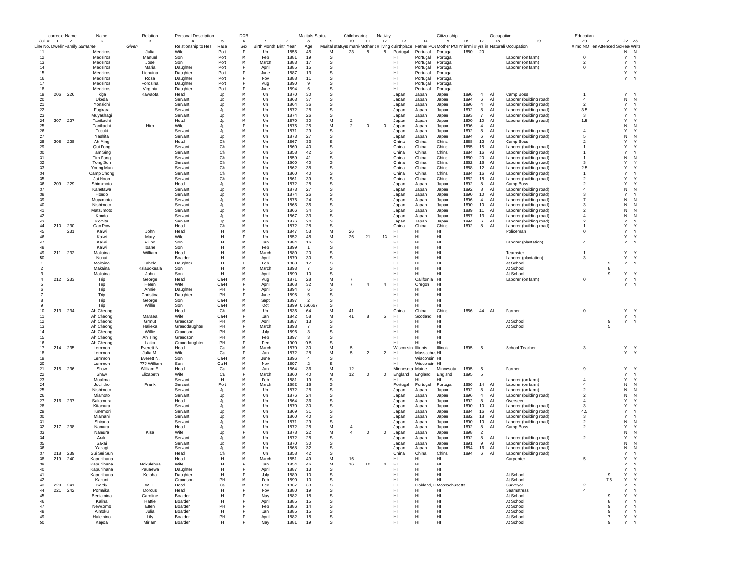| | correcte | Name | Name | Relation | Personal Description | | DOB | | | Maritals Status | | Childbearing | | Nativity | | | Citizenship | | | Occupation | | Education | | | |
|---|---|---|---|---|---|---|---|---|---|---|---|---|---|---|---|---|---|---|---|---|---|---|---|---|---|
| Col. # | 1 | 2 | 3 | 3 | 4 | 5 | 6 | 7 | 7 | 8 | 9 | 10 | 11 | 12 | 13 | 14 | 15 | 16 | 17 | 18 | 19 | 20 | 21 | 22 | 23 |
| Line No. | Dwellir | Family | *Surname* | *Given* | Relationship to Hea | Race | Sex | Birth Month | Birth Year | Age | Marital statu | yrs marri | Mother c | # living c | Birthplace | Father POB | Mother PO | Yr immi | # yrs in | Naturali | Occupation | # mo NOT en | Attended Sc | Read | Write |
| 11 | | | Medeiros | Julia | Wife | Port | F | Un | 1855 | 45 | M | 23 | 8 | 8 | Portugal | Portugal | Portugal | 1880 | 20 | | | | | N | N |
| 12 | | | Medeiros | Manuel | Son | Port | M | Feb | 1881 | 19 | S | | | | HI | Portugal | Portugal | | | | Laborer (on farm) | 0 | | Y | Y |
| 13 | | | Medeiros | Jose | Son | Port | M | March | 1883 | 17 | S | | | | HI | Portugal | Portugal | | | | Laborer (on farm) | 2 | | Y | Y |
| 14 | | | Medeiros | Maria | Daughter | Port | F | April | 1885 | 15 | S | | | | HI | Portugal | Portugal | | | | Laborer (on farm) | 0 | | Y | Y |
| 15 | | | Medeiros | Lichuina | Daughter | Port | F | June | 1887 | 13 | S | | | | HI | Portugal | Portugal | | | | | | | Y | Y |
| 16 | | | Medeiros | Rosa | Daughter | Port | F | Nov | 1888 | 11 | S | | | | HI | Portugal | Portugal | | | | | | | Y | Y |
| 17 | | | Medeiros | Forosina | Daughter | Port | F | Aug | 1890 | 9 | S | | | | HI | Portugal | Portugal | | | | | | | | |
| 18 | | | Medeiros | Virginia | Daughter | Port | F | June | 1894 | 6 | S | | | | HI | Portugal | Portugal | | | | | | | | |
| 19 | 206 | 226 | Ikiga | Kawaota | Head | Jp | M | Un | 1870 | 30 | S | | | | Japan | Japan | Japan | 1896 | 4 | Al | Camp Boss | 1 | | Y | Y |
| 20 | | | Ukeda | | Servant | Jp | M | Un | 1863 | 37 | S | | | | Japan | Japan | Japan | 1894 | 6 | Al | Laborer (building road) | 4 | | N | N |
| 21 | | | Yonaichi | | Servant | Jp | M | Un | 1864 | 36 | S | | | | Japan | Japan | Japan | 1896 | 4 | Al | Laborer (building road) | 2 | | Y | Y |
| 22 | | | Fugirara | | Servant | Jp | M | Un | 1872 | 28 | S | | | | Japan | Japan | Japan | 1892 | 8 | Al | Laborer (building road) | 3.5 | | Y | Y |
| 23 | | | Muyashagi | | Servant | Jp | M | Un | 1874 | 26 | S | | | | Japan | Japan | Japan | 1893 | 7 | Al | Laborer (building road) | 3 | | Y | Y |
| 24 | 207 | 227 | Tanikachi | | Head | Jp | M | Un | 1870 | 30 | M | 2 | | | Japan | Japan | Japan | 1890 | 10 | Al | Laborer (building road) | 1.5 | | Y | Y |
| 25 | | | Tanikachi | Hiro | Wife | Jp | F | Un | 1875 | 25 | M | 2 | 0 | 0 | Japan | Japan | Japan | 1896 | 4 | Al | | | | N | N |
| 26 | | | Tusuki | | Servant | Jp | M | Un | 1871 | 29 | S | | | | Japan | Japan | Japan | 1892 | 8 | Al | Laborer (building road) | 4 | | Y | Y |
| 27 | | | Yashita | | Servant | Jp | M | Un | 1873 | 27 | S | | | | Japan | Japan | Japan | 1894 | 6 | Al | Laborer (building road) | 5 | | N | N |
| 28 | 208 | 228 | Ah Ming | | Head | Ch | M | Un | 1867 | 33 | S | | | | China | China | China | 1888 | 12 | Al | Camp Boss | 2 | | Y | Y |
| 29 | | | Qui Fong | | Servant | Ch | M | Un | 1860 | 40 | S | | | | China | China | China | 1885 | 15 | Al | Laborer (building road) | 1 | | Y | Y |
| 30 | | | Tam Sing | | Servant | Ch | M | Un | 1858 | 42 | S | | | | China | China | China | 1884 | 16 | Al | Laborer (building road) | 1 | | Y | Y |
| 31 | | | Tim Pang | | Servant | Ch | M | Un | 1859 | 41 | S | | | | China | China | China | 1880 | 20 | Al | Laborer (building road) | 1 | | N | N |
| 32 | | | Tong Sun | | Servant | Ch | M | Un | 1860 | 40 | S | | | | China | China | China | 1882 | 18 | Al | Laborer (building road) | 3 | | Y | Y |
| 33 | | | Young Mun | | Servant | Ch | M | Un | 1862 | 38 | S | | | | China | China | China | 1888 | 12 | Al | Laborer (building road) | 2.5 | | Y | Y |
| 34 | | | Camp Chong | | Servant | Ch | M | Un | 1860 | 40 | S | | | | China | China | China | 1884 | 16 | Al | Laborer (building road) | 1 | | Y | Y |
| 35 | | | Jai Hoon | | Servant | Ch | M | Un | 1861 | 39 | S | | | | China | China | China | 1882 | 18 | Al | Laborer (building road) | 2 | | Y | Y |
| 36 | 209 | 229 | Shimimoto | | Head | Jp | M | Un | 1872 | 28 | S | | | | Japan | Japan | Japan | 1892 | 8 | Al | Camp Boss | 2 | | Y | Y |
| 37 | | | Kanetawa | | Servant | Jp | M | Un | 1873 | 27 | S | | | | Japan | Japan | Japan | 1892 | 8 | Al | Laborer (building road) | 4 | | N | N |
| 38 | | | Hondo | | Servant | Jp | M | Un | 1874 | 26 | S | | | | Japan | Japan | Japan | 1890 | 10 | Al | Laborer (building road) | 3 | | Y | Y |
| 39 | | | Muyamoto | | Servant | Jp | M | Un | 1876 | 24 | S | | | | Japan | Japan | Japan | 1896 | 4 | Al | Laborer (building road) | 7 | | N | N |
| 40 | | | Nishimoto | | Servant | Jp | M | Un | 1865 | 35 | S | | | | Japan | Japan | Japan | 1890 | 10 | Al | Laborer (building road) | 3 | | N | N |
| 41 | | | Matsumoto | | Servant | Jp | M | Un | 1866 | 34 | S | | | | Japan | Japan | Japan | 1889 | 11 | Al | Laborer (building road) | 2 | | N | N |
| 42 | | | Kondo | | Servant | Jp | M | Un | 1867 | 33 | S | | | | Japan | Japan | Japan | 1887 | 13 | Al | Laborer (building road) | 4 | | N | N |
| 43 | | | Komita | | Servant | Jp | M | Un | 1876 | 24 | S | | | | Japan | Japan | Japan | 1894 | 6 | Al | Laborer (building road) | 2 | | Y | Y |
| 44 | 210 | 230 | Can Pow | | Head | Ch | M | Un | 1872 | 28 | S | | | | China | China | China | 1892 | 8 | Al | Laborer (building road) | 1 | | Y | Y |
| 45 | | 231 | Kaiwi | John | Head | H | M | Un | 1847 | 53 | M | 26 | | | HI | HI | HI | | | | Policeman | 0 | | Y | Y |
| 46 | | | Kaiwi | Mary | Wife | H | F | Un | 1852 | 48 | M | 26 | 21 | 13 | HI | HI | HI | | | | | | | Y | Y |
| 47 | | | Kaiwi | Pilipo | Son | H | M | Jan | 1884 | 16 | S | | | | HI | HI | HI | | | | Laborer (plantation) | 4 | | Y | Y |
| 48 | | | Kaiwi | Ioane | Son | H | M | Feb | 1899 | 1 | S | | | | HI | HI | HI | | | | | | | | |
| 49 | 211 | 232 | Makaina | William | Head | H | M | March | 1880 | 20 | S | | | | HI | HI | HI | | | | Teamster | 1 | | Y | Y |
| 50 | | | Nunui | | Boarder | H | M | April | 1870 | 30 | S | | | | HI | HI | HI | | | | Laborer (plantation) | 3 | | Y | Y |
| 1 | | | Makaina | Lahela | Daughter | H | F | Feb | 1883 | 17 | S | | | | HI | HI | HI | | | | At School | | 9 | Y | Y |
| 2 | | | Makaina | Kalauokeala | Son | H | M | March | 1893 | 7 | S | | | | HI | HI | HI | | | | At School | | 8 | | |
| 3 | | | Makaina | John | Son | H | M | April | 1890 | 10 | S | | | | HI | HI | HI | | | | At School | | 9 | Y | Y |
| 4 | 212 | 233 | Trip | George | Head | Ca-H | M | Aug | 1871 | 28 | M | 7 | | | HI | California | HI | | | | Laborer (on farm) | 0 | | Y | Y |
| 5 | | | Trip | Helen | Wife | Ca-H | F | April | 1868 | 32 | M | 7 | 4 | 4 | HI | Oregon | HI | | | | | | | Y | Y |
| 6 | | | Trip | Annie | Daughter | PH | F | April | 1894 | 6 | S | | | | HI | HI | HI | | | | | | | | |
| 7 | | | Trip | Christina | Daughter | PH | F | June | 1895 | 5 | S | | | | HI | HI | HI | | | | | | | | |
| 8 | | | Trip | George | Son | Ca-H | M | Sept | 1897 | 2 | S | | | | HI | HI | HI | | | | | | | | |
| 9 | | | Trip | Willie | Son | Ca-H | M | Oct | 1899 | 0.666667 | S | | | | HI | HI | HI | | | | | | | | |
| 10 | 213 | 234 | Ah Cheong | I | Head | Ch | M | Un | 1836 | 64 | M | 41 | | | China | China | China | 1856 | 44 | Al | Farmer | 0 | | Y | Y |
| 11 | | | Ah Cheong | Maraea | Wife | Ca-H | F | Jan | 1842 | 58 | M | 41 | 8 | 5 | HI | Scotland | HI | | | | | | | Y | Y |
| 12 | | | Ah Cheong | Grmut | Grandson | PH | M | April | 1887 | 13 | S | | | | HI | HI | HI | | | | At School | | 9 | Y | Y |
| 13 | | | Ah Cheong | Halieka | Granddaughter | PH | F | March | 1893 | 7 | S | | | | HI | HI | HI | | | | At School | | 5 | | |
| 14 | | | Ah Cheong | Willie | Grandson | PH | M | July | 1896 | 3 | S | | | | HI | HI | HI | | | | | | | | |
| 15 | | | Ah Cheong | Ah Ting | Grandson | PH | M | Feb | 1897 | 3 | S | | | | HI | HI | HI | | | | | | | | |
| 16 | | | Ah Cheong | Laika | Granddaughter | PH | F | Dec | 1900 | 0.5 | S | | | | HI | HI | HI | | | | | | | | |
| 17 | 214 | 235 | Lemmon | Everett N. | Head | Ca | M | March | 1870 | 30 | M | 5 | | | Wisconsin | Illinois | Illinois | 1895 | 5 | | School Teacher | 3 | | Y | Y |
| 18 | | | Lemmon | Julia M. | Wife | Ca | F | Jan | 1872 | 28 | M | 5 | 2 | 2 | HI | Massachus | HI | | | | | | | Y | Y |
| 19 | | | Lemmon | Everett N. | Son | Ca-H | M | June | 1896 | 4 | S | | | | HI | Wisconsin | HI | | | | | | | | |
| 20 | | | Lemmon | ??? William | Son | Ca-H | M | Nov | 1897 | 2 | S | | | | HI | Wisconsin | HI | | | | | | | | |
| 21 | 215 | 236 | Shaw | William E. | Head | Ca | M | Jan | 1864 | 36 | M | 12 | | | Minnesota | Maine | Minnesota | 1895 | 5 | | Farmer | 9 | | Y | Y |
| 22 | | | Shaw | Elizabeth | Wife | Ca | F | March | 1860 | 40 | M | 12 | 0 | 0 | England | England | England | 1895 | 5 | | | | | Y | Y |
| 23 | | | Mualima | | Servant | H | M | Feb | 1881 | 19 | S | | | | HI | HI | HI | | | | Laborer (on farm) | 4 | | Y | Y |
| 24 | | | Jocintho | Frank | Servant | Port | M | March | 1882 | 18 | S | | | | Portugal | Portugal | Portugal | 1886 | 14 | Al | Laborer (on farm) | 4 | | N | N |
| 25 | | | Nishimoto | | Servant | Jp | M | Un | 1872 | 28 | S | | | | Japan | Japan | Japan | 1892 | 8 | Al | Laborer (on farm) | 2 | | N | N |
| 26 | | | Miamoto | | Servant | Jp | M | Un | 1876 | 24 | S | | | | Japan | Japan | Japan | 1896 | 4 | Al | Laborer (building road) | 2 | | N | N |
| 27 | 216 | 237 | Sakamura | | Head | Jp | M | Un | 1864 | 36 | S | | | | Japan | Japan | Japan | 1892 | 8 | Al | Overseer | 4 | | Y | Y |
| 28 | | | Kitamura | | Servant | Jp | M | Un | 1870 | 30 | S | | | | Japan | Japan | Japan | 1890 | 10 | Al | Laborer (building road) | 3 | | Y | Y |
| 29 | | | Tunemori | | Servant | Jp | M | Un | 1869 | 31 | S | | | | Japan | Japan | Japan | 1884 | 16 | Al | Laborer (building road) | 4.5 | | Y | Y |
| 30 | | | Miamani | | Servant | Jp | M | Un | 1860 | 40 | S | | | | Japan | Japan | Japan | 1882 | 18 | Al | Laborer (building road) | 3 | | Y | Y |
| 31 | | | Shirano | | Servant | Jp | M | Un | 1871 | 29 | S | | | | Japan | Japan | Japan | 1890 | 10 | Al | Laborer (building road) | 2 | | N | N |
| 32 | 217 | 238 | Namura | | Head | Jp | M | Un | 1872 | 28 | M | 4 | | | Japan | Japan | Japan | 1892 | 8 | Al | Camp Boss | 2 | | Y | Y |
| 33 | | | Namura | Kisa | Wife | Jp | F | Un | 1878 | 22 | M | 4 | 0 | 0 | Japan | Japan | Japan | 1898 | 2 | | | | | N | N |
| 34 | | | Araki | | Servant | Jp | M | Un | 1872 | 28 | S | | | | Japan | Japan | Japan | 1892 | 8 | Al | Laborer (building road) | 2 | | Y | Y |
| 35 | | | Sakai | | Servant | Jp | M | Un | 1870 | 30 | S | | | | Japan | Japan | Japan | 1891 | 9 | Al | Laborer (building road) | | | N | N |
| 36 | | | Yanagi | | Servant | Jp | M | Un | 1868 | 32 | S | | | | Japan | Japan | Japan | 1884 | 16 | Al | Laborer (building road) | | | N | N |
| 37 | 218 | 239 | Sui Sui Sun | | Head | Ch | M | Un | 1858 | 42 | S | | | | China | China | China | 1894 | 6 | Al | Laborer (building road) | | | Y | Y |
| 38 | 219 | 240 | Kapunihana | | Head | H | M | March | 1851 | 49 | M | 16 | | | HI | HI | HI | | | | Carpenter | 5 | | Y | Y |
| 39 | | | Kapunihana | Mokulehua | Wife | H | F | Jan | 1854 | 46 | M | 16 | 10 | 4 | HI | HI | HI | | | | | | | Y | Y |
| 40 | | | Kapunihana | Pauaewa | Daughter | H | F | April | 1887 | 13 | S | | | | HI | HI | HI | | | | | | | Y | Y |
| 41 | | | Kapunihana | Keloha | Daughter | H | F | July | 1889 | 10 | S | | | | HI | HI | HI | | | | At School | | 9 | Y | Y |
| 42 | | | Kapuni | | Grandson | PH | M | Feb | 1890 | 10 | S | | | | HI | HI | HI | | | | At School | | 7.5 | Y | Y |
| 43 | 220 | 241 | Kardy | W. L. | Head | Ca | M | Dec | 1867 | 33 | S | | | | HI | Oakland, C | Massachusetts | | | | Surveyor | 2 | | Y | Y |
| 44 | 221 | 242 | Pomaikai | Dorcus | Head | H | F | Nov | 1880 | 19 | S | | | | HI | HI | HI | | | | Seamstress | 4 | | Y | Y |
| 45 | | | Beniamina | Caroline | Boarder | H | F | May | 1882 | 18 | S | | | | HI | HI | HI | | | | At School | | 9 | Y | Y |
| 46 | | | Kalina | Hattie | Boarder | H | F | April | 1885 | 15 | S | | | | HI | HI | HI | | | | At School | | 8 | Y | Y |
| 47 | | | Newcomb | Ellen | Boarder | PH | F | Feb | 1886 | 14 | S | | | | HI | HI | HI | | | | At School | | 9 | Y | Y |
| 48 | | | Aimoku | Julia | Boarder | H | F | Jan | 1885 | 15 | S | | | | HI | HI | HI | | | | At School | | 9 | Y | Y |
| 49 | | | Halemino | Lily | Boarder | PH | F | April | 1882 | 18 | S | | | | HI | HI | HI | | | | At School | | 7 | Y | Y |
| 50 | | | Kepoa | Miriam | Boarder | H | F | May | 1881 | 19 | S | | | | HI | HI | HI | | | | At School | | 9 | Y | Y |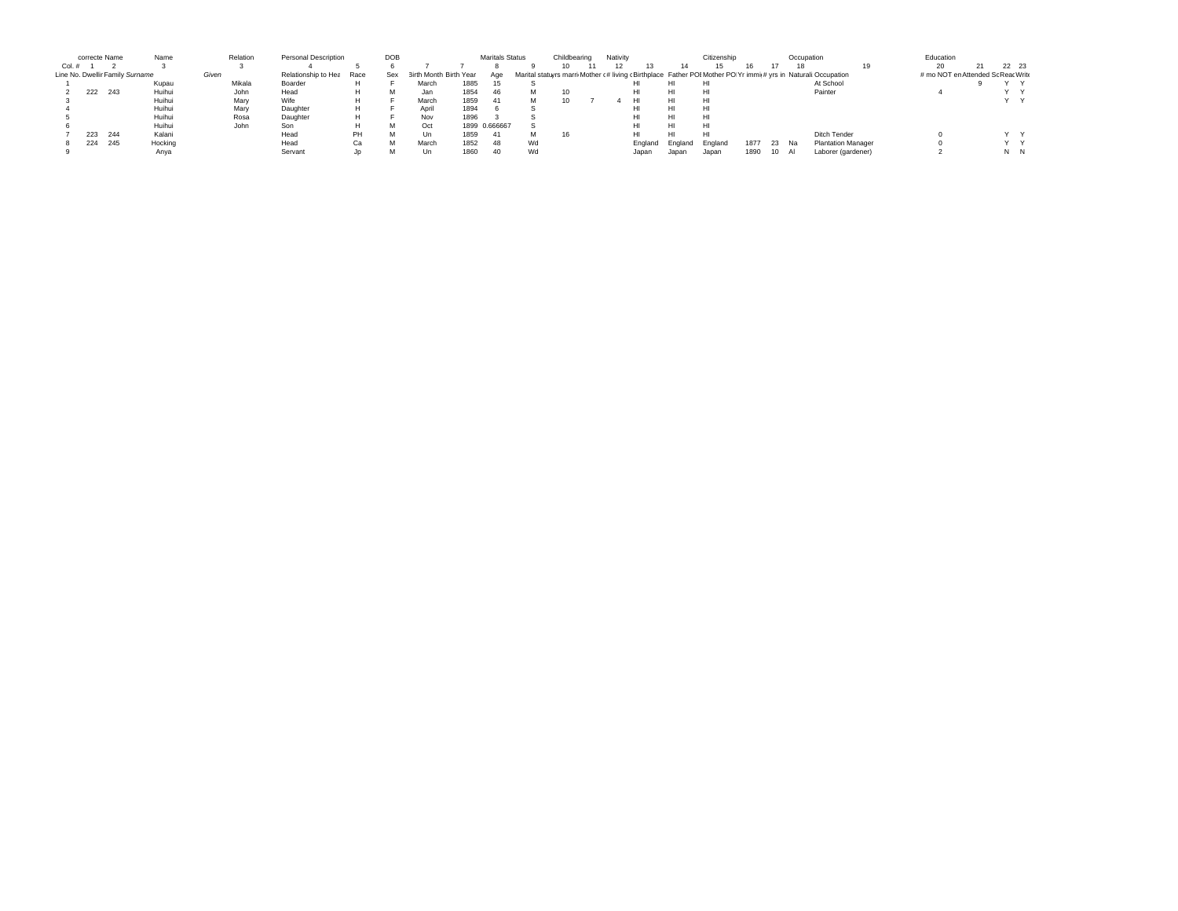| | correcte | Name | Name | Relation | Personal Description | | DOB | | | Maritals Status | | Childbearing | | Nativity | | | Citizenship | | | Occupation | | Education | | | |
|---|---|---|---|---|---|---|---|---|---|---|---|---|---|---|---|---|---|---|---|---|---|---|---|---|---|
| Col. # | 1 | 2 | 3 | 3 | 4 | 5 | 6 | 7 | 7 | 8 | 9 | 10 | 11 | 12 | 13 | 14 | 15 | 16 | 17 | 18 | 19 | 20 | 21 | 22 | 23 |
| Line No. | Dwellir | Family | *Surname* | *Given* | Relationship to Hea | Race | Sex | Birth Month | Birth Year | Age | Marital statu | yrs marr | Mother c | # living c | Birthplace | Father POI | Mother PO | Yr immi | # yrs in | Naturali | Occupation | # mo NOT en | Attended Sc | Reac | Write |
| 1 | | | Kupau | Mikala | Boarder | H | F | March | 1885 | 15 | S | | | | HI | HI | HI | | | | At School | | 9 | Y | Y |
| 2 | 222 | 243 | Huihui | John | Head | H | M | Jan | 1854 | 46 | M | 10 | | | HI | HI | HI | | | | Painter | 4 | | Y | Y |
| 3 | | | Huihui | Mary | Wife | H | F | March | 1859 | 41 | M | 10 | 7 | 4 | HI | HI | HI | | | | | | | Y | Y |
| 4 | | | Huihui | Mary | Daughter | H | F | April | 1894 | 6 | S | | | | HI | HI | HI | | | | | | | | |
| 5 | | | Huihui | Rosa | Daughter | H | F | Nov | 1896 | 3 | S | | | | HI | HI | HI | | | | | | | | |
| 6 | | | Huihui | John | Son | H | M | Oct | 1899 | 0.666667 | S | | | | HI | HI | HI | | | | | | | | |
| 7 | 223 | 244 | Kalani | | Head | PH | M | Un | 1859 | 41 | M | 16 | | | HI | HI | HI | | | | Ditch Tender | 0 | | Y | Y |
| 8 | 224 | 245 | Hocking | | Head | Ca | M | March | 1852 | 48 | Wd | | | | England | England | England | 1877 | 23 | Na | Plantation Manager | 0 | | Y | Y |
| 9 | | | Anya | | Servant | Jp | M | Un | 1860 | 40 | Wd | | | | Japan | Japan | Japan | 1890 | 10 | Al | Laborer (gardener) | 2 | | N | N |